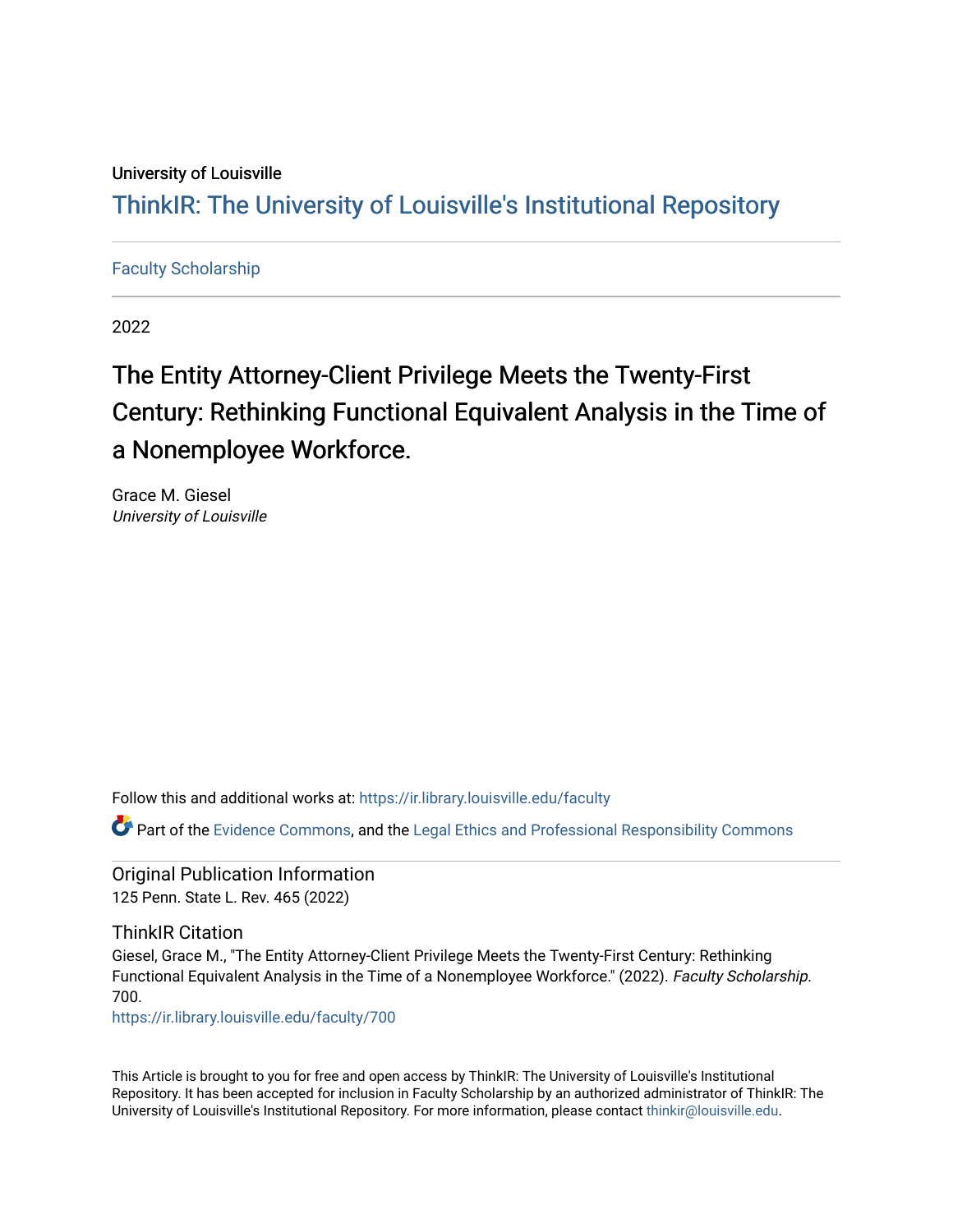University of Louisville

## ThinkIR: The University of Louisville's Institutional Repository

Faculty Scholarship

2022

# The Entity Attorney-Client Privilege Meets the Twenty-First Century: Rethinking Functional Equivalent Analysis in the Time of a Nonemployee Workforce.

Grace M. Giesel
*University of Louisville*

Follow this and additional works at: https://ir.library.louisville.edu/faculty

Part of the Evidence Commons, and the Legal Ethics and Professional Responsibility Commons

### Original Publication Information

125 Penn. State L. Rev. 465 (2022)

### ThinkIR Citation

Giesel, Grace M., "The Entity Attorney-Client Privilege Meets the Twenty-First Century: Rethinking Functional Equivalent Analysis in the Time of a Nonemployee Workforce." (2022). *Faculty Scholarship*. 700.
https://ir.library.louisville.edu/faculty/700

This Article is brought to you for free and open access by ThinkIR: The University of Louisville's Institutional Repository. It has been accepted for inclusion in Faculty Scholarship by an authorized administrator of ThinkIR: The University of Louisville's Institutional Repository. For more information, please contact thinkir@louisville.edu.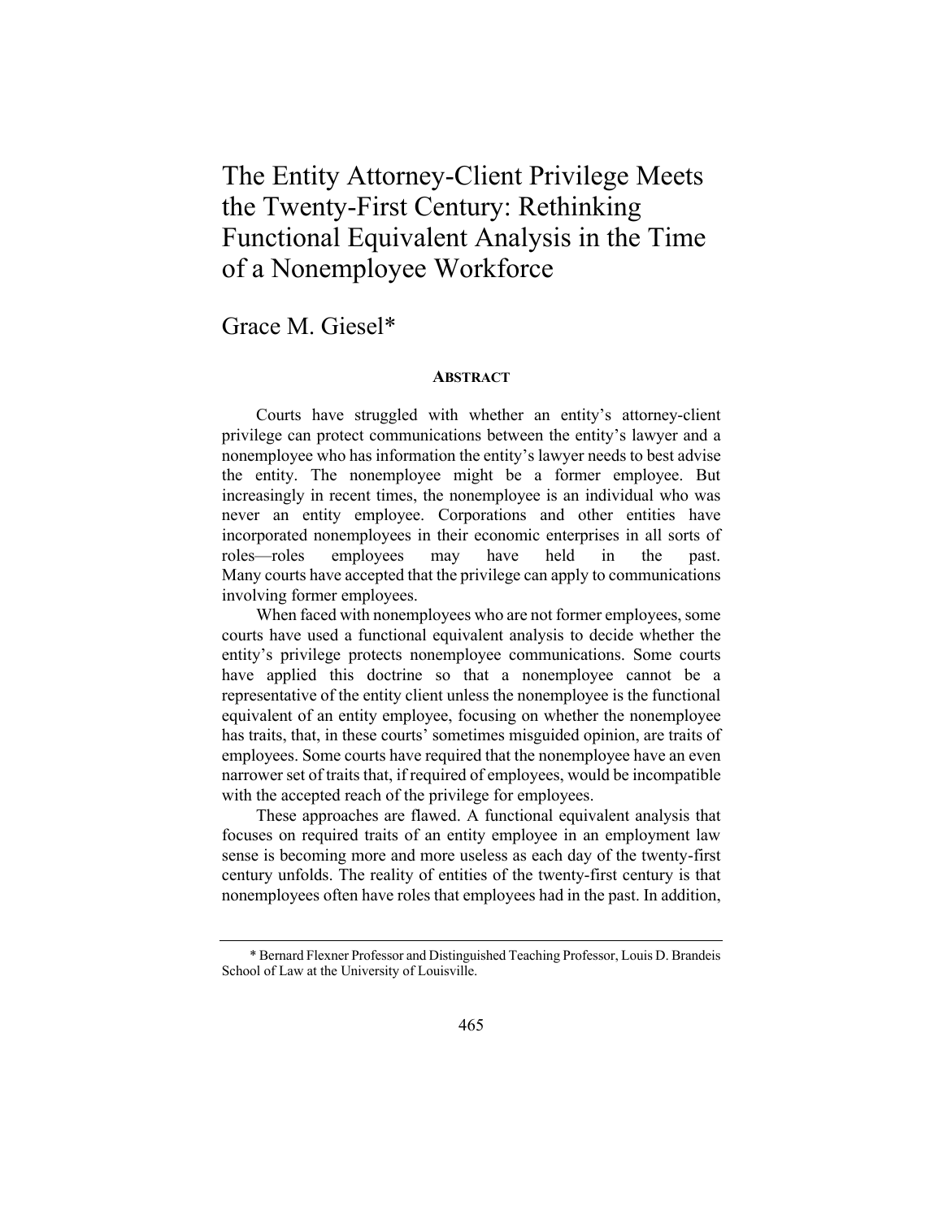# The Entity Attorney-Client Privilege Meets the Twenty-First Century: Rethinking Functional Equivalent Analysis in the Time of a Nonemployee Workforce

Grace M. Giesel*

## ABSTRACT

Courts have struggled with whether an entity's attorney-client privilege can protect communications between the entity's lawyer and a nonemployee who has information the entity's lawyer needs to best advise the entity. The nonemployee might be a former employee. But increasingly in recent times, the nonemployee is an individual who was never an entity employee. Corporations and other entities have incorporated nonemployees in their economic enterprises in all sorts of roles—roles employees may have held in the past. Many courts have accepted that the privilege can apply to communications involving former employees.

When faced with nonemployees who are not former employees, some courts have used a functional equivalent analysis to decide whether the entity's privilege protects nonemployee communications. Some courts have applied this doctrine so that a nonemployee cannot be a representative of the entity client unless the nonemployee is the functional equivalent of an entity employee, focusing on whether the nonemployee has traits, that, in these courts' sometimes misguided opinion, are traits of employees. Some courts have required that the nonemployee have an even narrower set of traits that, if required of employees, would be incompatible with the accepted reach of the privilege for employees.

These approaches are flawed. A functional equivalent analysis that focuses on required traits of an entity employee in an employment law sense is becoming more and more useless as each day of the twenty-first century unfolds. The reality of entities of the twenty-first century is that nonemployees often have roles that employees had in the past. In addition,

\* Bernard Flexner Professor and Distinguished Teaching Professor, Louis D. Brandeis School of Law at the University of Louisville.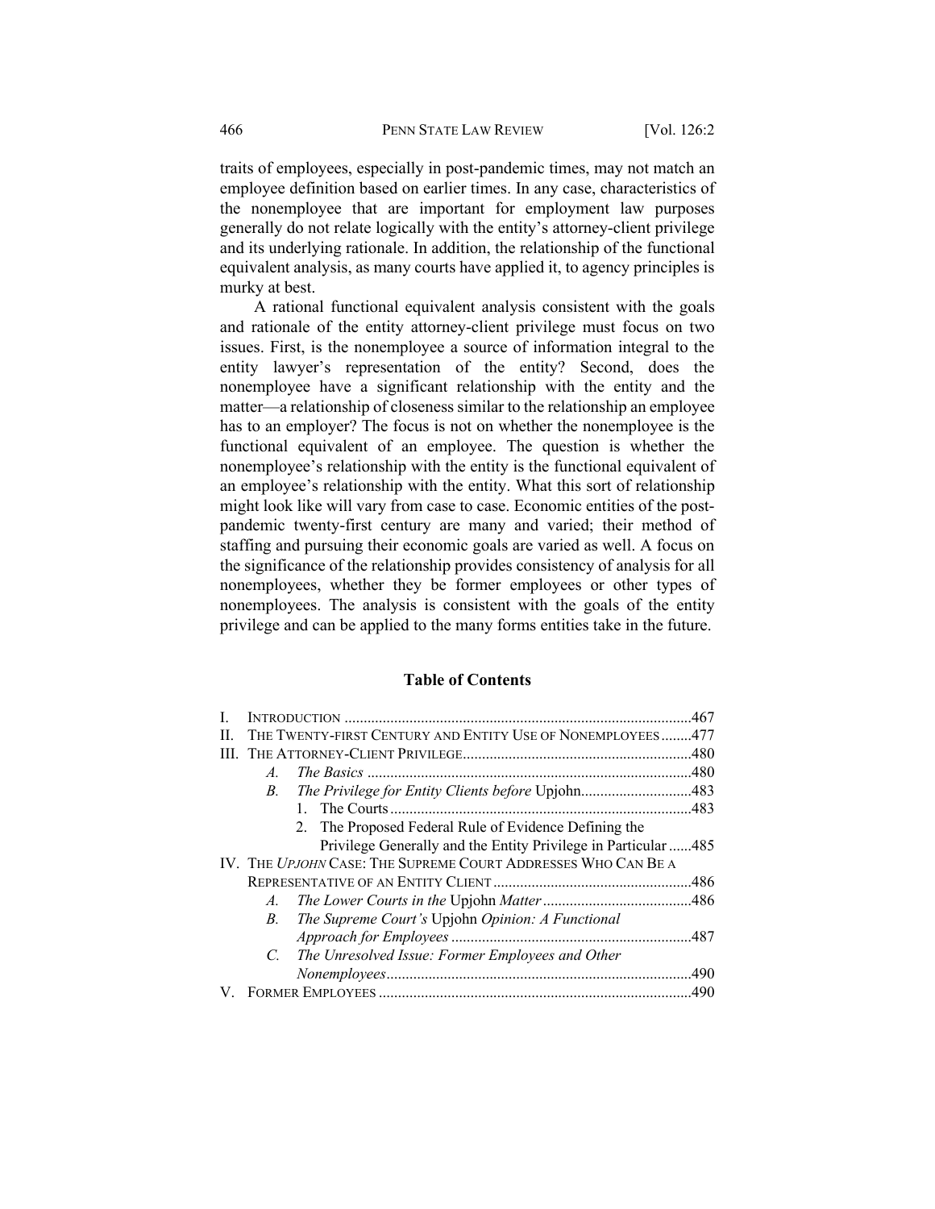traits of employees, especially in post-pandemic times, may not match an employee definition based on earlier times. In any case, characteristics of the nonemployee that are important for employment law purposes generally do not relate logically with the entity's attorney-client privilege and its underlying rationale. In addition, the relationship of the functional equivalent analysis, as many courts have applied it, to agency principles is murky at best.

A rational functional equivalent analysis consistent with the goals and rationale of the entity attorney-client privilege must focus on two issues. First, is the nonemployee a source of information integral to the entity lawyer's representation of the entity? Second, does the nonemployee have a significant relationship with the entity and the matter—a relationship of closeness similar to the relationship an employee has to an employer? The focus is not on whether the nonemployee is the functional equivalent of an employee. The question is whether the nonemployee's relationship with the entity is the functional equivalent of an employee's relationship with the entity. What this sort of relationship might look like will vary from case to case. Economic entities of the post-pandemic twenty-first century are many and varied; their method of staffing and pursuing their economic goals are varied as well. A focus on the significance of the relationship provides consistency of analysis for all nonemployees, whether they be former employees or other types of nonemployees. The analysis is consistent with the goals of the entity privilege and can be applied to the many forms entities take in the future.

## Table of Contents

I. INTRODUCTION ....467
II. THE TWENTY-FIRST CENTURY AND ENTITY USE OF NONEMPLOYEES ....477
III. THE ATTORNEY-CLIENT PRIVILEGE ....480
  *A. The Basics* ....480
  *B. The Privilege for Entity Clients before* Upjohn ....483
    1. The Courts ....483
    2. The Proposed Federal Rule of Evidence Defining the Privilege Generally and the Entity Privilege in Particular ....485
IV. THE *UPJOHN* CASE: THE SUPREME COURT ADDRESSES WHO CAN BE A REPRESENTATIVE OF AN ENTITY CLIENT ....486
  *A. The Lower Courts in the* Upjohn *Matter* ....486
  *B. The Supreme Court's* Upjohn *Opinion: A Functional Approach for Employees* ....487
  *C. The Unresolved Issue: Former Employees and Other Nonemployees* ....490
V. FORMER EMPLOYEES ....490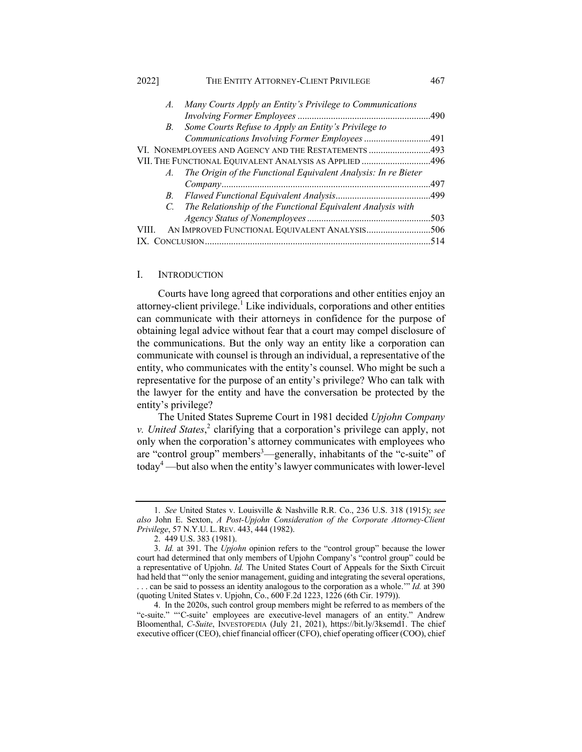A. *Many Courts Apply an Entity's Privilege to Communications Involving Former Employees* .......................................................490
B. *Some Courts Refuse to Apply an Entity's Privilege to Communications Involving Former Employees* ...........................491

VI. NONEMPLOYEES AND AGENCY AND THE RESTATEMENTS ..........................493

VII. THE FUNCTIONAL EQUIVALENT ANALYSIS AS APPLIED .............................496

A. *The Origin of the Functional Equivalent Analysis: In re Bieter Company*.......................................................................................497
B. *Flawed Functional Equivalent Analysis*.......................................499
C. *The Relationship of the Functional Equivalent Analysis with Agency Status of Nonemployees*...................................................503

VIII. AN IMPROVED FUNCTIONAL EQUIVALENT ANALYSIS...........................506

IX. CONCLUSION..............................................................................................514

## I. INTRODUCTION

Courts have long agreed that corporations and other entities enjoy an attorney-client privilege.[1] Like individuals, corporations and other entities can communicate with their attorneys in confidence for the purpose of obtaining legal advice without fear that a court may compel disclosure of the communications. But the only way an entity like a corporation can communicate with counsel is through an individual, a representative of the entity, who communicates with the entity's counsel. Who might be such a representative for the purpose of an entity's privilege? Who can talk with the lawyer for the entity and have the conversation be protected by the entity's privilege?

The United States Supreme Court in 1981 decided *Upjohn Company v. United States*,[2] clarifying that a corporation's privilege can apply, not only when the corporation's attorney communicates with employees who are "control group" members[3]—generally, inhabitants of the "c-suite" of today[4] —but also when the entity's lawyer communicates with lower-level

---

1. *See* United States v. Louisville & Nashville R.R. Co., 236 U.S. 318 (1915); *see also* John E. Sexton, *A Post-Upjohn Consideration of the Corporate Attorney-Client Privilege*, 57 N.Y.U. L. REV. 443, 444 (1982).

2. 449 U.S. 383 (1981).

3. *Id.* at 391. The *Upjohn* opinion refers to the "control group" because the lower court had determined that only members of Upjohn Company's "control group" could be a representative of Upjohn. *Id.* The United States Court of Appeals for the Sixth Circuit had held that "'only the senior management, guiding and integrating the several operations, . . . can be said to possess an identity analogous to the corporation as a whole.'" *Id.* at 390 (quoting United States v. Upjohn, Co., 600 F.2d 1223, 1226 (6th Cir. 1979)).

4. In the 2020s, such control group members might be referred to as members of the "c-suite." "'C-suite' employees are executive-level managers of an entity." Andrew Bloomenthal, *C-Suite*, INVESTOPEDIA (July 21, 2021), https://bit.ly/3ksemd1. The chief executive officer (CEO), chief financial officer (CFO), chief operating officer (COO), chief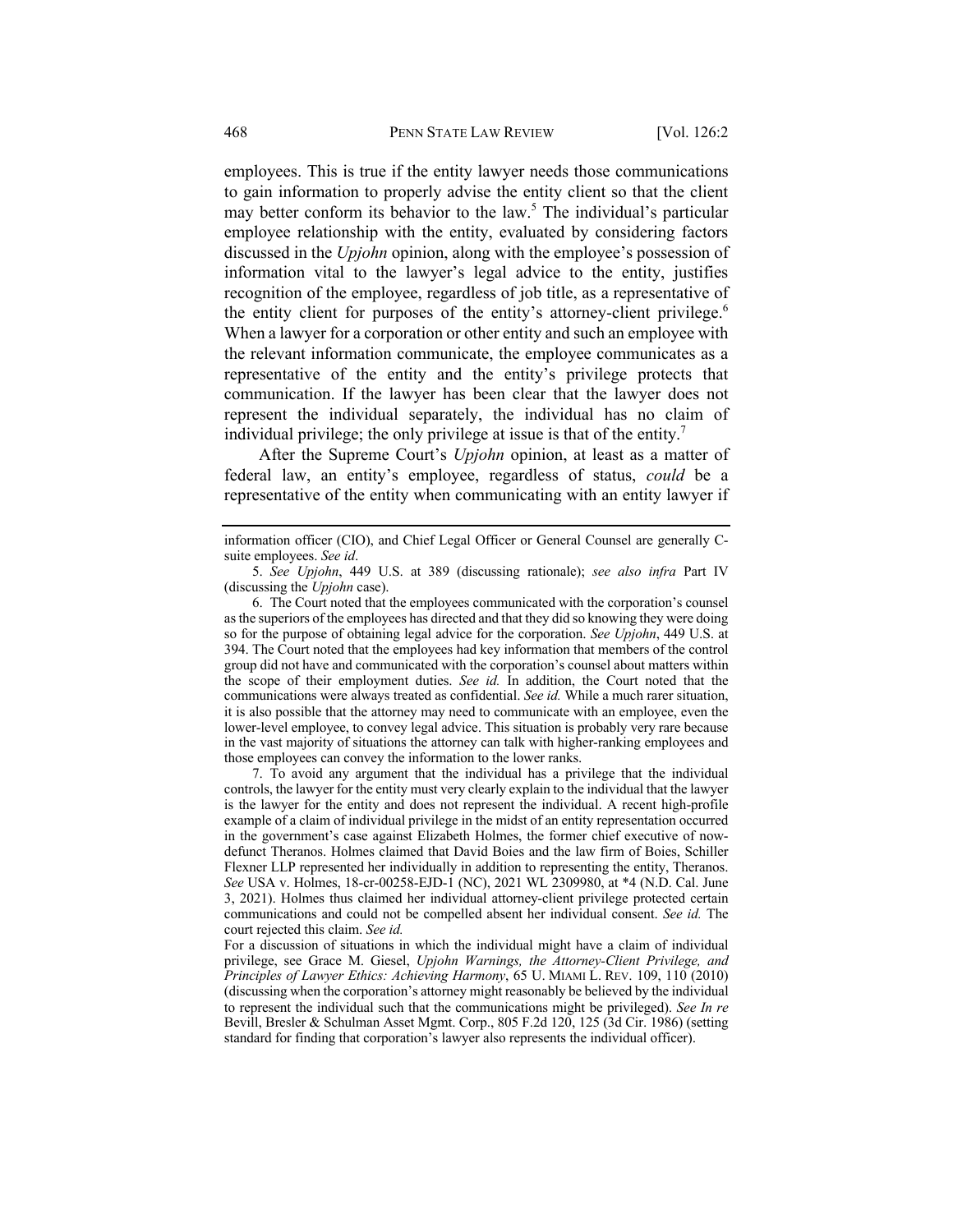employees. This is true if the entity lawyer needs those communications to gain information to properly advise the entity client so that the client may better conform its behavior to the law.[5] The individual's particular employee relationship with the entity, evaluated by considering factors discussed in the *Upjohn* opinion, along with the employee's possession of information vital to the lawyer's legal advice to the entity, justifies recognition of the employee, regardless of job title, as a representative of the entity client for purposes of the entity's attorney-client privilege.[6] When a lawyer for a corporation or other entity and such an employee with the relevant information communicate, the employee communicates as a representative of the entity and the entity's privilege protects that communication. If the lawyer has been clear that the lawyer does not represent the individual separately, the individual has no claim of individual privilege; the only privilege at issue is that of the entity.[7]

After the Supreme Court's *Upjohn* opinion, at least as a matter of federal law, an entity's employee, regardless of status, *could* be a representative of the entity when communicating with an entity lawyer if

---

information officer (CIO), and Chief Legal Officer or General Counsel are generally C-suite employees. *See id*.

5. *See Upjohn*, 449 U.S. at 389 (discussing rationale); *see also infra* Part IV (discussing the *Upjohn* case).

6. The Court noted that the employees communicated with the corporation's counsel as the superiors of the employees has directed and that they did so knowing they were doing so for the purpose of obtaining legal advice for the corporation. *See Upjohn*, 449 U.S. at 394. The Court noted that the employees had key information that members of the control group did not have and communicated with the corporation's counsel about matters within the scope of their employment duties. *See id.* In addition, the Court noted that the communications were always treated as confidential. *See id.* While a much rarer situation, it is also possible that the attorney may need to communicate with an employee, even the lower-level employee, to convey legal advice. This situation is probably very rare because in the vast majority of situations the attorney can talk with higher-ranking employees and those employees can convey the information to the lower ranks.

7. To avoid any argument that the individual has a privilege that the individual controls, the lawyer for the entity must very clearly explain to the individual that the lawyer is the lawyer for the entity and does not represent the individual. A recent high-profile example of a claim of individual privilege in the midst of an entity representation occurred in the government's case against Elizabeth Holmes, the former chief executive of now-defunct Theranos. Holmes claimed that David Boies and the law firm of Boies, Schiller Flexner LLP represented her individually in addition to representing the entity, Theranos. *See* USA v. Holmes, 18-cr-00258-EJD-1 (NC), 2021 WL 2309980, at *4 (N.D. Cal. June 3, 2021). Holmes thus claimed her individual attorney-client privilege protected certain communications and could not be compelled absent her individual consent. *See id.* The court rejected this claim. *See id.*

For a discussion of situations in which the individual might have a claim of individual privilege, see Grace M. Giesel, *Upjohn Warnings, the Attorney-Client Privilege, and Principles of Lawyer Ethics: Achieving Harmony*, 65 U. MIAMI L. REV. 109, 110 (2010) (discussing when the corporation's attorney might reasonably be believed by the individual to represent the individual such that the communications might be privileged). *See In re* Bevill, Bresler & Schulman Asset Mgmt. Corp., 805 F.2d 120, 125 (3d Cir. 1986) (setting standard for finding that corporation's lawyer also represents the individual officer).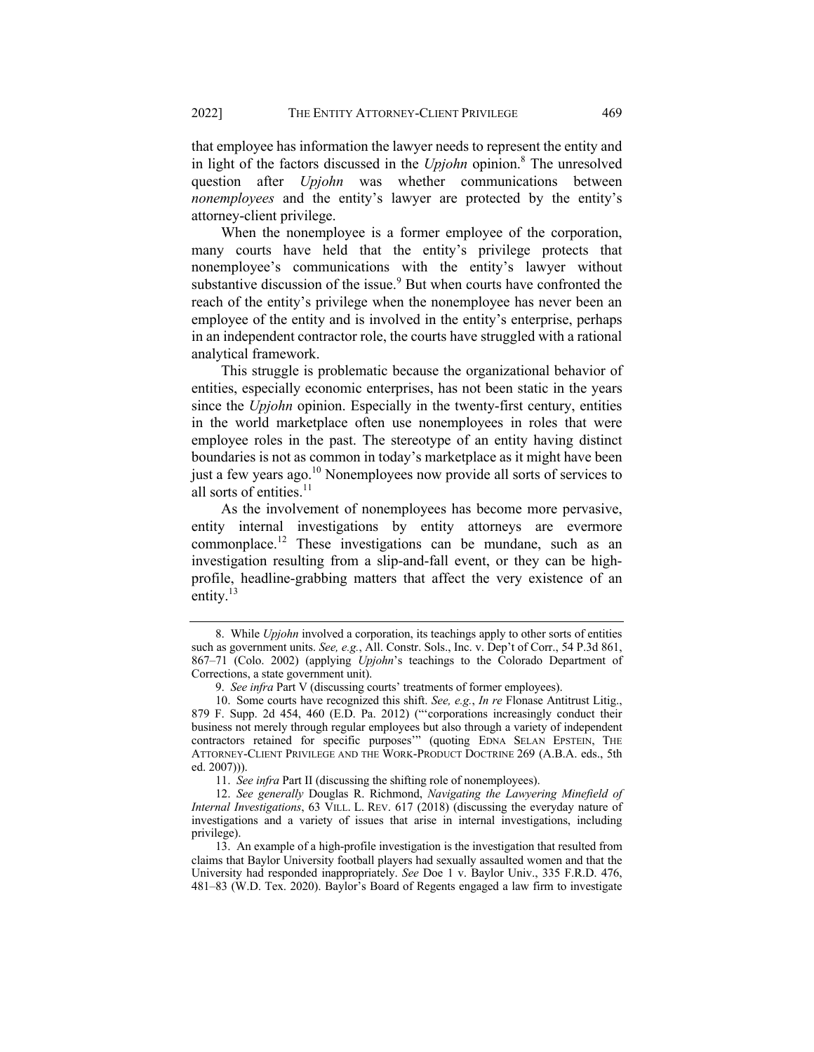that employee has information the lawyer needs to represent the entity and in light of the factors discussed in the *Upjohn* opinion.[8] The unresolved question after *Upjohn* was whether communications between *nonemployees* and the entity's lawyer are protected by the entity's attorney-client privilege.

When the nonemployee is a former employee of the corporation, many courts have held that the entity's privilege protects that nonemployee's communications with the entity's lawyer without substantive discussion of the issue.[9] But when courts have confronted the reach of the entity's privilege when the nonemployee has never been an employee of the entity and is involved in the entity's enterprise, perhaps in an independent contractor role, the courts have struggled with a rational analytical framework.

This struggle is problematic because the organizational behavior of entities, especially economic enterprises, has not been static in the years since the *Upjohn* opinion. Especially in the twenty-first century, entities in the world marketplace often use nonemployees in roles that were employee roles in the past. The stereotype of an entity having distinct boundaries is not as common in today's marketplace as it might have been just a few years ago.[10] Nonemployees now provide all sorts of services to all sorts of entities.[11]

As the involvement of nonemployees has become more pervasive, entity internal investigations by entity attorneys are evermore commonplace.[12] These investigations can be mundane, such as an investigation resulting from a slip-and-fall event, or they can be high-profile, headline-grabbing matters that affect the very existence of an entity.[13]

---

8. While *Upjohn* involved a corporation, its teachings apply to other sorts of entities such as government units. *See, e.g.*, All. Constr. Sols., Inc. v. Dep't of Corr., 54 P.3d 861, 867–71 (Colo. 2002) (applying *Upjohn*'s teachings to the Colorado Department of Corrections, a state government unit).

9. *See infra* Part V (discussing courts' treatments of former employees).

10. Some courts have recognized this shift. *See, e.g.*, *In re* Flonase Antitrust Litig., 879 F. Supp. 2d 454, 460 (E.D. Pa. 2012) ("'corporations increasingly conduct their business not merely through regular employees but also through a variety of independent contractors retained for specific purposes'" (quoting EDNA SELAN EPSTEIN, THE ATTORNEY-CLIENT PRIVILEGE AND THE WORK-PRODUCT DOCTRINE 269 (A.B.A. eds., 5th ed. 2007))).

11. *See infra* Part II (discussing the shifting role of nonemployees).

12. *See generally* Douglas R. Richmond, *Navigating the Lawyering Minefield of Internal Investigations*, 63 VILL. L. REV. 617 (2018) (discussing the everyday nature of investigations and a variety of issues that arise in internal investigations, including privilege).

13. An example of a high-profile investigation is the investigation that resulted from claims that Baylor University football players had sexually assaulted women and that the University had responded inappropriately. *See* Doe 1 v. Baylor Univ., 335 F.R.D. 476, 481–83 (W.D. Tex. 2020). Baylor's Board of Regents engaged a law firm to investigate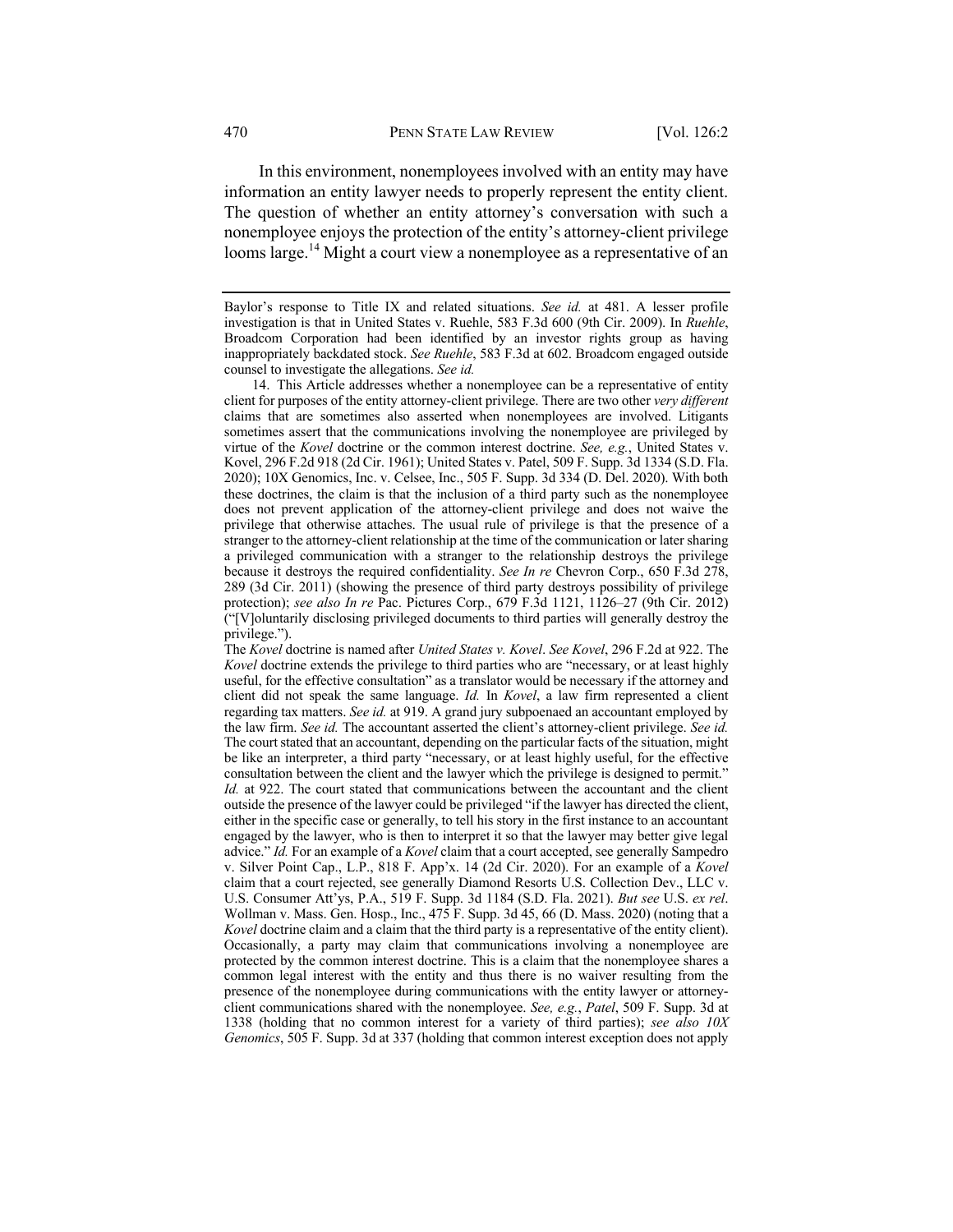In this environment, nonemployees involved with an entity may have information an entity lawyer needs to properly represent the entity client. The question of whether an entity attorney's conversation with such a nonemployee enjoys the protection of the entity's attorney-client privilege looms large.[14] Might a court view a nonemployee as a representative of an

---

Baylor's response to Title IX and related situations. *See id.* at 481. A lesser profile investigation is that in United States v. Ruehle, 583 F.3d 600 (9th Cir. 2009). In *Ruehle*, Broadcom Corporation had been identified by an investor rights group as having inappropriately backdated stock. *See Ruehle*, 583 F.3d at 602. Broadcom engaged outside counsel to investigate the allegations. *See id.*

14. This Article addresses whether a nonemployee can be a representative of entity client for purposes of the entity attorney-client privilege. There are two other *very different* claims that are sometimes also asserted when nonemployees are involved. Litigants sometimes assert that the communications involving the nonemployee are privileged by virtue of the *Kovel* doctrine or the common interest doctrine. *See, e.g.*, United States v. Kovel, 296 F.2d 918 (2d Cir. 1961); United States v. Patel, 509 F. Supp. 3d 1334 (S.D. Fla. 2020); 10X Genomics, Inc. v. Celsee, Inc., 505 F. Supp. 3d 334 (D. Del. 2020). With both these doctrines, the claim is that the inclusion of a third party such as the nonemployee does not prevent application of the attorney-client privilege and does not waive the privilege that otherwise attaches. The usual rule of privilege is that the presence of a stranger to the attorney-client relationship at the time of the communication or later sharing a privileged communication with a stranger to the relationship destroys the privilege because it destroys the required confidentiality. *See In re* Chevron Corp., 650 F.3d 278, 289 (3d Cir. 2011) (showing the presence of third party destroys possibility of privilege protection); *see also In re* Pac. Pictures Corp., 679 F.3d 1121, 1126–27 (9th Cir. 2012) ("[V]oluntarily disclosing privileged documents to third parties will generally destroy the privilege.").

The *Kovel* doctrine is named after *United States v. Kovel*. *See Kovel*, 296 F.2d at 922. The *Kovel* doctrine extends the privilege to third parties who are "necessary, or at least highly useful, for the effective consultation" as a translator would be necessary if the attorney and client did not speak the same language. *Id.* In *Kovel*, a law firm represented a client regarding tax matters. *See id.* at 919. A grand jury subpoenaed an accountant employed by the law firm. *See id.* The accountant asserted the client's attorney-client privilege. *See id.* The court stated that an accountant, depending on the particular facts of the situation, might be like an interpreter, a third party "necessary, or at least highly useful, for the effective consultation between the client and the lawyer which the privilege is designed to permit." *Id.* at 922. The court stated that communications between the accountant and the client outside the presence of the lawyer could be privileged "if the lawyer has directed the client, either in the specific case or generally, to tell his story in the first instance to an accountant engaged by the lawyer, who is then to interpret it so that the lawyer may better give legal advice." *Id.* For an example of a *Kovel* claim that a court accepted, see generally Sampedro v. Silver Point Cap., L.P., 818 F. App'x. 14 (2d Cir. 2020). For an example of a *Kovel* claim that a court rejected, see generally Diamond Resorts U.S. Collection Dev., LLC v. U.S. Consumer Att'ys, P.A., 519 F. Supp. 3d 1184 (S.D. Fla. 2021). *But see* U.S. *ex rel*. Wollman v. Mass. Gen. Hosp., Inc., 475 F. Supp. 3d 45, 66 (D. Mass. 2020) (noting that a *Kovel* doctrine claim and a claim that the third party is a representative of the entity client). Occasionally, a party may claim that communications involving a nonemployee are protected by the common interest doctrine. This is a claim that the nonemployee shares a common legal interest with the entity and thus there is no waiver resulting from the presence of the nonemployee during communications with the entity lawyer or attorney-client communications shared with the nonemployee. *See, e.g.*, *Patel*, 509 F. Supp. 3d at 1338 (holding that no common interest for a variety of third parties); *see also 10X Genomics*, 505 F. Supp. 3d at 337 (holding that common interest exception does not apply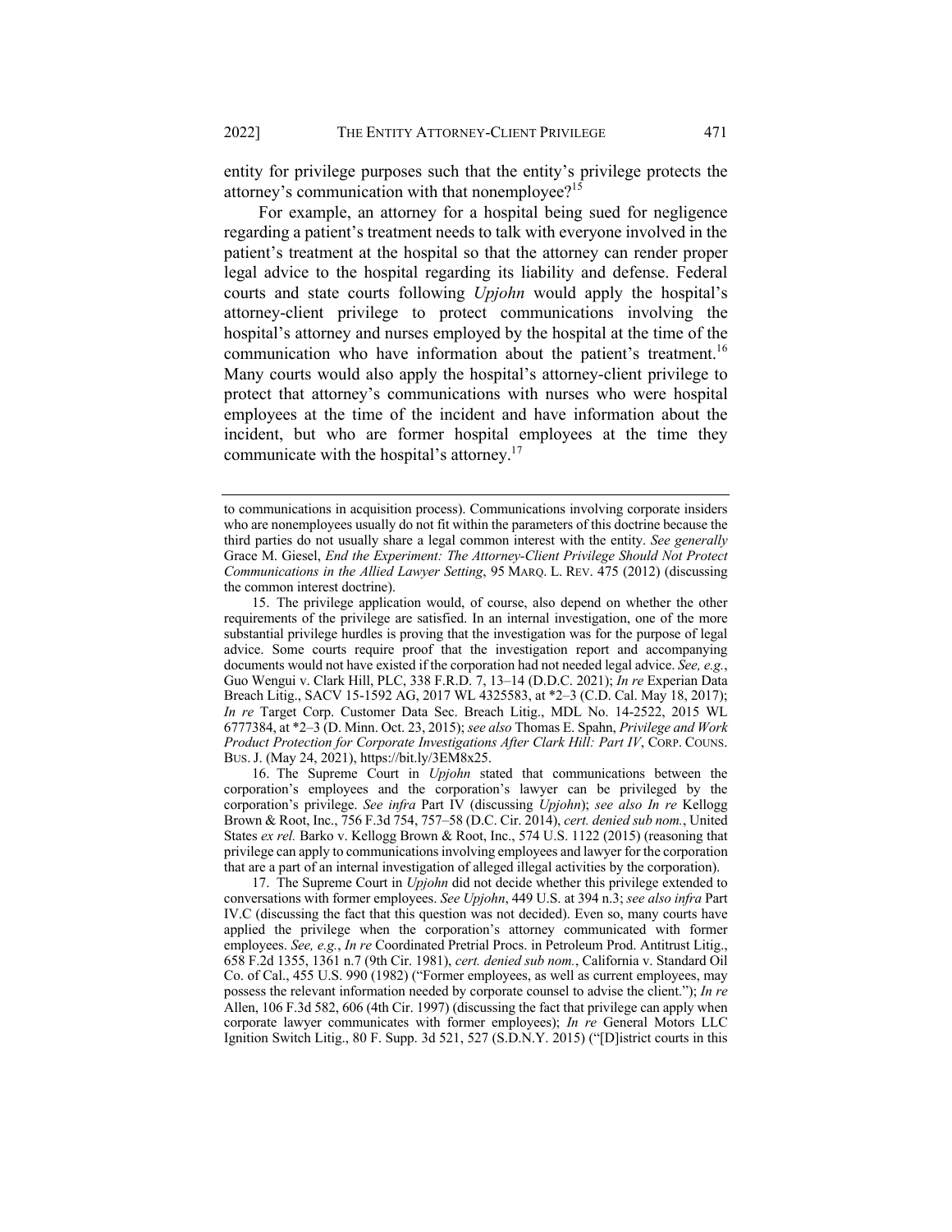entity for privilege purposes such that the entity's privilege protects the attorney's communication with that nonemployee?[15]

For example, an attorney for a hospital being sued for negligence regarding a patient's treatment needs to talk with everyone involved in the patient's treatment at the hospital so that the attorney can render proper legal advice to the hospital regarding its liability and defense. Federal courts and state courts following *Upjohn* would apply the hospital's attorney-client privilege to protect communications involving the hospital's attorney and nurses employed by the hospital at the time of the communication who have information about the patient's treatment.[16] Many courts would also apply the hospital's attorney-client privilege to protect that attorney's communications with nurses who were hospital employees at the time of the incident and have information about the incident, but who are former hospital employees at the time they communicate with the hospital's attorney.[17]

---

to communications in acquisition process). Communications involving corporate insiders who are nonemployees usually do not fit within the parameters of this doctrine because the third parties do not usually share a legal common interest with the entity. *See generally* Grace M. Giesel, *End the Experiment: The Attorney-Client Privilege Should Not Protect Communications in the Allied Lawyer Setting*, 95 MARQ. L. REV. 475 (2012) (discussing the common interest doctrine).

15. The privilege application would, of course, also depend on whether the other requirements of the privilege are satisfied. In an internal investigation, one of the more substantial privilege hurdles is proving that the investigation was for the purpose of legal advice. Some courts require proof that the investigation report and accompanying documents would not have existed if the corporation had not needed legal advice. *See, e.g.*, Guo Wengui v. Clark Hill, PLC, 338 F.R.D. 7, 13–14 (D.D.C. 2021); *In re* Experian Data Breach Litig., SACV 15-1592 AG, 2017 WL 4325583, at *2–3 (C.D. Cal. May 18, 2017); *In re* Target Corp. Customer Data Sec. Breach Litig., MDL No. 14-2522, 2015 WL 6777384, at *2–3 (D. Minn. Oct. 23, 2015); *see also* Thomas E. Spahn, *Privilege and Work Product Protection for Corporate Investigations After Clark Hill: Part IV*, CORP. COUNS. BUS. J. (May 24, 2021), https://bit.ly/3EM8x25.

16. The Supreme Court in *Upjohn* stated that communications between the corporation's employees and the corporation's lawyer can be privileged by the corporation's privilege. *See infra* Part IV (discussing *Upjohn*); *see also In re* Kellogg Brown & Root, Inc., 756 F.3d 754, 757–58 (D.C. Cir. 2014), *cert. denied sub nom.*, United States *ex rel.* Barko v. Kellogg Brown & Root, Inc., 574 U.S. 1122 (2015) (reasoning that privilege can apply to communications involving employees and lawyer for the corporation that are a part of an internal investigation of alleged illegal activities by the corporation).

17. The Supreme Court in *Upjohn* did not decide whether this privilege extended to conversations with former employees. *See Upjohn*, 449 U.S. at 394 n.3; *see also infra* Part IV.C (discussing the fact that this question was not decided). Even so, many courts have applied the privilege when the corporation's attorney communicated with former employees. *See, e.g.*, *In re* Coordinated Pretrial Procs. in Petroleum Prod. Antitrust Litig., 658 F.2d 1355, 1361 n.7 (9th Cir. 1981), *cert. denied sub nom.*, California v. Standard Oil Co. of Cal., 455 U.S. 990 (1982) ("Former employees, as well as current employees, may possess the relevant information needed by corporate counsel to advise the client."); *In re* Allen, 106 F.3d 582, 606 (4th Cir. 1997) (discussing the fact that privilege can apply when corporate lawyer communicates with former employees); *In re* General Motors LLC Ignition Switch Litig., 80 F. Supp. 3d 521, 527 (S.D.N.Y. 2015) ("[D]istrict courts in this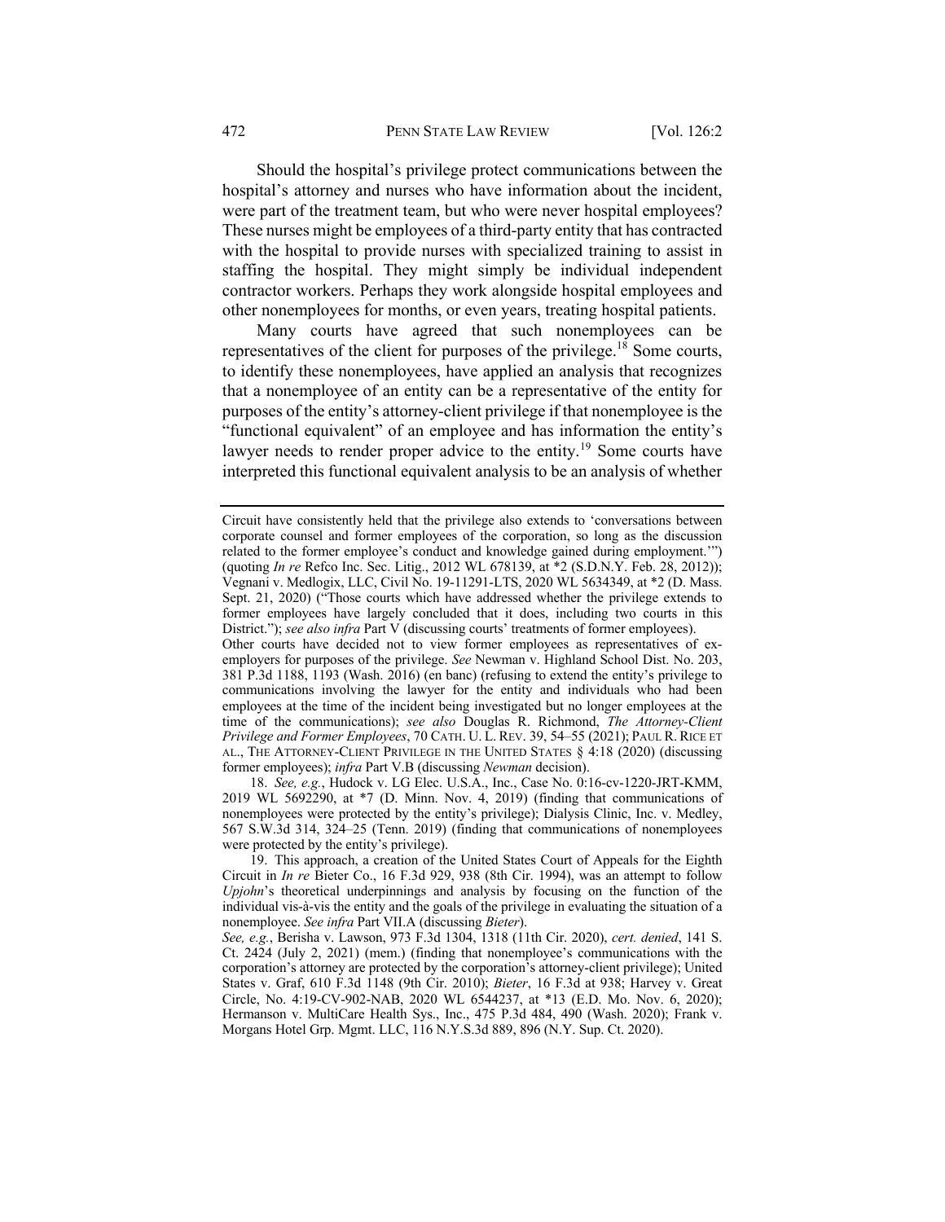Should the hospital's privilege protect communications between the hospital's attorney and nurses who have information about the incident, were part of the treatment team, but who were never hospital employees? These nurses might be employees of a third-party entity that has contracted with the hospital to provide nurses with specialized training to assist in staffing the hospital. They might simply be individual independent contractor workers. Perhaps they work alongside hospital employees and other nonemployees for months, or even years, treating hospital patients.

Many courts have agreed that such nonemployees can be representatives of the client for purposes of the privilege.[18] Some courts, to identify these nonemployees, have applied an analysis that recognizes that a nonemployee of an entity can be a representative of the entity for purposes of the entity's attorney-client privilege if that nonemployee is the "functional equivalent" of an employee and has information the entity's lawyer needs to render proper advice to the entity.[19] Some courts have interpreted this functional equivalent analysis to be an analysis of whether

---

Circuit have consistently held that the privilege also extends to 'conversations between corporate counsel and former employees of the corporation, so long as the discussion related to the former employee's conduct and knowledge gained during employment.'") (quoting *In re* Refco Inc. Sec. Litig., 2012 WL 678139, at *2 (S.D.N.Y. Feb. 28, 2012)); Vegnani v. Medlogix, LLC, Civil No. 19-11291-LTS, 2020 WL 5634349, at *2 (D. Mass. Sept. 21, 2020) ("Those courts which have addressed whether the privilege extends to former employees have largely concluded that it does, including two courts in this District."); *see also infra* Part V (discussing courts' treatments of former employees).

Other courts have decided not to view former employees as representatives of ex-employers for purposes of the privilege. *See* Newman v. Highland School Dist. No. 203, 381 P.3d 1188, 1193 (Wash. 2016) (en banc) (refusing to extend the entity's privilege to communications involving the lawyer for the entity and individuals who had been employees at the time of the incident being investigated but no longer employees at the time of the communications); *see also* Douglas R. Richmond, *The Attorney-Client Privilege and Former Employees*, 70 CATH. U. L. REV. 39, 54–55 (2021); PAUL R. RICE ET AL., THE ATTORNEY-CLIENT PRIVILEGE IN THE UNITED STATES § 4:18 (2020) (discussing former employees); *infra* Part V.B (discussing *Newman* decision).

18. *See, e.g.*, Hudock v. LG Elec. U.S.A., Inc., Case No. 0:16-cv-1220-JRT-KMM, 2019 WL 5692290, at *7 (D. Minn. Nov. 4, 2019) (finding that communications of nonemployees were protected by the entity's privilege); Dialysis Clinic, Inc. v. Medley, 567 S.W.3d 314, 324–25 (Tenn. 2019) (finding that communications of nonemployees were protected by the entity's privilege).

19. This approach, a creation of the United States Court of Appeals for the Eighth Circuit in *In re* Bieter Co., 16 F.3d 929, 938 (8th Cir. 1994), was an attempt to follow *Upjohn*'s theoretical underpinnings and analysis by focusing on the function of the individual vis-à-vis the entity and the goals of the privilege in evaluating the situation of a nonemployee. *See infra* Part VII.A (discussing *Bieter*).

*See, e.g.*, Berisha v. Lawson, 973 F.3d 1304, 1318 (11th Cir. 2020), *cert. denied*, 141 S. Ct. 2424 (July 2, 2021) (mem.) (finding that nonemployee's communications with the corporation's attorney are protected by the corporation's attorney-client privilege); United States v. Graf, 610 F.3d 1148 (9th Cir. 2010); *Bieter*, 16 F.3d at 938; Harvey v. Great Circle, No. 4:19-CV-902-NAB, 2020 WL 6544237, at *13 (E.D. Mo. Nov. 6, 2020); Hermanson v. MultiCare Health Sys., Inc., 475 P.3d 484, 490 (Wash. 2020); Frank v. Morgans Hotel Grp. Mgmt. LLC, 116 N.Y.S.3d 889, 896 (N.Y. Sup. Ct. 2020).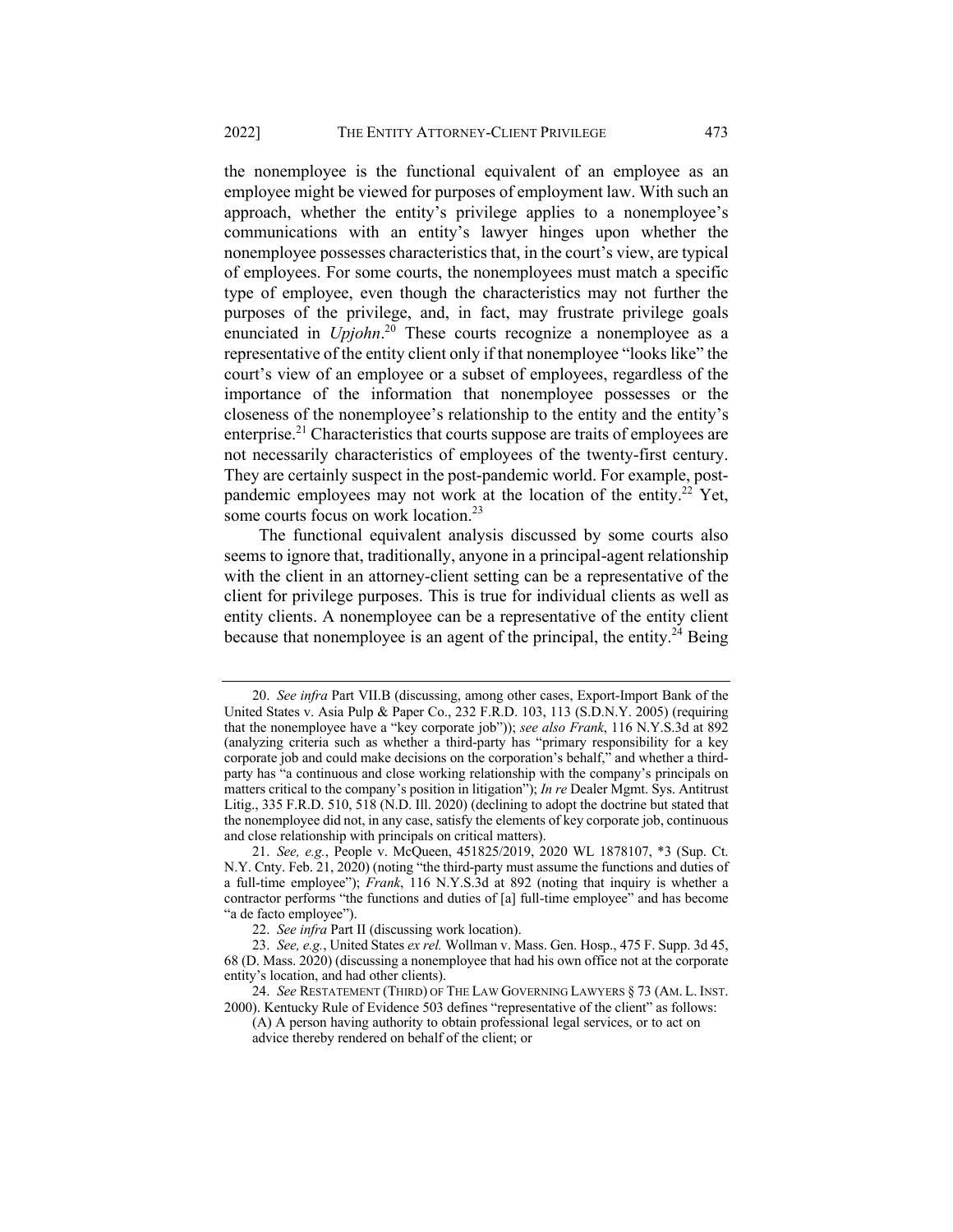the nonemployee is the functional equivalent of an employee as an employee might be viewed for purposes of employment law. With such an approach, whether the entity's privilege applies to a nonemployee's communications with an entity's lawyer hinges upon whether the nonemployee possesses characteristics that, in the court's view, are typical of employees. For some courts, the nonemployees must match a specific type of employee, even though the characteristics may not further the purposes of the privilege, and, in fact, may frustrate privilege goals enunciated in *Upjohn*.[20] These courts recognize a nonemployee as a representative of the entity client only if that nonemployee "looks like" the court's view of an employee or a subset of employees, regardless of the importance of the information that nonemployee possesses or the closeness of the nonemployee's relationship to the entity and the entity's enterprise.[21] Characteristics that courts suppose are traits of employees are not necessarily characteristics of employees of the twenty-first century. They are certainly suspect in the post-pandemic world. For example, post-pandemic employees may not work at the location of the entity.[22] Yet, some courts focus on work location.[23]

The functional equivalent analysis discussed by some courts also seems to ignore that, traditionally, anyone in a principal-agent relationship with the client in an attorney-client setting can be a representative of the client for privilege purposes. This is true for individual clients as well as entity clients. A nonemployee can be a representative of the entity client because that nonemployee is an agent of the principal, the entity.[24] Being

---

20. *See infra* Part VII.B (discussing, among other cases, Export-Import Bank of the United States v. Asia Pulp & Paper Co., 232 F.R.D. 103, 113 (S.D.N.Y. 2005) (requiring that the nonemployee have a "key corporate job")); *see also Frank*, 116 N.Y.S.3d at 892 (analyzing criteria such as whether a third-party has "primary responsibility for a key corporate job and could make decisions on the corporation's behalf," and whether a third-party has "a continuous and close working relationship with the company's principals on matters critical to the company's position in litigation"); *In re* Dealer Mgmt. Sys. Antitrust Litig., 335 F.R.D. 510, 518 (N.D. Ill. 2020) (declining to adopt the doctrine but stated that the nonemployee did not, in any case, satisfy the elements of key corporate job, continuous and close relationship with principals on critical matters).

21. *See, e.g.*, People v. McQueen, 451825/2019, 2020 WL 1878107, *3 (Sup. Ct. N.Y. Cnty. Feb. 21, 2020) (noting "the third-party must assume the functions and duties of a full-time employee"); *Frank*, 116 N.Y.S.3d at 892 (noting that inquiry is whether a contractor performs "the functions and duties of [a] full-time employee" and has become "a de facto employee").

22. *See infra* Part II (discussing work location).

23. *See, e.g.*, United States *ex rel.* Wollman v. Mass. Gen. Hosp., 475 F. Supp. 3d 45, 68 (D. Mass. 2020) (discussing a nonemployee that had his own office not at the corporate entity's location, and had other clients).

24. *See* RESTATEMENT (THIRD) OF THE LAW GOVERNING LAWYERS § 73 (AM. L. INST. 2000). Kentucky Rule of Evidence 503 defines "representative of the client" as follows:

> (A) A person having authority to obtain professional legal services, or to act on advice thereby rendered on behalf of the client; or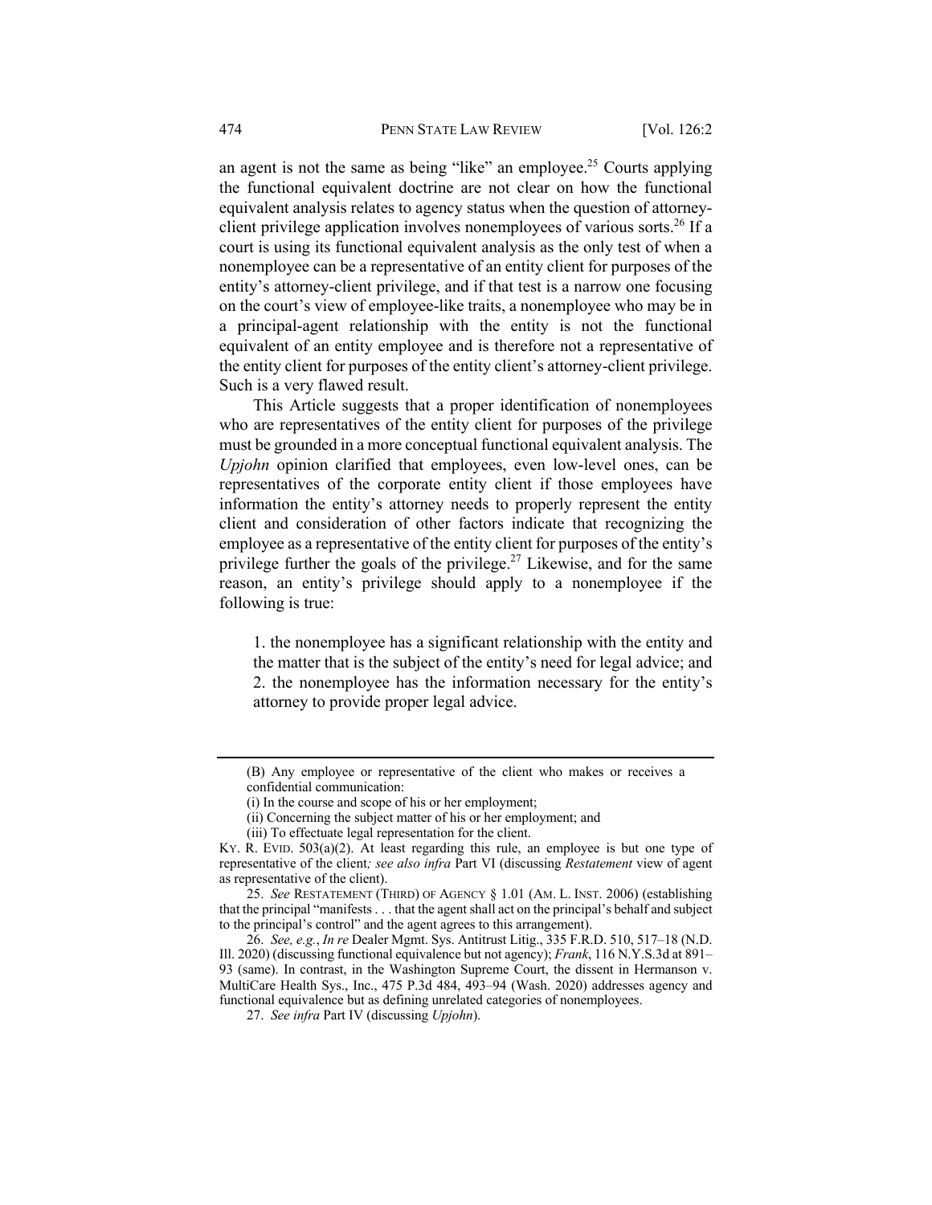an agent is not the same as being "like" an employee.[25] Courts applying the functional equivalent doctrine are not clear on how the functional equivalent analysis relates to agency status when the question of attorney-client privilege application involves nonemployees of various sorts.[26] If a court is using its functional equivalent analysis as the only test of when a nonemployee can be a representative of an entity client for purposes of the entity's attorney-client privilege, and if that test is a narrow one focusing on the court's view of employee-like traits, a nonemployee who may be in a principal-agent relationship with the entity is not the functional equivalent of an entity employee and is therefore not a representative of the entity client for purposes of the entity client's attorney-client privilege. Such is a very flawed result.

This Article suggests that a proper identification of nonemployees who are representatives of the entity client for purposes of the privilege must be grounded in a more conceptual functional equivalent analysis. The *Upjohn* opinion clarified that employees, even low-level ones, can be representatives of the corporate entity client if those employees have information the entity's attorney needs to properly represent the entity client and consideration of other factors indicate that recognizing the employee as a representative of the entity client for purposes of the entity's privilege further the goals of the privilege.[27] Likewise, and for the same reason, an entity's privilege should apply to a nonemployee if the following is true:

> 1. the nonemployee has a significant relationship with the entity and the matter that is the subject of the entity's need for legal advice; and
> 2. the nonemployee has the information necessary for the entity's attorney to provide proper legal advice.

---

(B) Any employee or representative of the client who makes or receives a confidential communication:

(i) In the course and scope of his or her employment;

(ii) Concerning the subject matter of his or her employment; and

(iii) To effectuate legal representation for the client.

KY. R. EVID. 503(a)(2). At least regarding this rule, an employee is but one type of representative of the client*; see also infra* Part VI (discussing *Restatement* view of agent as representative of the client).

25. *See* RESTATEMENT (THIRD) OF AGENCY § 1.01 (AM. L. INST. 2006) (establishing that the principal "manifests . . . that the agent shall act on the principal's behalf and subject to the principal's control" and the agent agrees to this arrangement).

26. *See, e.g.*, *In re* Dealer Mgmt. Sys. Antitrust Litig., 335 F.R.D. 510, 517–18 (N.D. Ill. 2020) (discussing functional equivalence but not agency); *Frank*, 116 N.Y.S.3d at 891–93 (same). In contrast, in the Washington Supreme Court, the dissent in Hermanson v. MultiCare Health Sys., Inc., 475 P.3d 484, 493–94 (Wash. 2020) addresses agency and functional equivalence but as defining unrelated categories of nonemployees.

27. *See infra* Part IV (discussing *Upjohn*).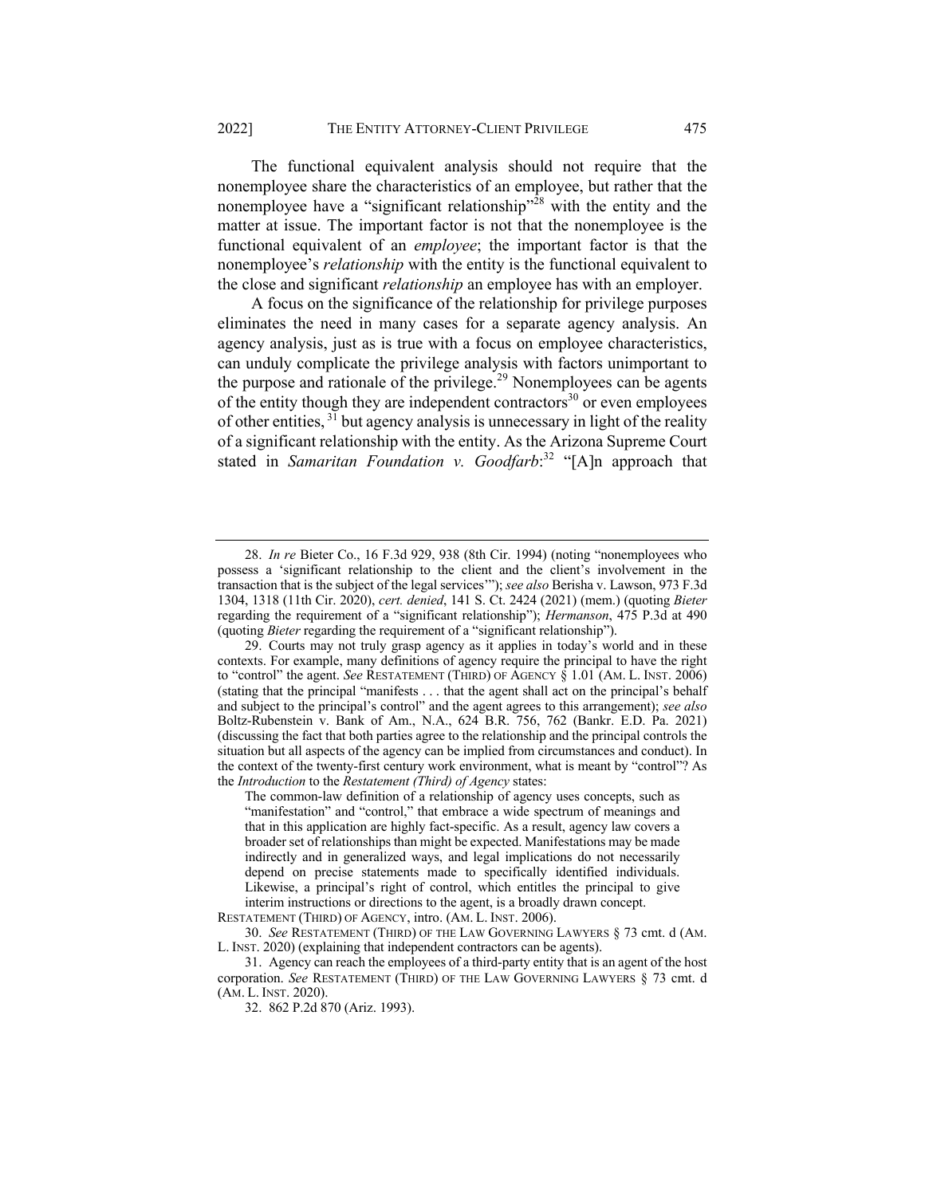The functional equivalent analysis should not require that the nonemployee share the characteristics of an employee, but rather that the nonemployee have a "significant relationship"[28] with the entity and the matter at issue. The important factor is not that the nonemployee is the functional equivalent of an *employee*; the important factor is that the nonemployee's *relationship* with the entity is the functional equivalent to the close and significant *relationship* an employee has with an employer.

A focus on the significance of the relationship for privilege purposes eliminates the need in many cases for a separate agency analysis. An agency analysis, just as is true with a focus on employee characteristics, can unduly complicate the privilege analysis with factors unimportant to the purpose and rationale of the privilege.[29] Nonemployees can be agents of the entity though they are independent contractors[30] or even employees of other entities,[31] but agency analysis is unnecessary in light of the reality of a significant relationship with the entity. As the Arizona Supreme Court stated in *Samaritan Foundation v. Goodfarb*:[32] "[A]n approach that

---

28. *In re* Bieter Co., 16 F.3d 929, 938 (8th Cir. 1994) (noting "nonemployees who possess a 'significant relationship to the client and the client's involvement in the transaction that is the subject of the legal services'"); *see also* Berisha v. Lawson, 973 F.3d 1304, 1318 (11th Cir. 2020), *cert. denied*, 141 S. Ct. 2424 (2021) (mem.) (quoting *Bieter* regarding the requirement of a "significant relationship"); *Hermanson*, 475 P.3d at 490 (quoting *Bieter* regarding the requirement of a "significant relationship").

29. Courts may not truly grasp agency as it applies in today's world and in these contexts. For example, many definitions of agency require the principal to have the right to "control" the agent. *See* RESTATEMENT (THIRD) OF AGENCY § 1.01 (AM. L. INST. 2006) (stating that the principal "manifests . . . that the agent shall act on the principal's behalf and subject to the principal's control" and the agent agrees to this arrangement); *see also* Boltz-Rubenstein v. Bank of Am., N.A., 624 B.R. 756, 762 (Bankr. E.D. Pa. 2021) (discussing the fact that both parties agree to the relationship and the principal controls the situation but all aspects of the agency can be implied from circumstances and conduct). In the context of the twenty-first century work environment, what is meant by "control"? As the *Introduction* to the *Restatement (Third) of Agency* states:

> The common-law definition of a relationship of agency uses concepts, such as "manifestation" and "control," that embrace a wide spectrum of meanings and that in this application are highly fact-specific. As a result, agency law covers a broader set of relationships than might be expected. Manifestations may be made indirectly and in generalized ways, and legal implications do not necessarily depend on precise statements made to specifically identified individuals. Likewise, a principal's right of control, which entitles the principal to give interim instructions or directions to the agent, is a broadly drawn concept.

RESTATEMENT (THIRD) OF AGENCY, intro. (AM. L. INST. 2006).

30. *See* RESTATEMENT (THIRD) OF THE LAW GOVERNING LAWYERS § 73 cmt. d (AM. L. INST. 2020) (explaining that independent contractors can be agents).

31. Agency can reach the employees of a third-party entity that is an agent of the host corporation. *See* RESTATEMENT (THIRD) OF THE LAW GOVERNING LAWYERS § 73 cmt. d (AM. L. INST. 2020).

32. 862 P.2d 870 (Ariz. 1993).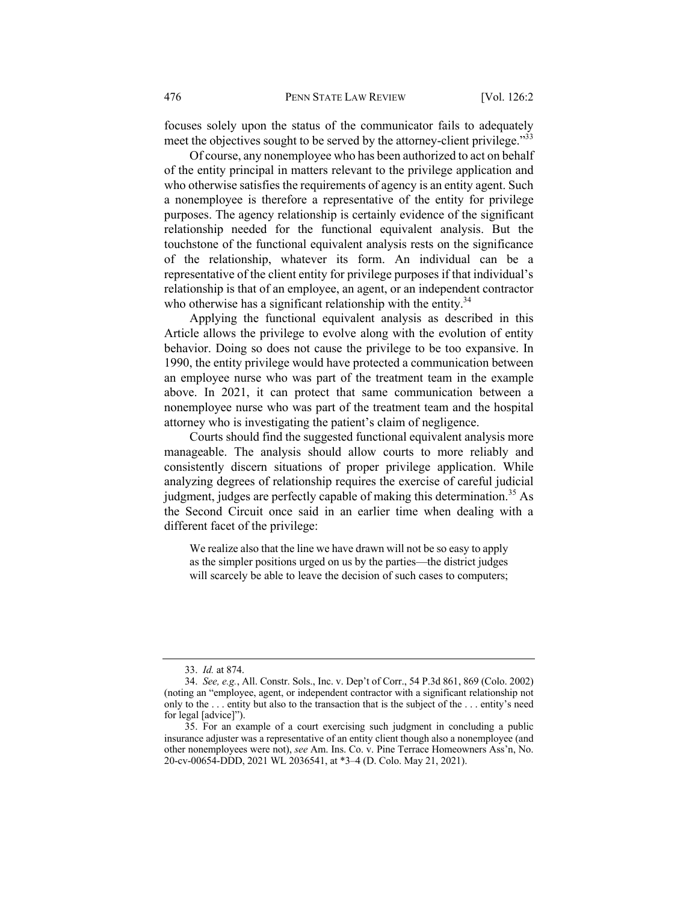focuses solely upon the status of the communicator fails to adequately meet the objectives sought to be served by the attorney-client privilege."[33]

Of course, any nonemployee who has been authorized to act on behalf of the entity principal in matters relevant to the privilege application and who otherwise satisfies the requirements of agency is an entity agent. Such a nonemployee is therefore a representative of the entity for privilege purposes. The agency relationship is certainly evidence of the significant relationship needed for the functional equivalent analysis. But the touchstone of the functional equivalent analysis rests on the significance of the relationship, whatever its form. An individual can be a representative of the client entity for privilege purposes if that individual's relationship is that of an employee, an agent, or an independent contractor who otherwise has a significant relationship with the entity.[34]

Applying the functional equivalent analysis as described in this Article allows the privilege to evolve along with the evolution of entity behavior. Doing so does not cause the privilege to be too expansive. In 1990, the entity privilege would have protected a communication between an employee nurse who was part of the treatment team in the example above. In 2021, it can protect that same communication between a nonemployee nurse who was part of the treatment team and the hospital attorney who is investigating the patient's claim of negligence.

Courts should find the suggested functional equivalent analysis more manageable. The analysis should allow courts to more reliably and consistently discern situations of proper privilege application. While analyzing degrees of relationship requires the exercise of careful judicial judgment, judges are perfectly capable of making this determination.[35] As the Second Circuit once said in an earlier time when dealing with a different facet of the privilege:

> We realize also that the line we have drawn will not be so easy to apply as the simpler positions urged on us by the parties—the district judges will scarcely be able to leave the decision of such cases to computers;

---

33. *Id.* at 874.

34. *See, e.g.*, All. Constr. Sols., Inc. v. Dep't of Corr., 54 P.3d 861, 869 (Colo. 2002) (noting an "employee, agent, or independent contractor with a significant relationship not only to the . . . entity but also to the transaction that is the subject of the . . . entity's need for legal [advice]").

35. For an example of a court exercising such judgment in concluding a public insurance adjuster was a representative of an entity client though also a nonemployee (and other nonemployees were not), *see* Am. Ins. Co. v. Pine Terrace Homeowners Ass'n, No. 20-cv-00654-DDD, 2021 WL 2036541, at *3–4 (D. Colo. May 21, 2021).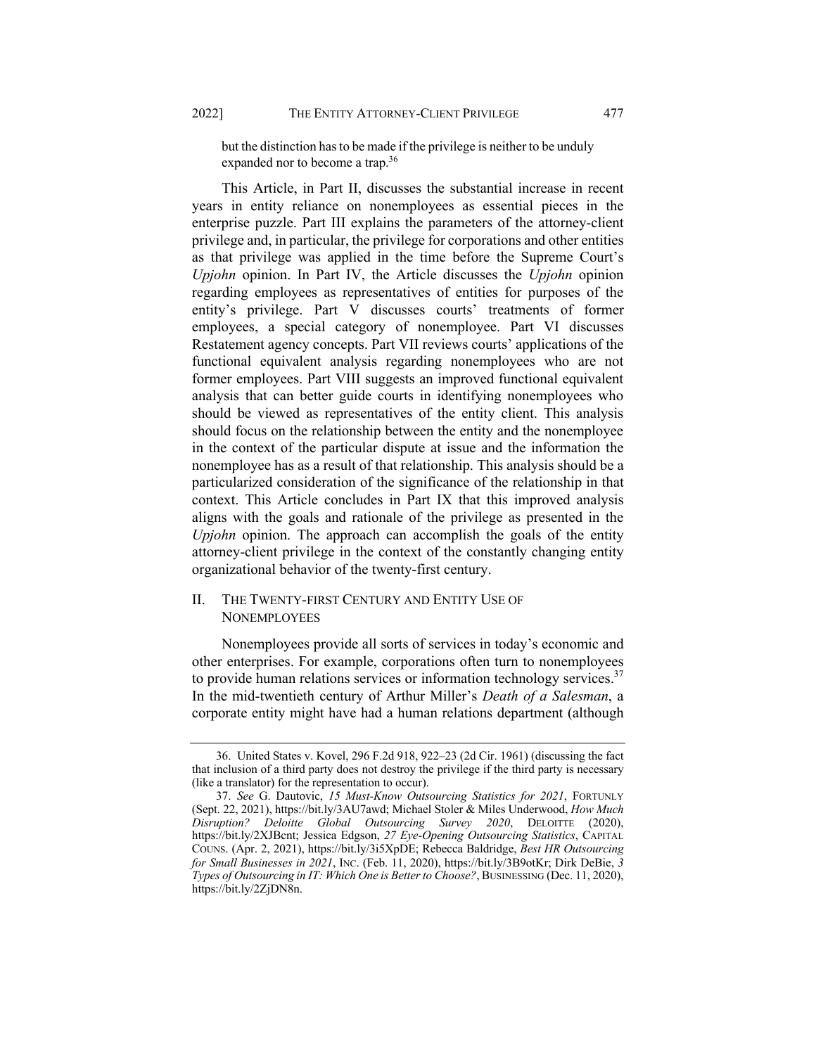but the distinction has to be made if the privilege is neither to be unduly expanded nor to become a trap.[36]

This Article, in Part II, discusses the substantial increase in recent years in entity reliance on nonemployees as essential pieces in the enterprise puzzle. Part III explains the parameters of the attorney-client privilege and, in particular, the privilege for corporations and other entities as that privilege was applied in the time before the Supreme Court's *Upjohn* opinion. In Part IV, the Article discusses the *Upjohn* opinion regarding employees as representatives of entities for purposes of the entity's privilege. Part V discusses courts' treatments of former employees, a special category of nonemployee. Part VI discusses Restatement agency concepts. Part VII reviews courts' applications of the functional equivalent analysis regarding nonemployees who are not former employees. Part VIII suggests an improved functional equivalent analysis that can better guide courts in identifying nonemployees who should be viewed as representatives of the entity client. This analysis should focus on the relationship between the entity and the nonemployee in the context of the particular dispute at issue and the information the nonemployee has as a result of that relationship. This analysis should be a particularized consideration of the significance of the relationship in that context. This Article concludes in Part IX that this improved analysis aligns with the goals and rationale of the privilege as presented in the *Upjohn* opinion. The approach can accomplish the goals of the entity attorney-client privilege in the context of the constantly changing entity organizational behavior of the twenty-first century.

## II. THE TWENTY-FIRST CENTURY AND ENTITY USE OF NONEMPLOYEES

Nonemployees provide all sorts of services in today's economic and other enterprises. For example, corporations often turn to nonemployees to provide human relations services or information technology services.[37] In the mid-twentieth century of Arthur Miller's *Death of a Salesman*, a corporate entity might have had a human relations department (although

---

36. United States v. Kovel, 296 F.2d 918, 922–23 (2d Cir. 1961) (discussing the fact that inclusion of a third party does not destroy the privilege if the third party is necessary (like a translator) for the representation to occur).

37. *See* G. Dautovic, *15 Must-Know Outsourcing Statistics for 2021*, FORTUNLY (Sept. 22, 2021), https://bit.ly/3AU7awd; Michael Stoler & Miles Underwood, *How Much Disruption? Deloitte Global Outsourcing Survey 2020*, DELOITTE (2020), https://bit.ly/2XJBcnt; Jessica Edgson, *27 Eye-Opening Outsourcing Statistics*, CAPITAL COUNS. (Apr. 2, 2021), https://bit.ly/3i5XpDE; Rebecca Baldridge, *Best HR Outsourcing for Small Businesses in 2021*, INC. (Feb. 11, 2020), https://bit.ly/3B9otKr; Dirk DeBie, *3 Types of Outsourcing in IT: Which One is Better to Choose?*, BUSINESSING (Dec. 11, 2020), https://bit.ly/2ZjDN8n.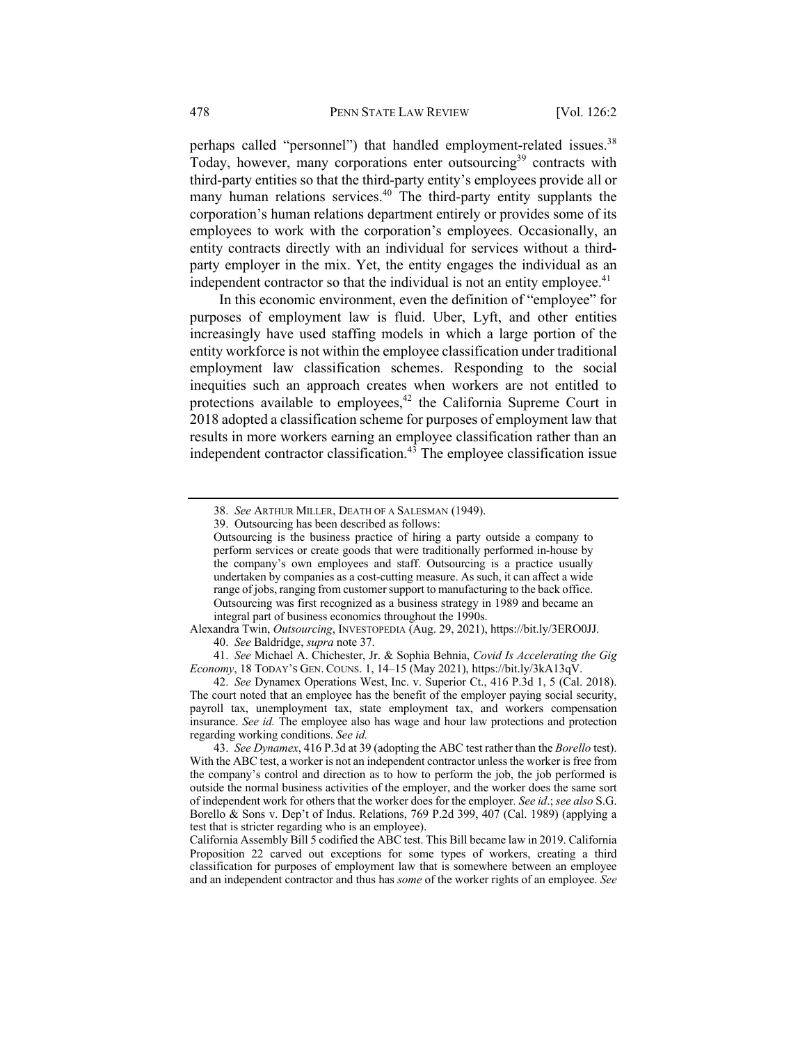perhaps called "personnel") that handled employment-related issues.[38] Today, however, many corporations enter outsourcing[39] contracts with third-party entities so that the third-party entity's employees provide all or many human relations services.[40] The third-party entity supplants the corporation's human relations department entirely or provides some of its employees to work with the corporation's employees. Occasionally, an entity contracts directly with an individual for services without a third-party employer in the mix. Yet, the entity engages the individual as an independent contractor so that the individual is not an entity employee.[41]

In this economic environment, even the definition of "employee" for purposes of employment law is fluid. Uber, Lyft, and other entities increasingly have used staffing models in which a large portion of the entity workforce is not within the employee classification under traditional employment law classification schemes. Responding to the social inequities such an approach creates when workers are not entitled to protections available to employees,[42] the California Supreme Court in 2018 adopted a classification scheme for purposes of employment law that results in more workers earning an employee classification rather than an independent contractor classification.[43] The employee classification issue

---

38. *See* ARTHUR MILLER, DEATH OF A SALESMAN (1949).

39. Outsourcing has been described as follows:

> Outsourcing is the business practice of hiring a party outside a company to perform services or create goods that were traditionally performed in-house by the company's own employees and staff. Outsourcing is a practice usually undertaken by companies as a cost-cutting measure. As such, it can affect a wide range of jobs, ranging from customer support to manufacturing to the back office. Outsourcing was first recognized as a business strategy in 1989 and became an integral part of business economics throughout the 1990s.

Alexandra Twin, *Outsourcing*, INVESTOPEDIA (Aug. 29, 2021), https://bit.ly/3ERO0JJ.

40. *See* Baldridge, *supra* note 37.

41. *See* Michael A. Chichester, Jr. & Sophia Behnia, *Covid Is Accelerating the Gig Economy*, 18 TODAY'S GEN. COUNS. 1, 14–15 (May 2021), https://bit.ly/3kA13qV.

42. *See* Dynamex Operations West, Inc. v. Superior Ct., 416 P.3d 1, 5 (Cal. 2018). The court noted that an employee has the benefit of the employer paying social security, payroll tax, unemployment tax, state employment tax, and workers compensation insurance. *See id.* The employee also has wage and hour law protections and protection regarding working conditions. *See id.*

43. *See Dynamex*, 416 P.3d at 39 (adopting the ABC test rather than the *Borello* test). With the ABC test, a worker is not an independent contractor unless the worker is free from the company's control and direction as to how to perform the job, the job performed is outside the normal business activities of the employer, and the worker does the same sort of independent work for others that the worker does for the employer. *See id*.; *see also* S.G. Borello & Sons v. Dep't of Indus. Relations, 769 P.2d 399, 407 (Cal. 1989) (applying a test that is stricter regarding who is an employee).

California Assembly Bill 5 codified the ABC test. This Bill became law in 2019. California Proposition 22 carved out exceptions for some types of workers, creating a third classification for purposes of employment law that is somewhere between an employee and an independent contractor and thus has *some* of the worker rights of an employee. *See*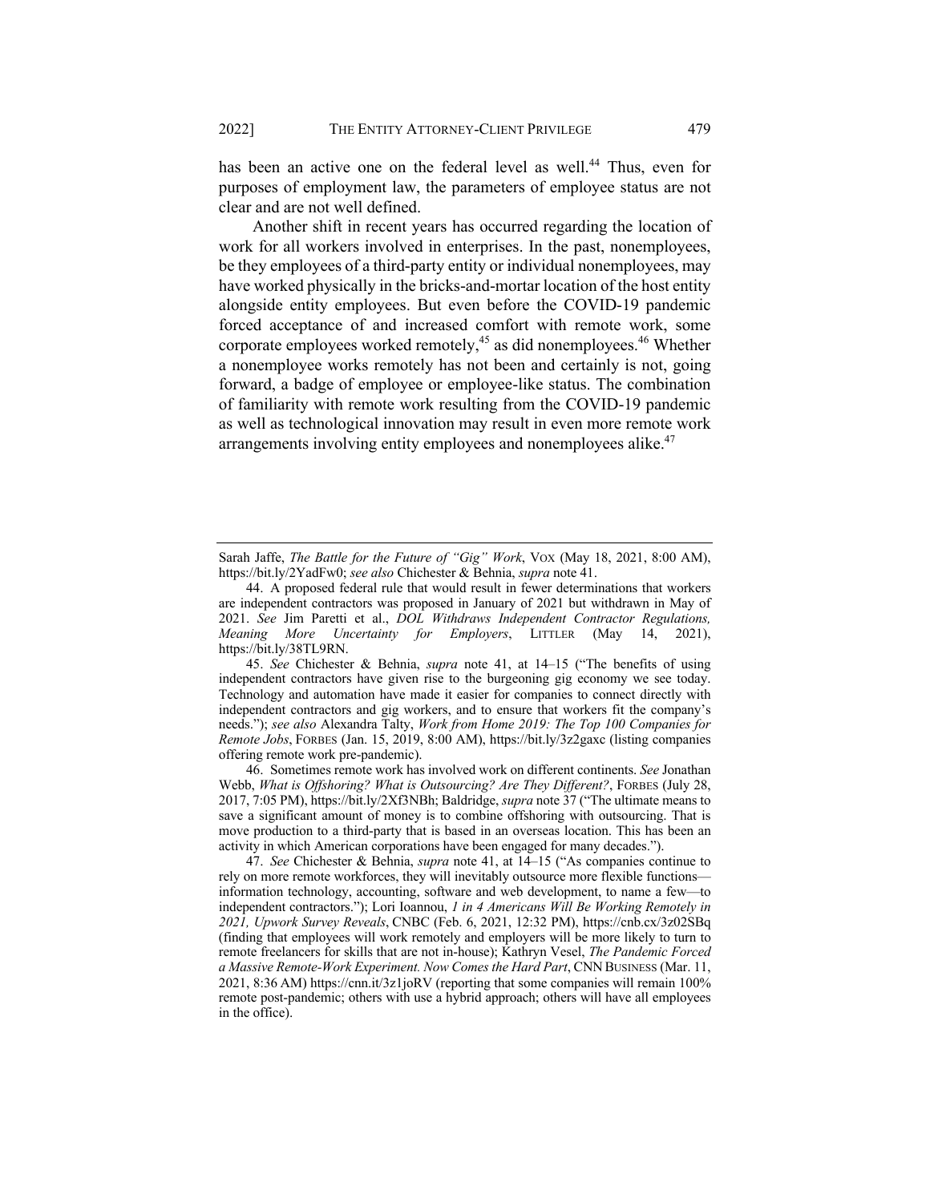has been an active one on the federal level as well.[44] Thus, even for purposes of employment law, the parameters of employee status are not clear and are not well defined.

Another shift in recent years has occurred regarding the location of work for all workers involved in enterprises. In the past, nonemployees, be they employees of a third-party entity or individual nonemployees, may have worked physically in the bricks-and-mortar location of the host entity alongside entity employees. But even before the COVID-19 pandemic forced acceptance of and increased comfort with remote work, some corporate employees worked remotely,[45] as did nonemployees.[46] Whether a nonemployee works remotely has not been and certainly is not, going forward, a badge of employee or employee-like status. The combination of familiarity with remote work resulting from the COVID-19 pandemic as well as technological innovation may result in even more remote work arrangements involving entity employees and nonemployees alike.[47]

---

Sarah Jaffe, *The Battle for the Future of "Gig" Work*, VOX (May 18, 2021, 8:00 AM), https://bit.ly/2YadFw0; *see also* Chichester & Behnia, *supra* note 41.

44. A proposed federal rule that would result in fewer determinations that workers are independent contractors was proposed in January of 2021 but withdrawn in May of 2021. *See* Jim Paretti et al., *DOL Withdraws Independent Contractor Regulations, Meaning More Uncertainty for Employers*, LITTLER (May 14, 2021), https://bit.ly/38TL9RN.

45. *See* Chichester & Behnia, *supra* note 41, at 14–15 ("The benefits of using independent contractors have given rise to the burgeoning gig economy we see today. Technology and automation have made it easier for companies to connect directly with independent contractors and gig workers, and to ensure that workers fit the company's needs."); *see also* Alexandra Talty, *Work from Home 2019: The Top 100 Companies for Remote Jobs*, FORBES (Jan. 15, 2019, 8:00 AM), https://bit.ly/3z2gaxc (listing companies offering remote work pre-pandemic).

46. Sometimes remote work has involved work on different continents. *See* Jonathan Webb, *What is Offshoring? What is Outsourcing? Are They Different?*, FORBES (July 28, 2017, 7:05 PM), https://bit.ly/2Xf3NBh; Baldridge, *supra* note 37 ("The ultimate means to save a significant amount of money is to combine offshoring with outsourcing. That is move production to a third-party that is based in an overseas location. This has been an activity in which American corporations have been engaged for many decades.").

47. *See* Chichester & Behnia, *supra* note 41, at 14–15 ("As companies continue to rely on more remote workforces, they will inevitably outsource more flexible functions—information technology, accounting, software and web development, to name a few—to independent contractors."); Lori Ioannou, *1 in 4 Americans Will Be Working Remotely in 2021, Upwork Survey Reveals*, CNBC (Feb. 6, 2021, 12:32 PM), https://cnb.cx/3z02SBq (finding that employees will work remotely and employers will be more likely to turn to remote freelancers for skills that are not in-house); Kathryn Vesel, *The Pandemic Forced a Massive Remote-Work Experiment. Now Comes the Hard Part*, CNN BUSINESS (Mar. 11, 2021, 8:36 AM) https://cnn.it/3z1joRV (reporting that some companies will remain 100% remote post-pandemic; others with use a hybrid approach; others will have all employees in the office).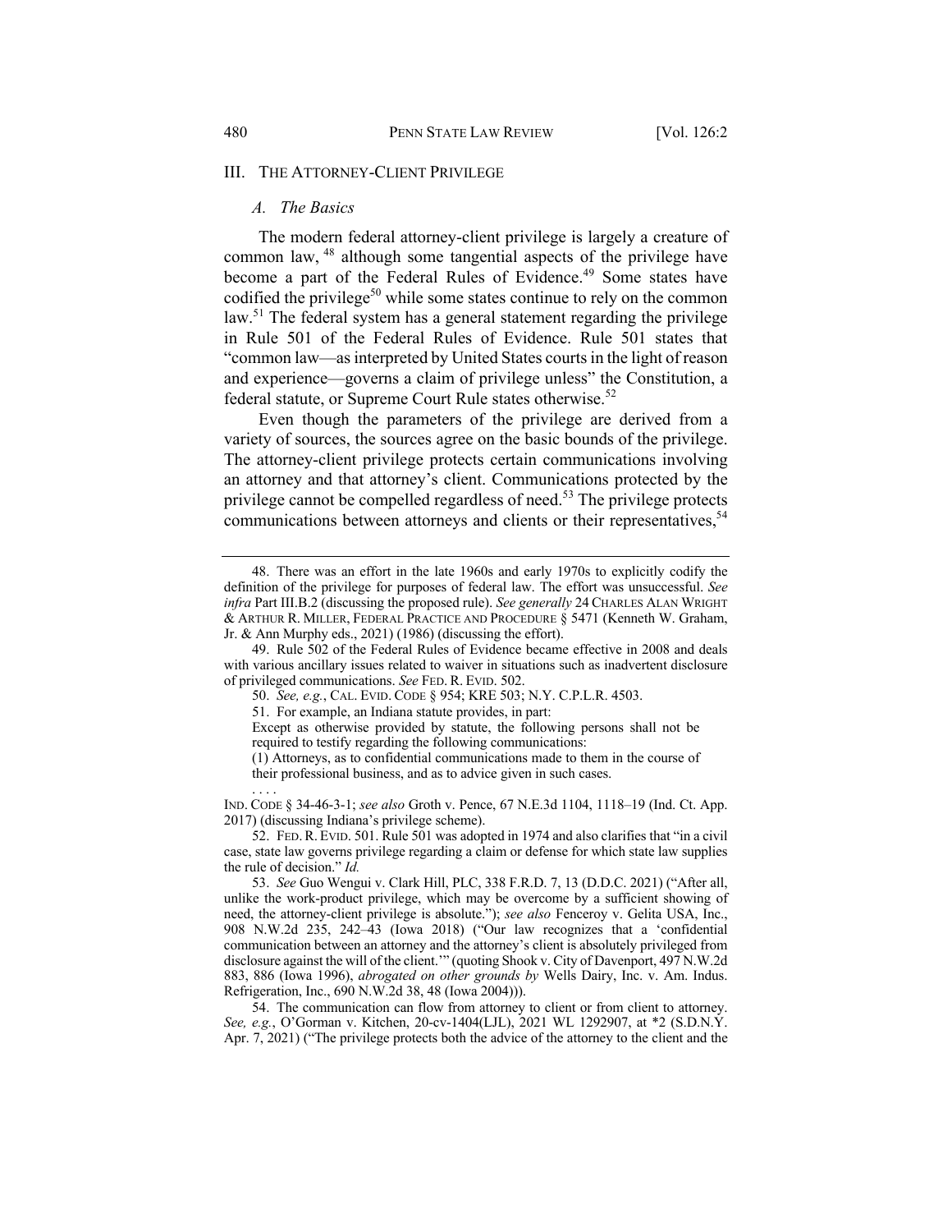## III. THE ATTORNEY-CLIENT PRIVILEGE

### *A. The Basics*

The modern federal attorney-client privilege is largely a creature of common law, [48] although some tangential aspects of the privilege have become a part of the Federal Rules of Evidence.[49] Some states have codified the privilege[50] while some states continue to rely on the common law.[51] The federal system has a general statement regarding the privilege in Rule 501 of the Federal Rules of Evidence. Rule 501 states that "common law—as interpreted by United States courts in the light of reason and experience—governs a claim of privilege unless" the Constitution, a federal statute, or Supreme Court Rule states otherwise.[52]

Even though the parameters of the privilege are derived from a variety of sources, the sources agree on the basic bounds of the privilege. The attorney-client privilege protects certain communications involving an attorney and that attorney's client. Communications protected by the privilege cannot be compelled regardless of need.[53] The privilege protects communications between attorneys and clients or their representatives,[54]

---

48. There was an effort in the late 1960s and early 1970s to explicitly codify the definition of the privilege for purposes of federal law. The effort was unsuccessful. *See infra* Part III.B.2 (discussing the proposed rule). *See generally* 24 CHARLES ALAN WRIGHT & ARTHUR R. MILLER, FEDERAL PRACTICE AND PROCEDURE § 5471 (Kenneth W. Graham, Jr. & Ann Murphy eds., 2021) (1986) (discussing the effort).

49. Rule 502 of the Federal Rules of Evidence became effective in 2008 and deals with various ancillary issues related to waiver in situations such as inadvertent disclosure of privileged communications. *See* FED. R. EVID. 502.

50. *See, e.g.*, CAL. EVID. CODE § 954; KRE 503; N.Y. C.P.L.R. 4503.

51. For example, an Indiana statute provides, in part:

> Except as otherwise provided by statute, the following persons shall not be required to testify regarding the following communications:
>
> (1) Attorneys, as to confidential communications made to them in the course of their professional business, and as to advice given in such cases.
>
> . . . .

IND. CODE § 34-46-3-1; *see also* Groth v. Pence, 67 N.E.3d 1104, 1118–19 (Ind. Ct. App. 2017) (discussing Indiana's privilege scheme).

52. FED. R. EVID. 501. Rule 501 was adopted in 1974 and also clarifies that "in a civil case, state law governs privilege regarding a claim or defense for which state law supplies the rule of decision." *Id.*

53. *See* Guo Wengui v. Clark Hill, PLC, 338 F.R.D. 7, 13 (D.D.C. 2021) ("After all, unlike the work-product privilege, which may be overcome by a sufficient showing of need, the attorney-client privilege is absolute."); *see also* Fenceroy v. Gelita USA, Inc., 908 N.W.2d 235, 242–43 (Iowa 2018) ("Our law recognizes that a 'confidential communication between an attorney and the attorney's client is absolutely privileged from disclosure against the will of the client.'" (quoting Shook v. City of Davenport, 497 N.W.2d 883, 886 (Iowa 1996), *abrogated on other grounds by* Wells Dairy, Inc. v. Am. Indus. Refrigeration, Inc., 690 N.W.2d 38, 48 (Iowa 2004))).

54. The communication can flow from attorney to client or from client to attorney. *See, e.g.*, O'Gorman v. Kitchen, 20-cv-1404(LJL), 2021 WL 1292907, at *2 (S.D.N.Y. Apr. 7, 2021) ("The privilege protects both the advice of the attorney to the client and the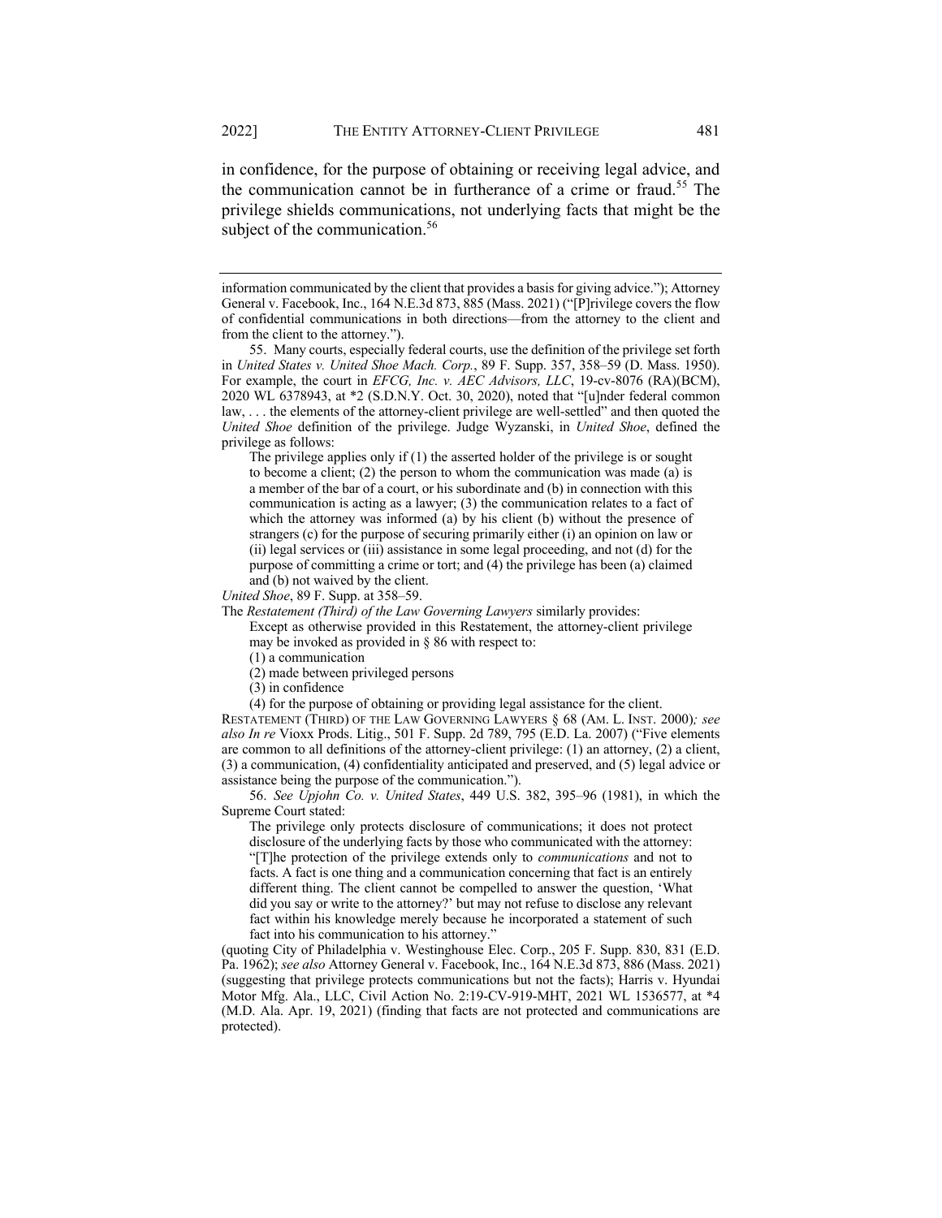in confidence, for the purpose of obtaining or receiving legal advice, and the communication cannot be in furtherance of a crime or fraud.[55] The privilege shields communications, not underlying facts that might be the subject of the communication.[56]

---

information communicated by the client that provides a basis for giving advice."); Attorney General v. Facebook, Inc., 164 N.E.3d 873, 885 (Mass. 2021) ("[P]rivilege covers the flow of confidential communications in both directions—from the attorney to the client and from the client to the attorney.").

55. Many courts, especially federal courts, use the definition of the privilege set forth in *United States v. United Shoe Mach. Corp.*, 89 F. Supp. 357, 358–59 (D. Mass. 1950). For example, the court in *EFCG, Inc. v. AEC Advisors, LLC*, 19-cv-8076 (RA)(BCM), 2020 WL 6378943, at *2 (S.D.N.Y. Oct. 30, 2020), noted that "[u]nder federal common law, . . . the elements of the attorney-client privilege are well-settled" and then quoted the *United Shoe* definition of the privilege. Judge Wyzanski, in *United Shoe*, defined the privilege as follows:

> The privilege applies only if (1) the asserted holder of the privilege is or sought to become a client; (2) the person to whom the communication was made (a) is a member of the bar of a court, or his subordinate and (b) in connection with this communication is acting as a lawyer; (3) the communication relates to a fact of which the attorney was informed (a) by his client (b) without the presence of strangers (c) for the purpose of securing primarily either (i) an opinion on law or (ii) legal services or (iii) assistance in some legal proceeding, and not (d) for the purpose of committing a crime or tort; and (4) the privilege has been (a) claimed and (b) not waived by the client.

*United Shoe*, 89 F. Supp. at 358–59.

The *Restatement (Third) of the Law Governing Lawyers* similarly provides:

> Except as otherwise provided in this Restatement, the attorney-client privilege may be invoked as provided in § 86 with respect to:
>
> (1) a communication
>
> (2) made between privileged persons
>
> (3) in confidence
>
> (4) for the purpose of obtaining or providing legal assistance for the client.

RESTATEMENT (THIRD) OF THE LAW GOVERNING LAWYERS § 68 (AM. L. INST. 2000)*; see also In re* Vioxx Prods. Litig., 501 F. Supp. 2d 789, 795 (E.D. La. 2007) ("Five elements are common to all definitions of the attorney-client privilege: (1) an attorney, (2) a client, (3) a communication, (4) confidentiality anticipated and preserved, and (5) legal advice or assistance being the purpose of the communication.").

56. *See Upjohn Co. v. United States*, 449 U.S. 382, 395–96 (1981), in which the Supreme Court stated:

> The privilege only protects disclosure of communications; it does not protect disclosure of the underlying facts by those who communicated with the attorney: "[T]he protection of the privilege extends only to *communications* and not to facts. A fact is one thing and a communication concerning that fact is an entirely different thing. The client cannot be compelled to answer the question, 'What did you say or write to the attorney?' but may not refuse to disclose any relevant fact within his knowledge merely because he incorporated a statement of such fact into his communication to his attorney."

(quoting City of Philadelphia v. Westinghouse Elec. Corp., 205 F. Supp. 830, 831 (E.D. Pa. 1962); *see also* Attorney General v. Facebook, Inc., 164 N.E.3d 873, 886 (Mass. 2021) (suggesting that privilege protects communications but not the facts); Harris v. Hyundai Motor Mfg. Ala., LLC, Civil Action No. 2:19-CV-919-MHT, 2021 WL 1536577, at *4 (M.D. Ala. Apr. 19, 2021) (finding that facts are not protected and communications are protected).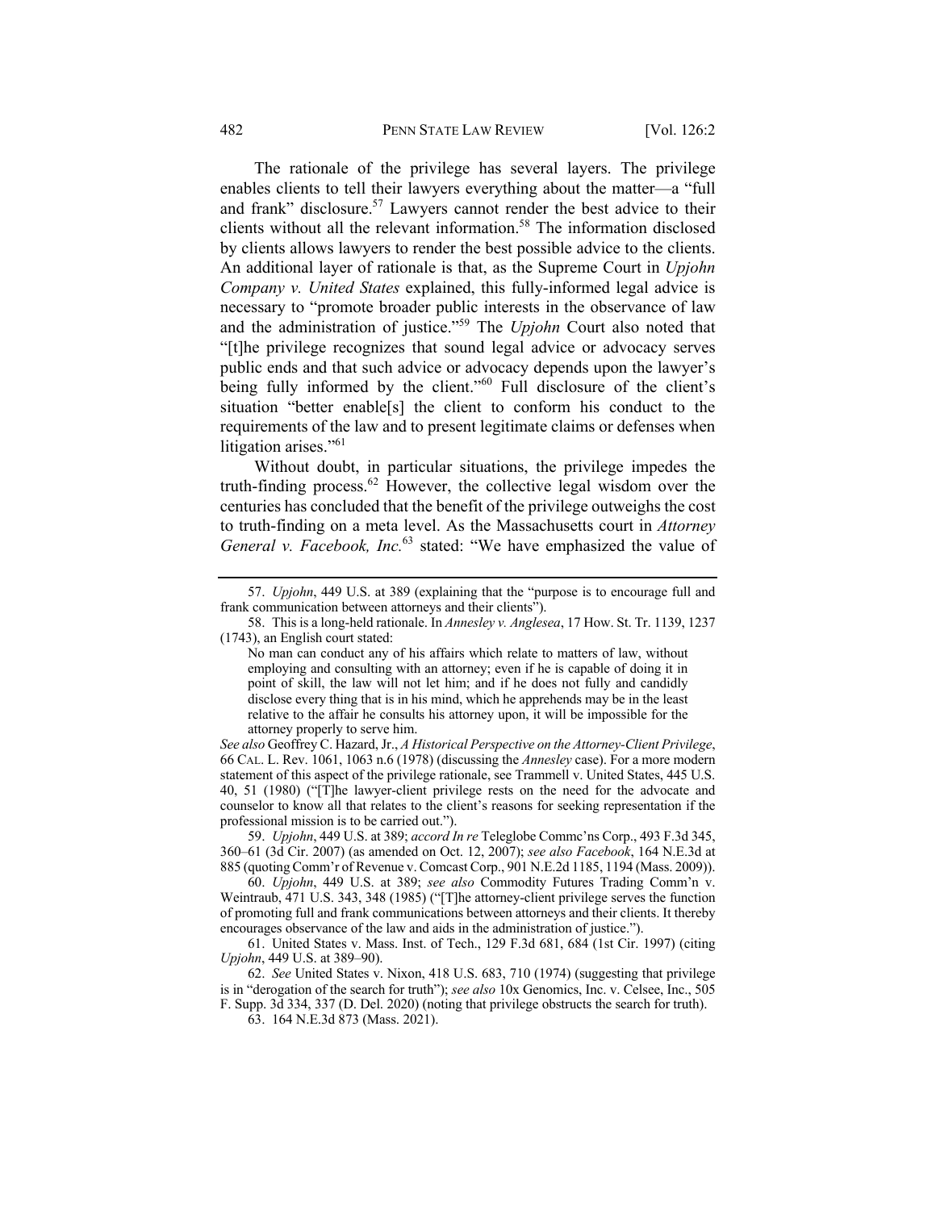The rationale of the privilege has several layers. The privilege enables clients to tell their lawyers everything about the matter—a "full and frank" disclosure.[57] Lawyers cannot render the best advice to their clients without all the relevant information.[58] The information disclosed by clients allows lawyers to render the best possible advice to the clients. An additional layer of rationale is that, as the Supreme Court in *Upjohn Company v. United States* explained, this fully-informed legal advice is necessary to "promote broader public interests in the observance of law and the administration of justice."[59] The *Upjohn* Court also noted that "[t]he privilege recognizes that sound legal advice or advocacy serves public ends and that such advice or advocacy depends upon the lawyer's being fully informed by the client."[60] Full disclosure of the client's situation "better enable[s] the client to conform his conduct to the requirements of the law and to present legitimate claims or defenses when litigation arises."[61]

Without doubt, in particular situations, the privilege impedes the truth-finding process.[62] However, the collective legal wisdom over the centuries has concluded that the benefit of the privilege outweighs the cost to truth-finding on a meta level. As the Massachusetts court in *Attorney General v. Facebook, Inc.*[63] stated: "We have emphasized the value of

---

57. *Upjohn*, 449 U.S. at 389 (explaining that the "purpose is to encourage full and frank communication between attorneys and their clients").

58. This is a long-held rationale. In *Annesley v. Anglesea*, 17 How. St. Tr. 1139, 1237 (1743), an English court stated:

> No man can conduct any of his affairs which relate to matters of law, without employing and consulting with an attorney; even if he is capable of doing it in point of skill, the law will not let him; and if he does not fully and candidly disclose every thing that is in his mind, which he apprehends may be in the least relative to the affair he consults his attorney upon, it will be impossible for the attorney properly to serve him.

*See also* Geoffrey C. Hazard, Jr., *A Historical Perspective on the Attorney-Client Privilege*, 66 CAL. L. Rev. 1061, 1063 n.6 (1978) (discussing the *Annesley* case). For a more modern statement of this aspect of the privilege rationale, see Trammell v. United States, 445 U.S. 40, 51 (1980) ("[T]he lawyer-client privilege rests on the need for the advocate and counselor to know all that relates to the client's reasons for seeking representation if the professional mission is to be carried out.").

59. *Upjohn*, 449 U.S. at 389; *accord In re* Teleglobe Commc'ns Corp., 493 F.3d 345, 360–61 (3d Cir. 2007) (as amended on Oct. 12, 2007); *see also Facebook*, 164 N.E.3d at 885 (quoting Comm'r of Revenue v. Comcast Corp., 901 N.E.2d 1185, 1194 (Mass. 2009)).

60. *Upjohn*, 449 U.S. at 389; *see also* Commodity Futures Trading Comm'n v. Weintraub, 471 U.S. 343, 348 (1985) ("[T]he attorney-client privilege serves the function of promoting full and frank communications between attorneys and their clients. It thereby encourages observance of the law and aids in the administration of justice.").

61. United States v. Mass. Inst. of Tech., 129 F.3d 681, 684 (1st Cir. 1997) (citing *Upjohn*, 449 U.S. at 389–90).

62. *See* United States v. Nixon, 418 U.S. 683, 710 (1974) (suggesting that privilege is in "derogation of the search for truth"); *see also* 10x Genomics, Inc. v. Celsee, Inc., 505 F. Supp. 3d 334, 337 (D. Del. 2020) (noting that privilege obstructs the search for truth).

63. 164 N.E.3d 873 (Mass. 2021).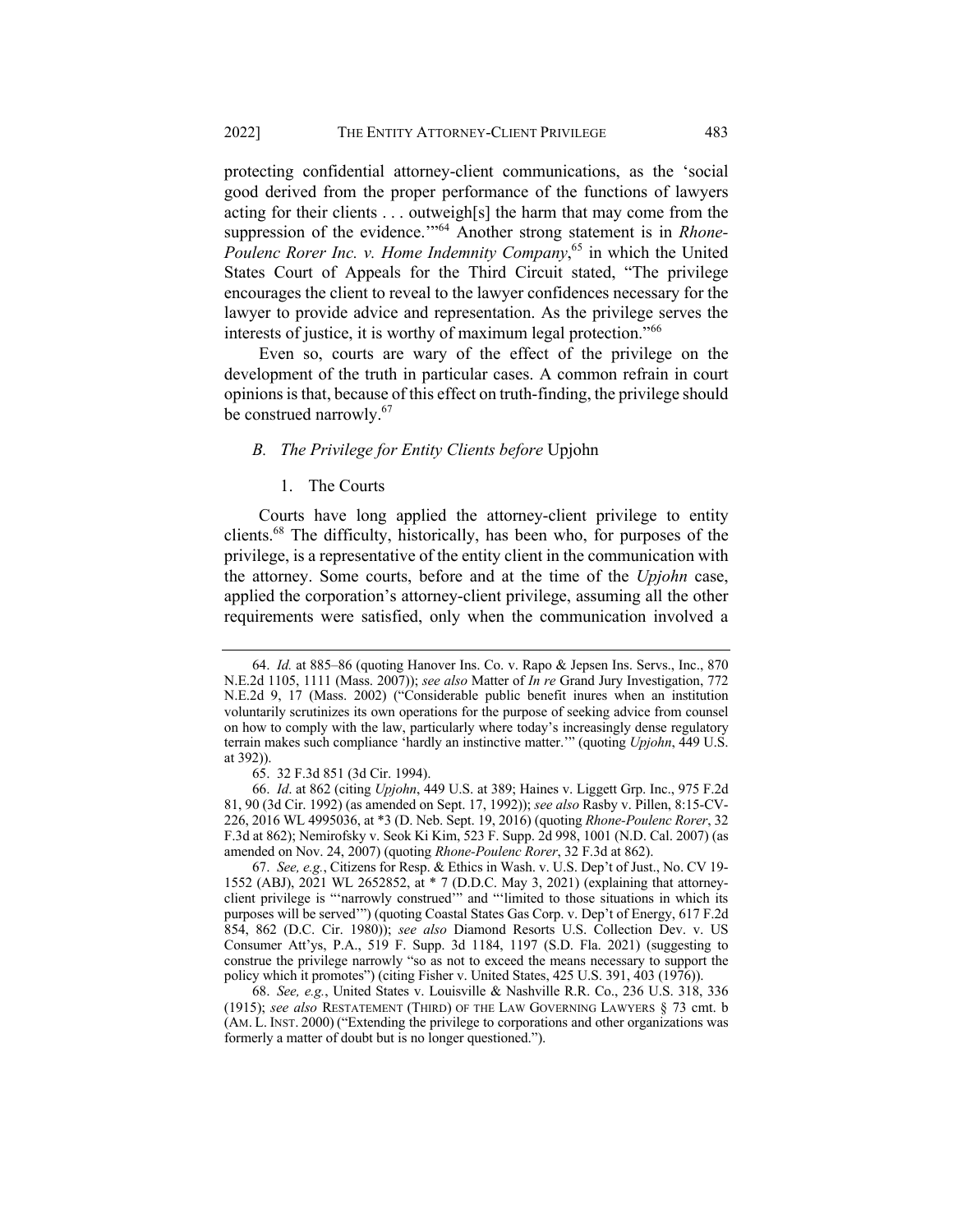protecting confidential attorney-client communications, as the 'social good derived from the proper performance of the functions of lawyers acting for their clients . . . outweigh[s] the harm that may come from the suppression of the evidence.'"[64] Another strong statement is in *Rhone-Poulenc Rorer Inc. v. Home Indemnity Company*,[65] in which the United States Court of Appeals for the Third Circuit stated, "The privilege encourages the client to reveal to the lawyer confidences necessary for the lawyer to provide advice and representation. As the privilege serves the interests of justice, it is worthy of maximum legal protection."[66]

Even so, courts are wary of the effect of the privilege on the development of the truth in particular cases. A common refrain in court opinions is that, because of this effect on truth-finding, the privilege should be construed narrowly.[67]

### *B. The Privilege for Entity Clients before* Upjohn

#### 1. The Courts

Courts have long applied the attorney-client privilege to entity clients.[68] The difficulty, historically, has been who, for purposes of the privilege, is a representative of the entity client in the communication with the attorney. Some courts, before and at the time of the *Upjohn* case, applied the corporation's attorney-client privilege, assuming all the other requirements were satisfied, only when the communication involved a

---

64. *Id.* at 885–86 (quoting Hanover Ins. Co. v. Rapo & Jepsen Ins. Servs., Inc., 870 N.E.2d 1105, 1111 (Mass. 2007)); *see also* Matter of *In re* Grand Jury Investigation, 772 N.E.2d 9, 17 (Mass. 2002) ("Considerable public benefit inures when an institution voluntarily scrutinizes its own operations for the purpose of seeking advice from counsel on how to comply with the law, particularly where today's increasingly dense regulatory terrain makes such compliance 'hardly an instinctive matter.'" (quoting *Upjohn*, 449 U.S. at 392)).

65. 32 F.3d 851 (3d Cir. 1994).

66. *Id*. at 862 (citing *Upjohn*, 449 U.S. at 389; Haines v. Liggett Grp. Inc., 975 F.2d 81, 90 (3d Cir. 1992) (as amended on Sept. 17, 1992)); *see also* Rasby v. Pillen, 8:15-CV-226, 2016 WL 4995036, at *3 (D. Neb. Sept. 19, 2016) (quoting *Rhone-Poulenc Rorer*, 32 F.3d at 862); Nemirofsky v. Seok Ki Kim, 523 F. Supp. 2d 998, 1001 (N.D. Cal. 2007) (as amended on Nov. 24, 2007) (quoting *Rhone-Poulenc Rorer*, 32 F.3d at 862).

67. *See, e.g.*, Citizens for Resp. & Ethics in Wash. v. U.S. Dep't of Just., No. CV 19-1552 (ABJ), 2021 WL 2652852, at * 7 (D.D.C. May 3, 2021) (explaining that attorney-client privilege is "'narrowly construed'" and "'limited to those situations in which its purposes will be served'") (quoting Coastal States Gas Corp. v. Dep't of Energy, 617 F.2d 854, 862 (D.C. Cir. 1980)); *see also* Diamond Resorts U.S. Collection Dev. v. US Consumer Att'ys, P.A., 519 F. Supp. 3d 1184, 1197 (S.D. Fla. 2021) (suggesting to construe the privilege narrowly "so as not to exceed the means necessary to support the policy which it promotes") (citing Fisher v. United States, 425 U.S. 391, 403 (1976)).

68. *See, e.g.*, United States v. Louisville & Nashville R.R. Co., 236 U.S. 318, 336 (1915); *see also* RESTATEMENT (THIRD) OF THE LAW GOVERNING LAWYERS § 73 cmt. b (AM. L. INST. 2000) ("Extending the privilege to corporations and other organizations was formerly a matter of doubt but is no longer questioned.").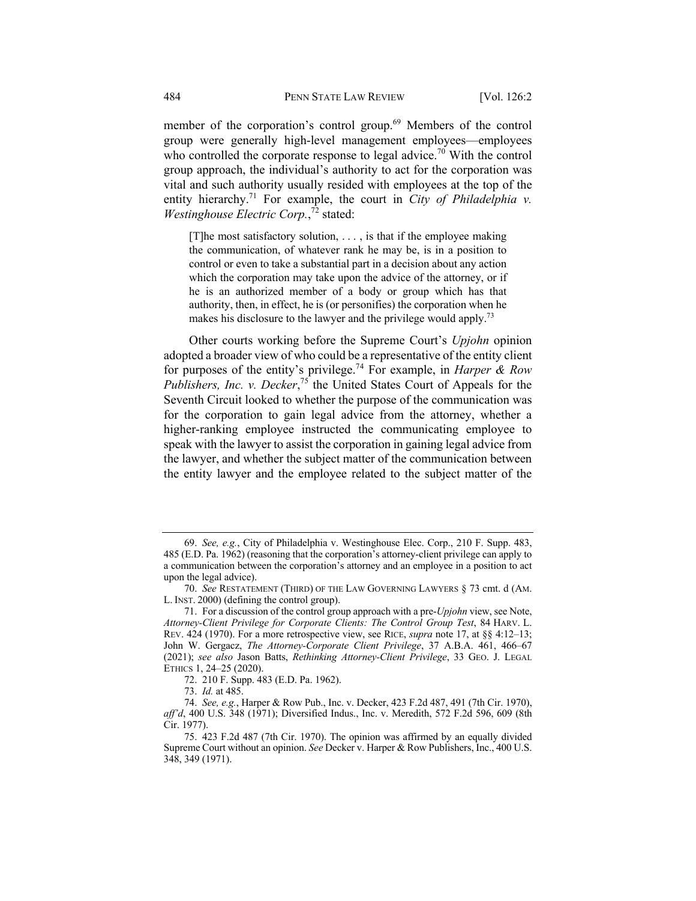member of the corporation's control group.[69] Members of the control group were generally high-level management employees—employees who controlled the corporate response to legal advice.[70] With the control group approach, the individual's authority to act for the corporation was vital and such authority usually resided with employees at the top of the entity hierarchy.[71] For example, the court in *City of Philadelphia v. Westinghouse Electric Corp.*,[72] stated:

> [T]he most satisfactory solution, . . . , is that if the employee making the communication, of whatever rank he may be, is in a position to control or even to take a substantial part in a decision about any action which the corporation may take upon the advice of the attorney, or if he is an authorized member of a body or group which has that authority, then, in effect, he is (or personifies) the corporation when he makes his disclosure to the lawyer and the privilege would apply.[73]

Other courts working before the Supreme Court's *Upjohn* opinion adopted a broader view of who could be a representative of the entity client for purposes of the entity's privilege.[74] For example, in *Harper & Row Publishers, Inc. v. Decker*,[75] the United States Court of Appeals for the Seventh Circuit looked to whether the purpose of the communication was for the corporation to gain legal advice from the attorney, whether a higher-ranking employee instructed the communicating employee to speak with the lawyer to assist the corporation in gaining legal advice from the lawyer, and whether the subject matter of the communication between the entity lawyer and the employee related to the subject matter of the

---

69. *See, e.g.*, City of Philadelphia v. Westinghouse Elec. Corp., 210 F. Supp. 483, 485 (E.D. Pa. 1962) (reasoning that the corporation's attorney-client privilege can apply to a communication between the corporation's attorney and an employee in a position to act upon the legal advice).

70. *See* RESTATEMENT (THIRD) OF THE LAW GOVERNING LAWYERS § 73 cmt. d (AM. L. INST. 2000) (defining the control group).

71. For a discussion of the control group approach with a pre-*Upjohn* view, see Note, *Attorney-Client Privilege for Corporate Clients: The Control Group Test*, 84 HARV. L. REV. 424 (1970). For a more retrospective view, see RICE, *supra* note 17, at §§ 4:12–13; John W. Gergacz, *The Attorney-Corporate Client Privilege*, 37 A.B.A. 461, 466–67 (2021); *see also* Jason Batts, *Rethinking Attorney-Client Privilege*, 33 GEO. J. LEGAL ETHICS 1, 24–25 (2020).

72. 210 F. Supp. 483 (E.D. Pa. 1962).

73. *Id.* at 485.

74. *See, e.g.*, Harper & Row Pub., Inc. v. Decker, 423 F.2d 487, 491 (7th Cir. 1970), *aff'd*, 400 U.S. 348 (1971); Diversified Indus., Inc. v. Meredith, 572 F.2d 596, 609 (8th Cir. 1977).

75. 423 F.2d 487 (7th Cir. 1970). The opinion was affirmed by an equally divided Supreme Court without an opinion. *See* Decker v. Harper & Row Publishers, Inc., 400 U.S. 348, 349 (1971).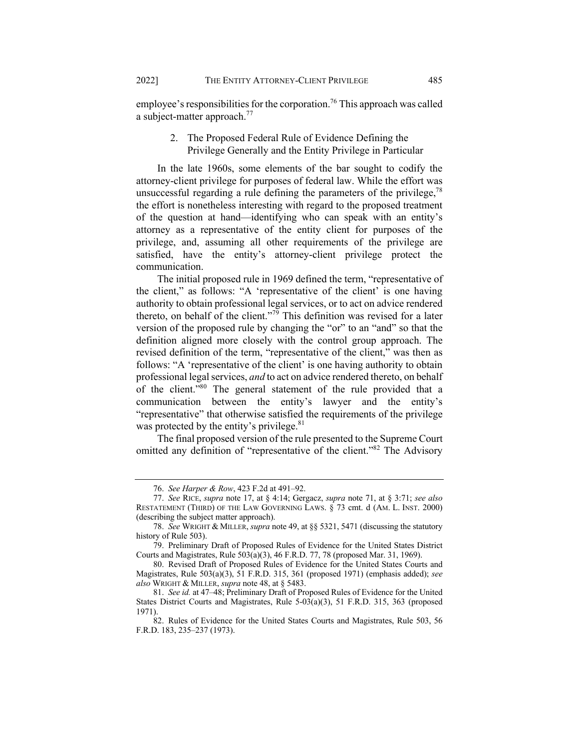employee's responsibilities for the corporation.[76] This approach was called a subject-matter approach.[77]

### 2. The Proposed Federal Rule of Evidence Defining the Privilege Generally and the Entity Privilege in Particular

In the late 1960s, some elements of the bar sought to codify the attorney-client privilege for purposes of federal law. While the effort was unsuccessful regarding a rule defining the parameters of the privilege,[78] the effort is nonetheless interesting with regard to the proposed treatment of the question at hand—identifying who can speak with an entity's attorney as a representative of the entity client for purposes of the privilege, and, assuming all other requirements of the privilege are satisfied, have the entity's attorney-client privilege protect the communication.

The initial proposed rule in 1969 defined the term, "representative of the client," as follows: "A 'representative of the client' is one having authority to obtain professional legal services, or to act on advice rendered thereto, on behalf of the client."[79] This definition was revised for a later version of the proposed rule by changing the "or" to an "and" so that the definition aligned more closely with the control group approach. The revised definition of the term, "representative of the client," was then as follows: "A 'representative of the client' is one having authority to obtain professional legal services, *and* to act on advice rendered thereto, on behalf of the client."[80] The general statement of the rule provided that a communication between the entity's lawyer and the entity's "representative" that otherwise satisfied the requirements of the privilege was protected by the entity's privilege.[81]

The final proposed version of the rule presented to the Supreme Court omitted any definition of "representative of the client."[82] The Advisory

---

76. *See Harper & Row*, 423 F.2d at 491–92.

77. *See* RICE, *supra* note 17, at § 4:14; Gergacz, *supra* note 71, at § 3:71; *see also* RESTATEMENT (THIRD) OF THE LAW GOVERNING LAWS. § 73 cmt. d (AM. L. INST. 2000) (describing the subject matter approach).

78. *See* WRIGHT & MILLER, *supra* note 49, at §§ 5321, 5471 (discussing the statutory history of Rule 503).

79. Preliminary Draft of Proposed Rules of Evidence for the United States District Courts and Magistrates, Rule 503(a)(3), 46 F.R.D. 77, 78 (proposed Mar. 31, 1969).

80. Revised Draft of Proposed Rules of Evidence for the United States Courts and Magistrates, Rule 503(a)(3), 51 F.R.D. 315, 361 (proposed 1971) (emphasis added); *see also* WRIGHT & MILLER, *supra* note 48, at § 5483.

81. *See id.* at 47–48; Preliminary Draft of Proposed Rules of Evidence for the United States District Courts and Magistrates, Rule 5-03(a)(3), 51 F.R.D. 315, 363 (proposed 1971).

82. Rules of Evidence for the United States Courts and Magistrates, Rule 503, 56 F.R.D. 183, 235–237 (1973).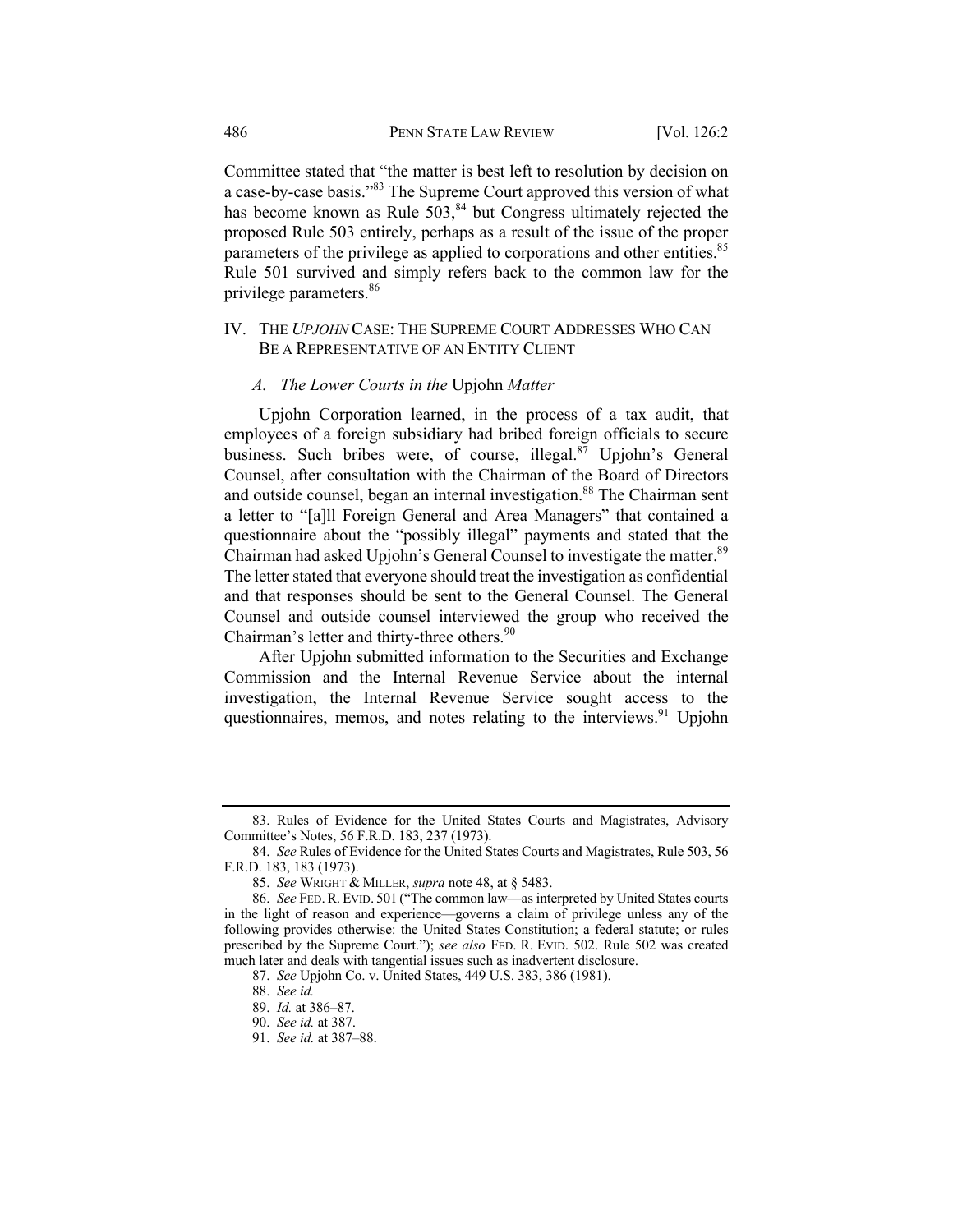Committee stated that "the matter is best left to resolution by decision on a case-by-case basis."[83] The Supreme Court approved this version of what has become known as Rule 503,[84] but Congress ultimately rejected the proposed Rule 503 entirely, perhaps as a result of the issue of the proper parameters of the privilege as applied to corporations and other entities.[85] Rule 501 survived and simply refers back to the common law for the privilege parameters.[86]

## IV. The *Upjohn* Case: The Supreme Court Addresses Who Can Be a Representative of an Entity Client

### *A. The Lower Courts in the* Upjohn *Matter*

Upjohn Corporation learned, in the process of a tax audit, that employees of a foreign subsidiary had bribed foreign officials to secure business. Such bribes were, of course, illegal.[87] Upjohn's General Counsel, after consultation with the Chairman of the Board of Directors and outside counsel, began an internal investigation.[88] The Chairman sent a letter to "[a]ll Foreign General and Area Managers" that contained a questionnaire about the "possibly illegal" payments and stated that the Chairman had asked Upjohn's General Counsel to investigate the matter.[89] The letter stated that everyone should treat the investigation as confidential and that responses should be sent to the General Counsel. The General Counsel and outside counsel interviewed the group who received the Chairman's letter and thirty-three others.[90]

After Upjohn submitted information to the Securities and Exchange Commission and the Internal Revenue Service about the internal investigation, the Internal Revenue Service sought access to the questionnaires, memos, and notes relating to the interviews.[91] Upjohn

---

83. Rules of Evidence for the United States Courts and Magistrates, Advisory Committee's Notes, 56 F.R.D. 183, 237 (1973).

84. *See* Rules of Evidence for the United States Courts and Magistrates, Rule 503, 56 F.R.D. 183, 183 (1973).

85. *See* WRIGHT & MILLER, *supra* note 48, at § 5483.

86. *See* FED. R. EVID. 501 ("The common law—as interpreted by United States courts in the light of reason and experience—governs a claim of privilege unless any of the following provides otherwise: the United States Constitution; a federal statute; or rules prescribed by the Supreme Court."); *see also* FED. R. EVID. 502. Rule 502 was created much later and deals with tangential issues such as inadvertent disclosure.

87. *See* Upjohn Co. v. United States, 449 U.S. 383, 386 (1981).

88. *See id.*

89. *Id.* at 386–87.

90. *See id.* at 387.

91. *See id.* at 387–88.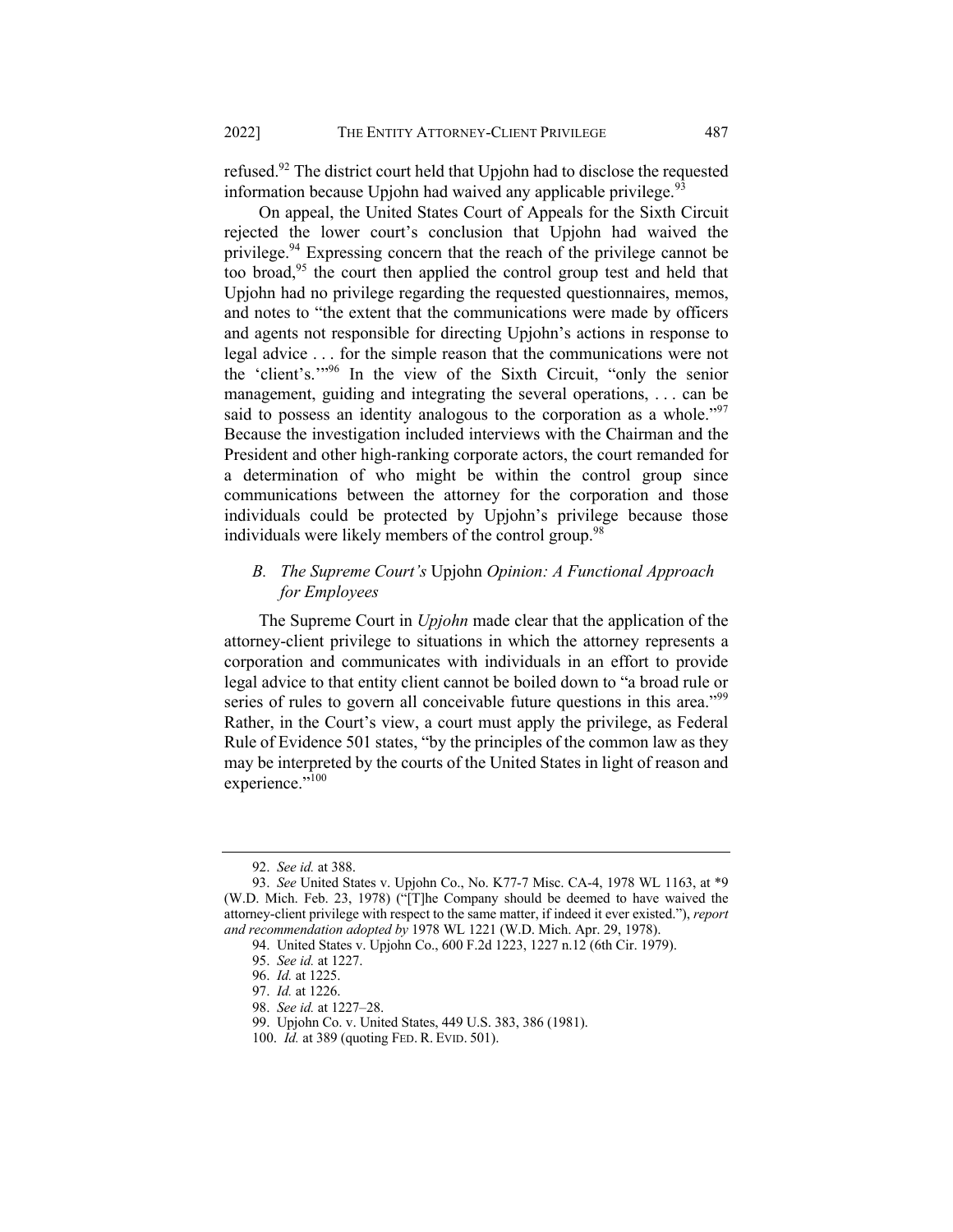refused.[92] The district court held that Upjohn had to disclose the requested information because Upjohn had waived any applicable privilege.[93]

On appeal, the United States Court of Appeals for the Sixth Circuit rejected the lower court's conclusion that Upjohn had waived the privilege.[94] Expressing concern that the reach of the privilege cannot be too broad,[95] the court then applied the control group test and held that Upjohn had no privilege regarding the requested questionnaires, memos, and notes to "the extent that the communications were made by officers and agents not responsible for directing Upjohn's actions in response to legal advice . . . for the simple reason that the communications were not the 'client's.'"[96] In the view of the Sixth Circuit, "only the senior management, guiding and integrating the several operations, . . . can be said to possess an identity analogous to the corporation as a whole."[97] Because the investigation included interviews with the Chairman and the President and other high-ranking corporate actors, the court remanded for a determination of who might be within the control group since communications between the attorney for the corporation and those individuals could be protected by Upjohn's privilege because those individuals were likely members of the control group.[98]

### B. *The Supreme Court's* Upjohn *Opinion: A Functional Approach for Employees*

The Supreme Court in *Upjohn* made clear that the application of the attorney-client privilege to situations in which the attorney represents a corporation and communicates with individuals in an effort to provide legal advice to that entity client cannot be boiled down to "a broad rule or series of rules to govern all conceivable future questions in this area."[99] Rather, in the Court's view, a court must apply the privilege, as Federal Rule of Evidence 501 states, "by the principles of the common law as they may be interpreted by the courts of the United States in light of reason and experience."[100]

---

92. *See id.* at 388.

93. *See* United States v. Upjohn Co., No. K77-7 Misc. CA-4, 1978 WL 1163, at *9 (W.D. Mich. Feb. 23, 1978) ("[T]he Company should be deemed to have waived the attorney-client privilege with respect to the same matter, if indeed it ever existed."), *report and recommendation adopted by* 1978 WL 1221 (W.D. Mich. Apr. 29, 1978).

94. United States v. Upjohn Co., 600 F.2d 1223, 1227 n.12 (6th Cir. 1979).

95. *See id.* at 1227.

96. *Id.* at 1225.

97. *Id.* at 1226.

98. *See id.* at 1227–28.

99. Upjohn Co. v. United States, 449 U.S. 383, 386 (1981).

100. *Id.* at 389 (quoting FED. R. EVID. 501).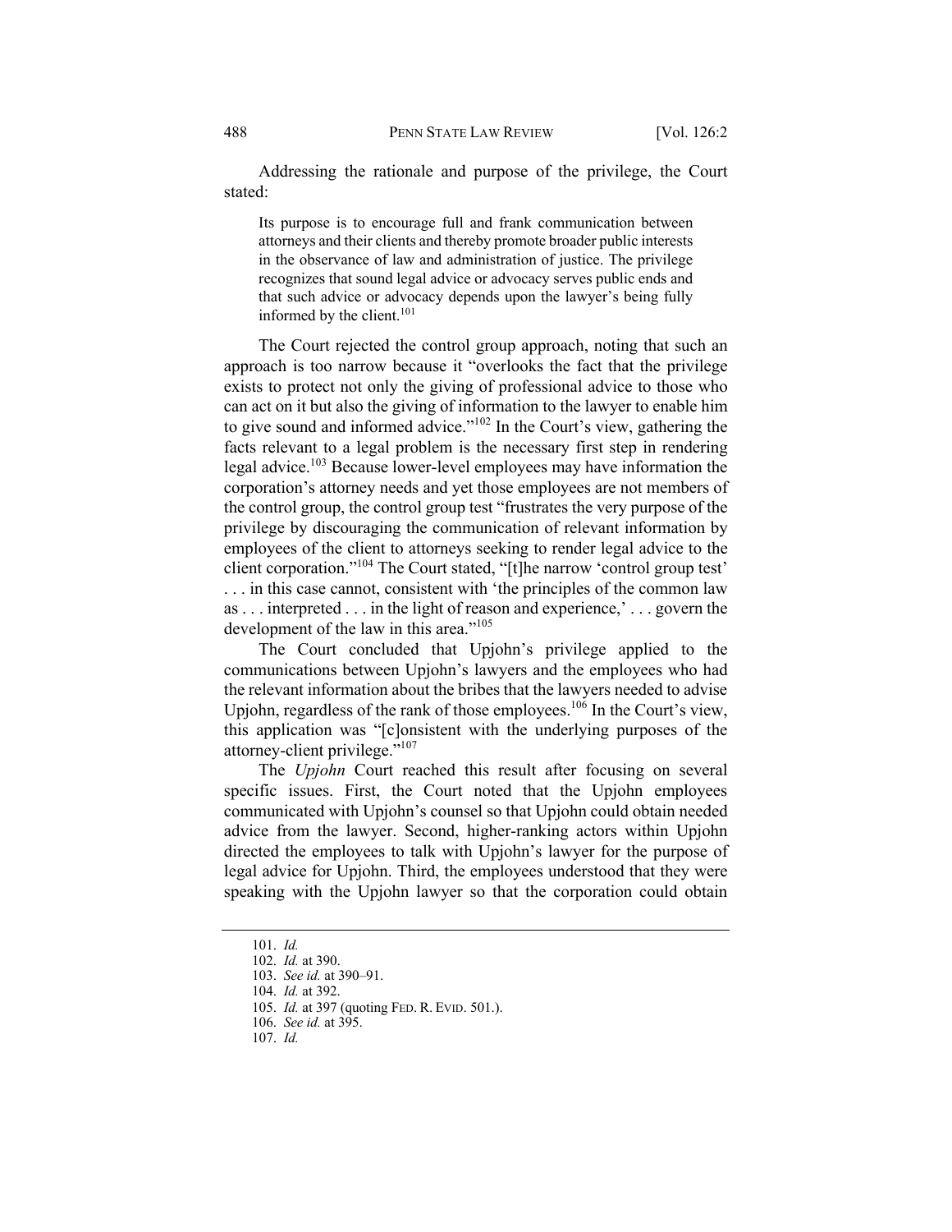Addressing the rationale and purpose of the privilege, the Court stated:

> Its purpose is to encourage full and frank communication between attorneys and their clients and thereby promote broader public interests in the observance of law and administration of justice. The privilege recognizes that sound legal advice or advocacy serves public ends and that such advice or advocacy depends upon the lawyer's being fully informed by the client.[101]

The Court rejected the control group approach, noting that such an approach is too narrow because it "overlooks the fact that the privilege exists to protect not only the giving of professional advice to those who can act on it but also the giving of information to the lawyer to enable him to give sound and informed advice."[102] In the Court's view, gathering the facts relevant to a legal problem is the necessary first step in rendering legal advice.[103] Because lower-level employees may have information the corporation's attorney needs and yet those employees are not members of the control group, the control group test "frustrates the very purpose of the privilege by discouraging the communication of relevant information by employees of the client to attorneys seeking to render legal advice to the client corporation."[104] The Court stated, "[t]he narrow 'control group test' . . . in this case cannot, consistent with 'the principles of the common law as . . . interpreted . . . in the light of reason and experience,' . . . govern the development of the law in this area."[105]

The Court concluded that Upjohn's privilege applied to the communications between Upjohn's lawyers and the employees who had the relevant information about the bribes that the lawyers needed to advise Upjohn, regardless of the rank of those employees.[106] In the Court's view, this application was "[c]onsistent with the underlying purposes of the attorney-client privilege."[107]

The *Upjohn* Court reached this result after focusing on several specific issues. First, the Court noted that the Upjohn employees communicated with Upjohn's counsel so that Upjohn could obtain needed advice from the lawyer. Second, higher-ranking actors within Upjohn directed the employees to talk with Upjohn's lawyer for the purpose of legal advice for Upjohn. Third, the employees understood that they were speaking with the Upjohn lawyer so that the corporation could obtain

---

101. *Id.*
102. *Id.* at 390.
103. *See id.* at 390–91.
104. *Id.* at 392.
105. *Id.* at 397 (quoting FED. R. EVID. 501.).
106. *See id.* at 395.
107. *Id.*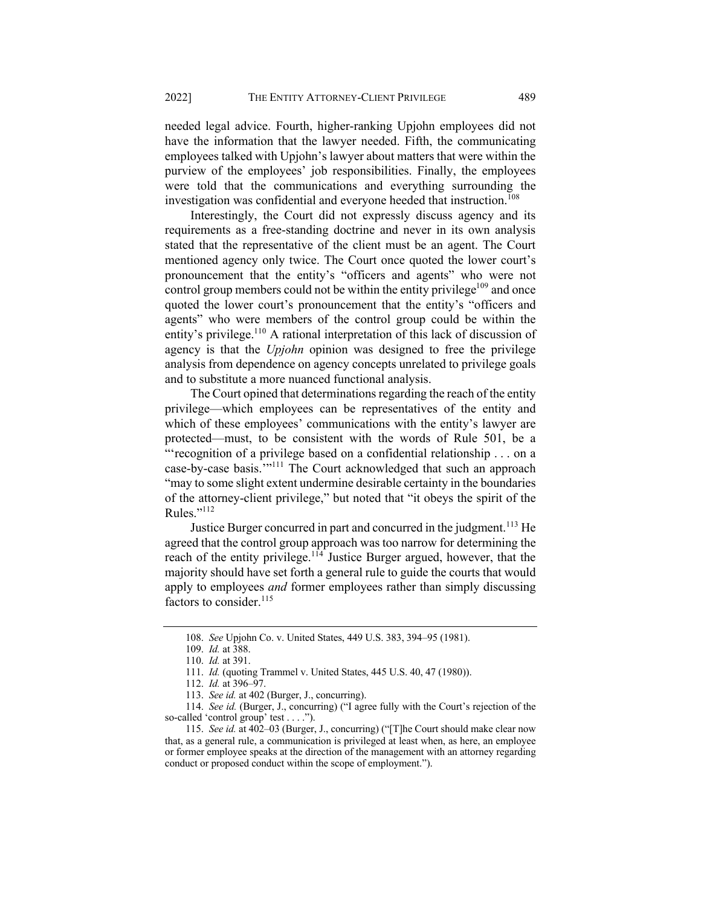needed legal advice. Fourth, higher-ranking Upjohn employees did not have the information that the lawyer needed. Fifth, the communicating employees talked with Upjohn's lawyer about matters that were within the purview of the employees' job responsibilities. Finally, the employees were told that the communications and everything surrounding the investigation was confidential and everyone heeded that instruction.[108]

Interestingly, the Court did not expressly discuss agency and its requirements as a free-standing doctrine and never in its own analysis stated that the representative of the client must be an agent. The Court mentioned agency only twice. The Court once quoted the lower court's pronouncement that the entity's "officers and agents" who were not control group members could not be within the entity privilege[109] and once quoted the lower court's pronouncement that the entity's "officers and agents" who were members of the control group could be within the entity's privilege.[110] A rational interpretation of this lack of discussion of agency is that the *Upjohn* opinion was designed to free the privilege analysis from dependence on agency concepts unrelated to privilege goals and to substitute a more nuanced functional analysis.

The Court opined that determinations regarding the reach of the entity privilege—which employees can be representatives of the entity and which of these employees' communications with the entity's lawyer are protected—must, to be consistent with the words of Rule 501, be a "'recognition of a privilege based on a confidential relationship . . . on a case-by-case basis.'"[111] The Court acknowledged that such an approach "may to some slight extent undermine desirable certainty in the boundaries of the attorney-client privilege," but noted that "it obeys the spirit of the Rules."[112]

Justice Burger concurred in part and concurred in the judgment.[113] He agreed that the control group approach was too narrow for determining the reach of the entity privilege.[114] Justice Burger argued, however, that the majority should have set forth a general rule to guide the courts that would apply to employees *and* former employees rather than simply discussing factors to consider.[115]

---

108. *See* Upjohn Co. v. United States, 449 U.S. 383, 394–95 (1981).

109. *Id.* at 388.

110. *Id.* at 391.

111. *Id.* (quoting Trammel v. United States, 445 U.S. 40, 47 (1980)).

112. *Id.* at 396–97.

113. *See id.* at 402 (Burger, J., concurring).

114. *See id.* (Burger, J., concurring) ("I agree fully with the Court's rejection of the so-called 'control group' test . . . .").

115. *See id.* at 402–03 (Burger, J., concurring) ("[T]he Court should make clear now that, as a general rule, a communication is privileged at least when, as here, an employee or former employee speaks at the direction of the management with an attorney regarding conduct or proposed conduct within the scope of employment.").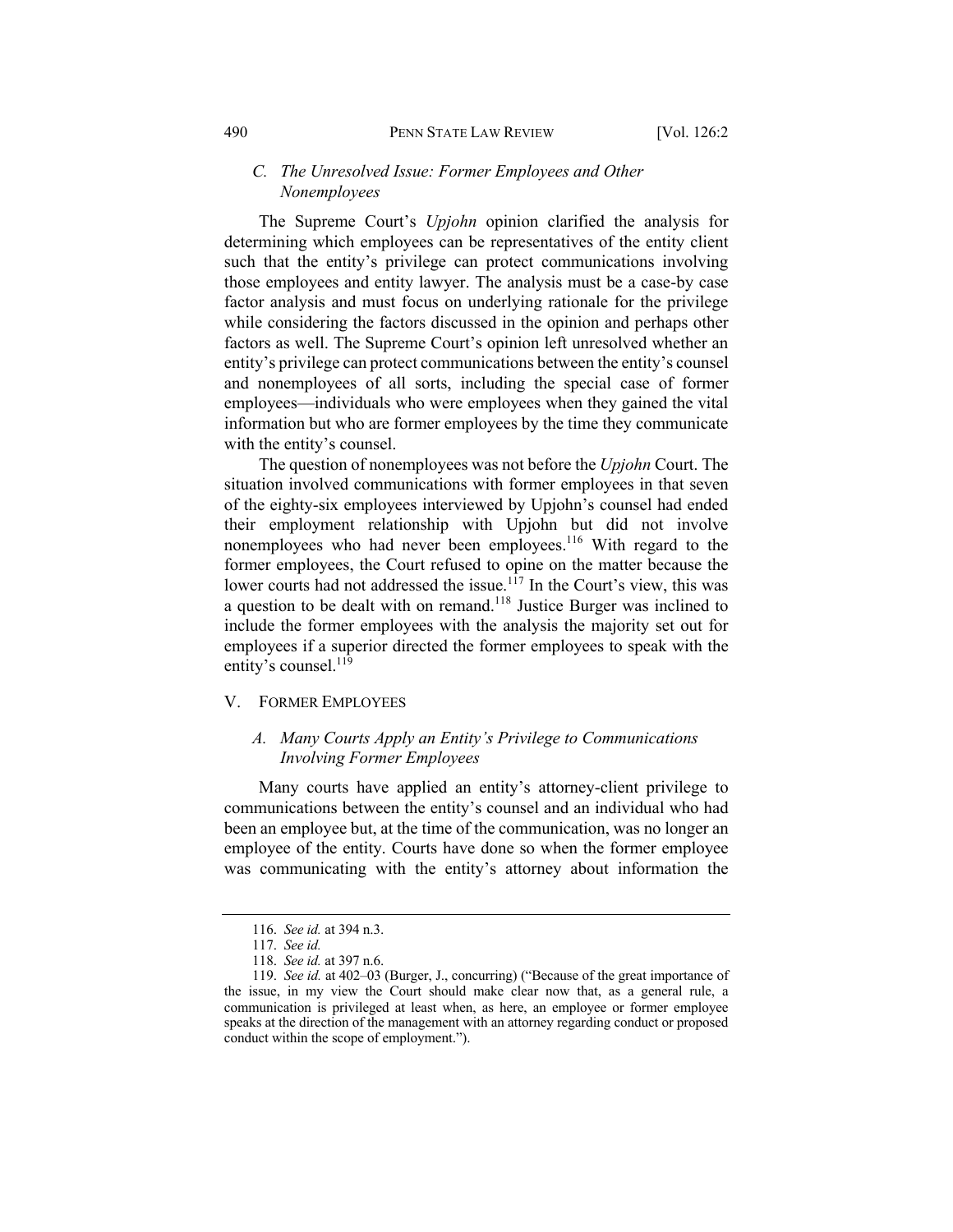### C. *The Unresolved Issue: Former Employees and Other Nonemployees*

The Supreme Court's *Upjohn* opinion clarified the analysis for determining which employees can be representatives of the entity client such that the entity's privilege can protect communications involving those employees and entity lawyer. The analysis must be a case-by case factor analysis and must focus on underlying rationale for the privilege while considering the factors discussed in the opinion and perhaps other factors as well. The Supreme Court's opinion left unresolved whether an entity's privilege can protect communications between the entity's counsel and nonemployees of all sorts, including the special case of former employees—individuals who were employees when they gained the vital information but who are former employees by the time they communicate with the entity's counsel.

The question of nonemployees was not before the *Upjohn* Court. The situation involved communications with former employees in that seven of the eighty-six employees interviewed by Upjohn's counsel had ended their employment relationship with Upjohn but did not involve nonemployees who had never been employees.[116] With regard to the former employees, the Court refused to opine on the matter because the lower courts had not addressed the issue.[117] In the Court's view, this was a question to be dealt with on remand.[118] Justice Burger was inclined to include the former employees with the analysis the majority set out for employees if a superior directed the former employees to speak with the entity's counsel.[119]

## V. FORMER EMPLOYEES

### A. *Many Courts Apply an Entity's Privilege to Communications Involving Former Employees*

Many courts have applied an entity's attorney-client privilege to communications between the entity's counsel and an individual who had been an employee but, at the time of the communication, was no longer an employee of the entity. Courts have done so when the former employee was communicating with the entity's attorney about information the

---

116. *See id.* at 394 n.3.

117. *See id.*

118. *See id.* at 397 n.6.

119. *See id.* at 402–03 (Burger, J., concurring) ("Because of the great importance of the issue, in my view the Court should make clear now that, as a general rule, a communication is privileged at least when, as here, an employee or former employee speaks at the direction of the management with an attorney regarding conduct or proposed conduct within the scope of employment.").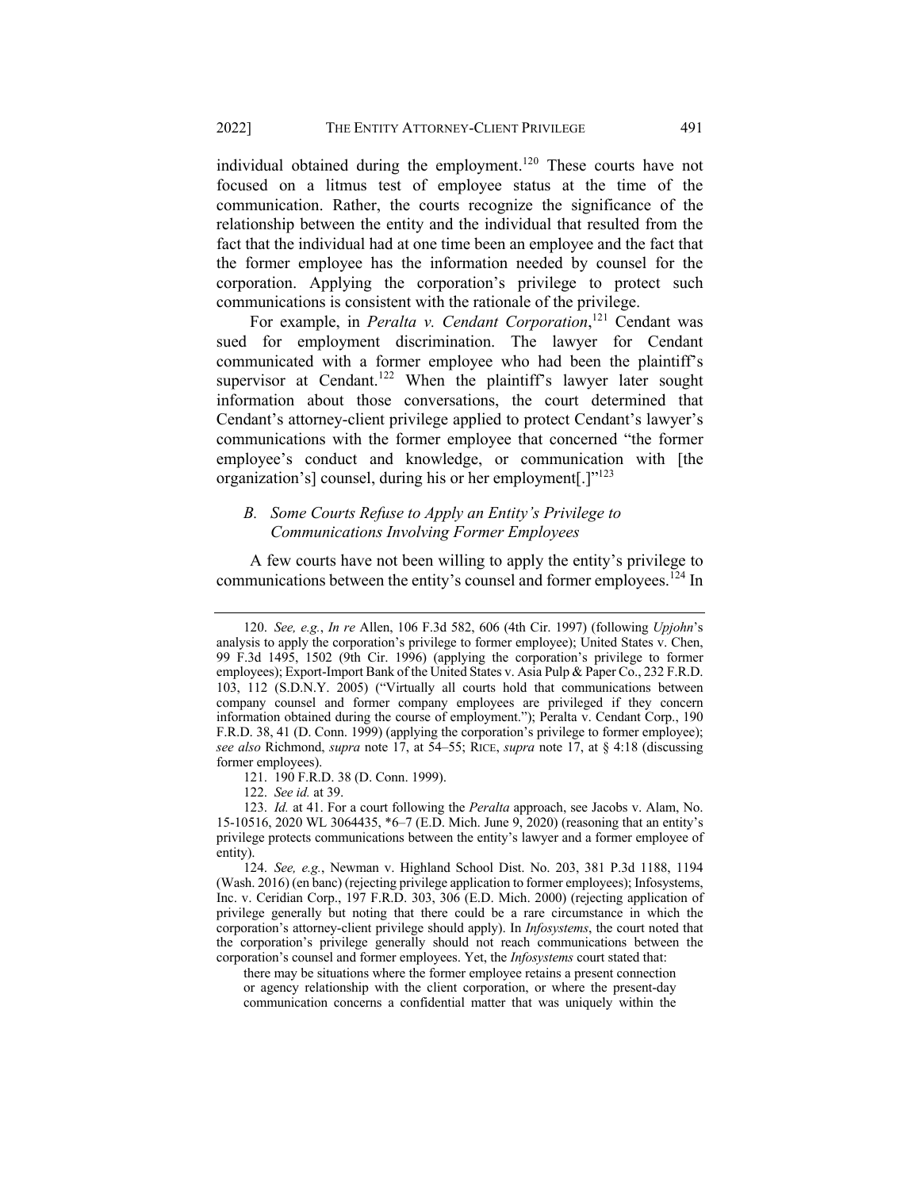individual obtained during the employment.[120] These courts have not focused on a litmus test of employee status at the time of the communication. Rather, the courts recognize the significance of the relationship between the entity and the individual that resulted from the fact that the individual had at one time been an employee and the fact that the former employee has the information needed by counsel for the corporation. Applying the corporation's privilege to protect such communications is consistent with the rationale of the privilege.

For example, in *Peralta v. Cendant Corporation*,[121] Cendant was sued for employment discrimination. The lawyer for Cendant communicated with a former employee who had been the plaintiff's supervisor at Cendant.[122] When the plaintiff's lawyer later sought information about those conversations, the court determined that Cendant's attorney-client privilege applied to protect Cendant's lawyer's communications with the former employee that concerned "the former employee's conduct and knowledge, or communication with [the organization's] counsel, during his or her employment[.]"[123]

### *B. Some Courts Refuse to Apply an Entity's Privilege to Communications Involving Former Employees*

A few courts have not been willing to apply the entity's privilege to communications between the entity's counsel and former employees.[124] In

---

120. *See, e.g.*, *In re* Allen, 106 F.3d 582, 606 (4th Cir. 1997) (following *Upjohn*'s analysis to apply the corporation's privilege to former employee); United States v. Chen, 99 F.3d 1495, 1502 (9th Cir. 1996) (applying the corporation's privilege to former employees); Export-Import Bank of the United States v. Asia Pulp & Paper Co., 232 F.R.D. 103, 112 (S.D.N.Y. 2005) ("Virtually all courts hold that communications between company counsel and former company employees are privileged if they concern information obtained during the course of employment."); Peralta v. Cendant Corp., 190 F.R.D. 38, 41 (D. Conn. 1999) (applying the corporation's privilege to former employee); *see also* Richmond, *supra* note 17, at 54–55; RICE, *supra* note 17, at § 4:18 (discussing former employees).

121. 190 F.R.D. 38 (D. Conn. 1999).

122. *See id.* at 39.

123. *Id.* at 41. For a court following the *Peralta* approach, see Jacobs v. Alam, No. 15-10516, 2020 WL 3064435, \*6–7 (E.D. Mich. June 9, 2020) (reasoning that an entity's privilege protects communications between the entity's lawyer and a former employee of entity).

124. *See, e.g.*, Newman v. Highland School Dist. No. 203, 381 P.3d 1188, 1194 (Wash. 2016) (en banc) (rejecting privilege application to former employees); Infosystems, Inc. v. Ceridian Corp., 197 F.R.D. 303, 306 (E.D. Mich. 2000) (rejecting application of privilege generally but noting that there could be a rare circumstance in which the corporation's attorney-client privilege should apply). In *Infosystems*, the court noted that the corporation's privilege generally should not reach communications between the corporation's counsel and former employees. Yet, the *Infosystems* court stated that:

> there may be situations where the former employee retains a present connection or agency relationship with the client corporation, or where the present-day communication concerns a confidential matter that was uniquely within the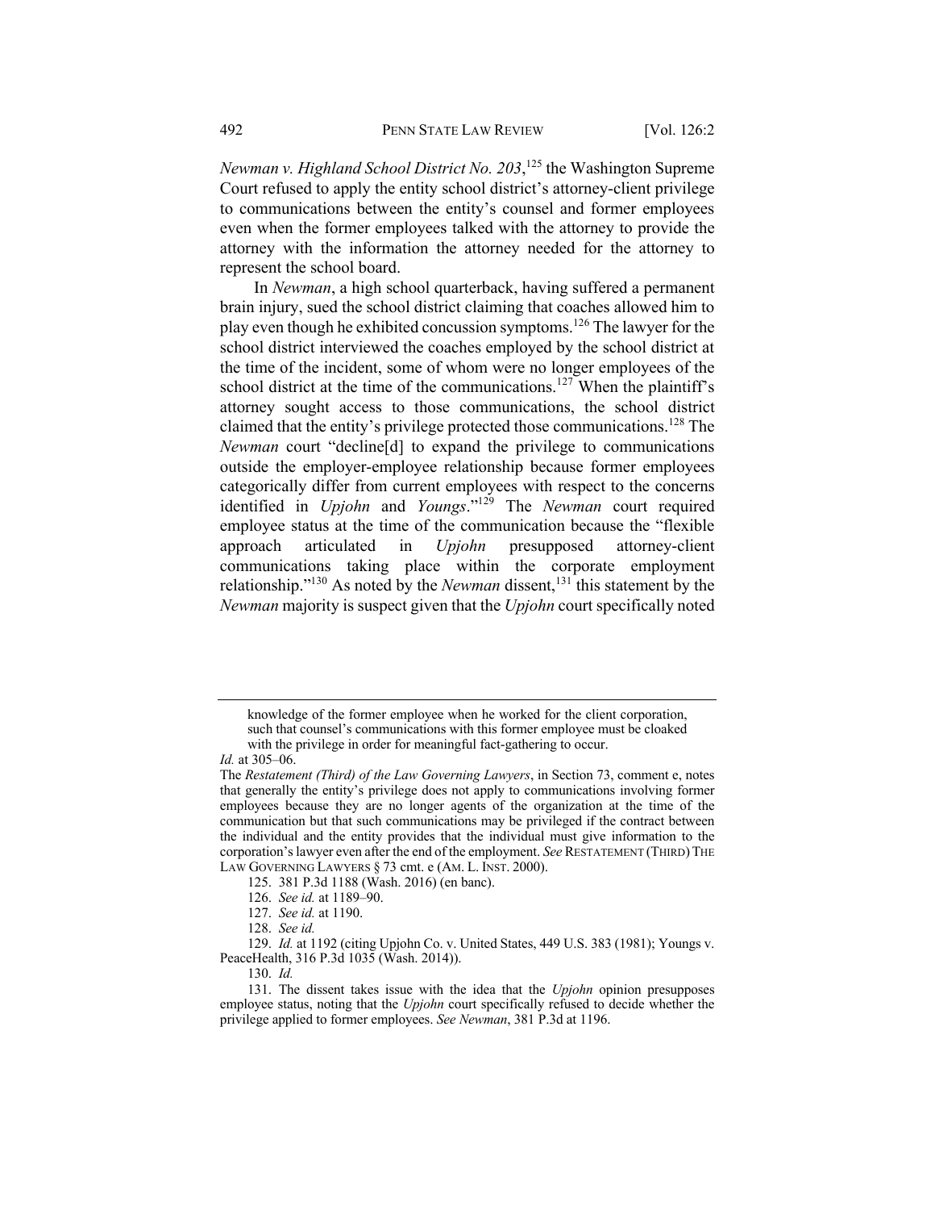*Newman v. Highland School District No. 203*,[125] the Washington Supreme Court refused to apply the entity school district's attorney-client privilege to communications between the entity's counsel and former employees even when the former employees talked with the attorney to provide the attorney with the information the attorney needed for the attorney to represent the school board.

In *Newman*, a high school quarterback, having suffered a permanent brain injury, sued the school district claiming that coaches allowed him to play even though he exhibited concussion symptoms.[126] The lawyer for the school district interviewed the coaches employed by the school district at the time of the incident, some of whom were no longer employees of the school district at the time of the communications.[127] When the plaintiff's attorney sought access to those communications, the school district claimed that the entity's privilege protected those communications.[128] The *Newman* court "decline[d] to expand the privilege to communications outside the employer-employee relationship because former employees categorically differ from current employees with respect to the concerns identified in *Upjohn* and *Youngs*."[129] The *Newman* court required employee status at the time of the communication because the "flexible approach articulated in *Upjohn* presupposed attorney-client communications taking place within the corporate employment relationship."[130] As noted by the *Newman* dissent,[131] this statement by the *Newman* majority is suspect given that the *Upjohn* court specifically noted

---

knowledge of the former employee when he worked for the client corporation, such that counsel's communications with this former employee must be cloaked with the privilege in order for meaningful fact-gathering to occur.

*Id.* at 305–06.

The *Restatement (Third) of the Law Governing Lawyers*, in Section 73, comment e, notes that generally the entity's privilege does not apply to communications involving former employees because they are no longer agents of the organization at the time of the communication but that such communications may be privileged if the contract between the individual and the entity provides that the individual must give information to the corporation's lawyer even after the end of the employment. *See* RESTATEMENT (THIRD) THE LAW GOVERNING LAWYERS § 73 cmt. e (AM. L. INST. 2000).

125. 381 P.3d 1188 (Wash. 2016) (en banc).

126. *See id.* at 1189–90.

127. *See id.* at 1190.

128. *See id.*

129. *Id.* at 1192 (citing Upjohn Co. v. United States, 449 U.S. 383 (1981); Youngs v. PeaceHealth, 316 P.3d 1035 (Wash. 2014)).

130. *Id.*

131. The dissent takes issue with the idea that the *Upjohn* opinion presupposes employee status, noting that the *Upjohn* court specifically refused to decide whether the privilege applied to former employees. *See Newman*, 381 P.3d at 1196.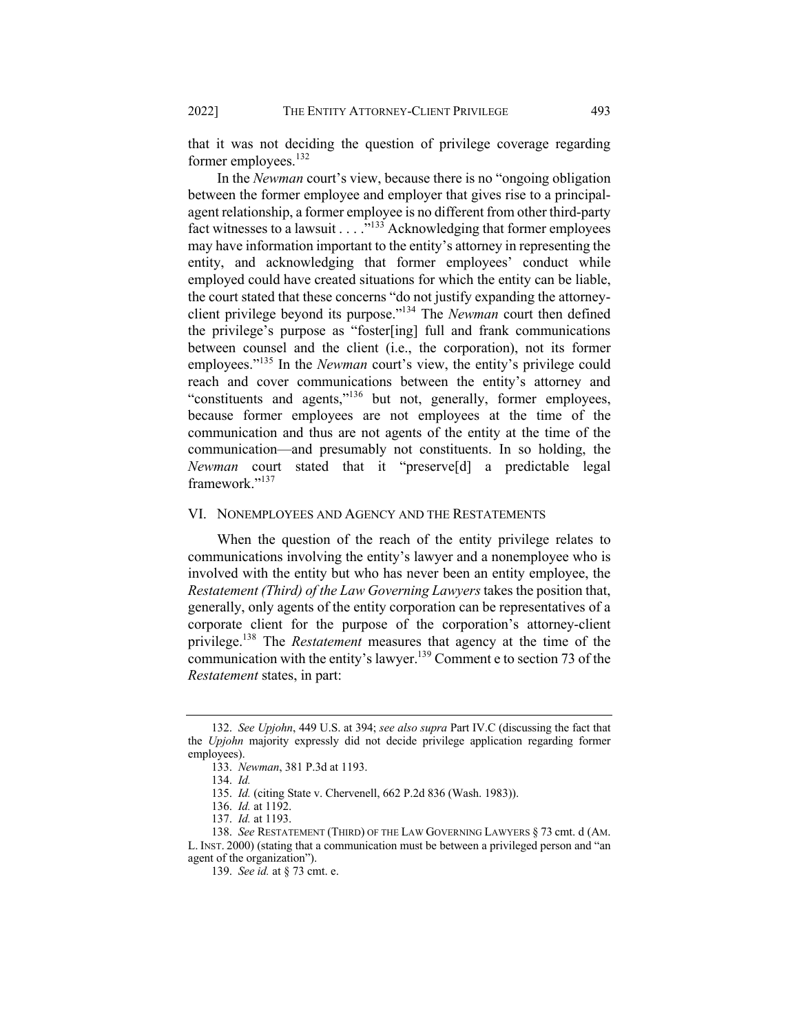that it was not deciding the question of privilege coverage regarding former employees.[132]

In the *Newman* court's view, because there is no "ongoing obligation between the former employee and employer that gives rise to a principal-agent relationship, a former employee is no different from other third-party fact witnesses to a lawsuit . . . ."[133] Acknowledging that former employees may have information important to the entity's attorney in representing the entity, and acknowledging that former employees' conduct while employed could have created situations for which the entity can be liable, the court stated that these concerns "do not justify expanding the attorney-client privilege beyond its purpose."[134] The *Newman* court then defined the privilege's purpose as "foster[ing] full and frank communications between counsel and the client (i.e., the corporation), not its former employees."[135] In the *Newman* court's view, the entity's privilege could reach and cover communications between the entity's attorney and "constituents and agents,"[136] but not, generally, former employees, because former employees are not employees at the time of the communication and thus are not agents of the entity at the time of the communication—and presumably not constituents. In so holding, the *Newman* court stated that it "preserve[d] a predictable legal framework."[137]

## VI. NONEMPLOYEES AND AGENCY AND THE RESTATEMENTS

When the question of the reach of the entity privilege relates to communications involving the entity's lawyer and a nonemployee who is involved with the entity but who has never been an entity employee, the *Restatement (Third) of the Law Governing Lawyers* takes the position that, generally, only agents of the entity corporation can be representatives of a corporate client for the purpose of the corporation's attorney-client privilege.[138] The *Restatement* measures that agency at the time of the communication with the entity's lawyer.[139] Comment e to section 73 of the *Restatement* states, in part:

---

132. *See Upjohn*, 449 U.S. at 394; *see also supra* Part IV.C (discussing the fact that the *Upjohn* majority expressly did not decide privilege application regarding former employees).

133. *Newman*, 381 P.3d at 1193.

134. *Id.*

135. *Id.* (citing State v. Chervenell, 662 P.2d 836 (Wash. 1983)).

136. *Id.* at 1192.

137. *Id.* at 1193.

138. *See* RESTATEMENT (THIRD) OF THE LAW GOVERNING LAWYERS § 73 cmt. d (AM. L. INST. 2000) (stating that a communication must be between a privileged person and "an agent of the organization").

139. *See id.* at § 73 cmt. e.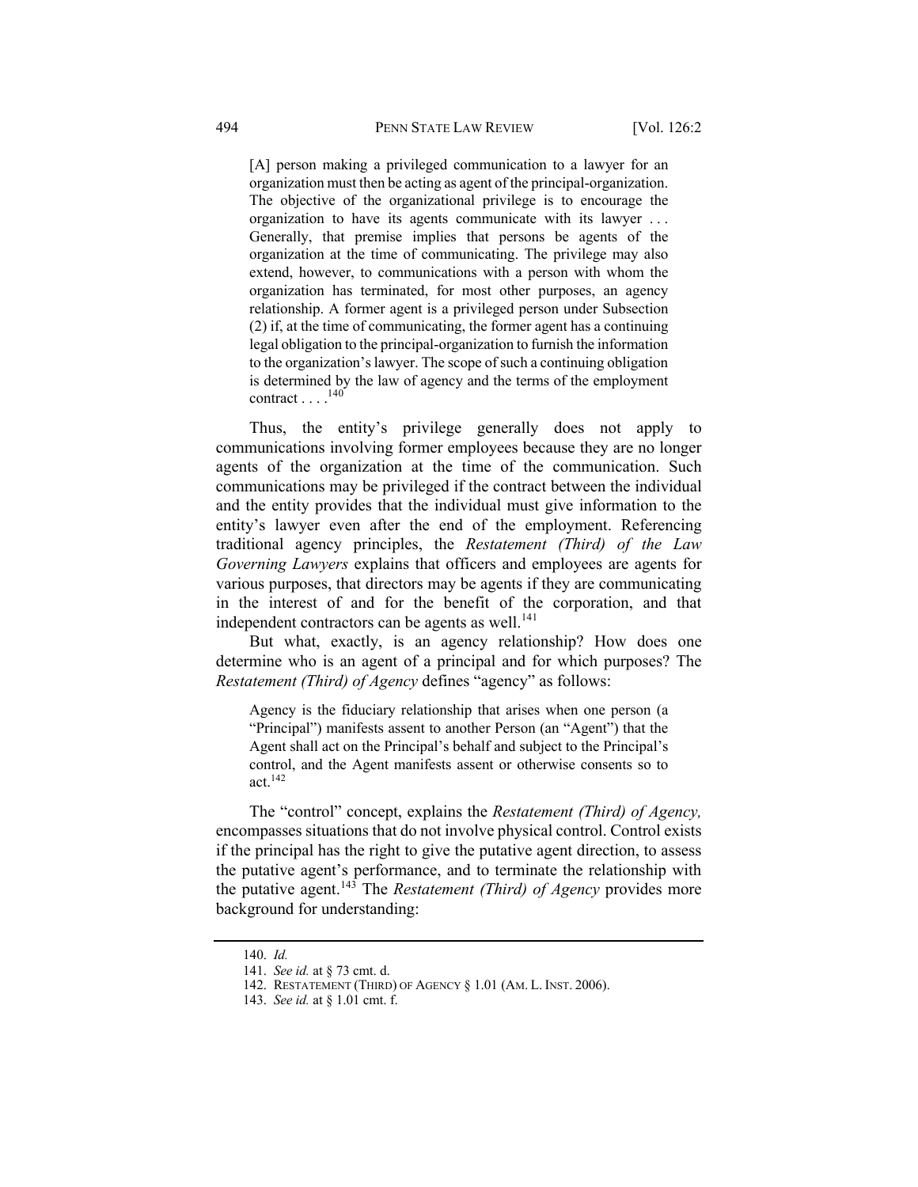> [A] person making a privileged communication to a lawyer for an organization must then be acting as agent of the principal-organization. The objective of the organizational privilege is to encourage the organization to have its agents communicate with its lawyer . . . Generally, that premise implies that persons be agents of the organization at the time of communicating. The privilege may also extend, however, to communications with a person with whom the organization has terminated, for most other purposes, an agency relationship. A former agent is a privileged person under Subsection (2) if, at the time of communicating, the former agent has a continuing legal obligation to the principal-organization to furnish the information to the organization's lawyer. The scope of such a continuing obligation is determined by the law of agency and the terms of the employment contract . . . .[140]

Thus, the entity's privilege generally does not apply to communications involving former employees because they are no longer agents of the organization at the time of the communication. Such communications may be privileged if the contract between the individual and the entity provides that the individual must give information to the entity's lawyer even after the end of the employment. Referencing traditional agency principles, the *Restatement (Third) of the Law Governing Lawyers* explains that officers and employees are agents for various purposes, that directors may be agents if they are communicating in the interest of and for the benefit of the corporation, and that independent contractors can be agents as well.[141]

But what, exactly, is an agency relationship? How does one determine who is an agent of a principal and for which purposes? The *Restatement (Third) of Agency* defines "agency" as follows:

> Agency is the fiduciary relationship that arises when one person (a "Principal") manifests assent to another Person (an "Agent") that the Agent shall act on the Principal's behalf and subject to the Principal's control, and the Agent manifests assent or otherwise consents so to act.[142]

The "control" concept, explains the *Restatement (Third) of Agency,* encompasses situations that do not involve physical control. Control exists if the principal has the right to give the putative agent direction, to assess the putative agent's performance, and to terminate the relationship with the putative agent.[143] The *Restatement (Third) of Agency* provides more background for understanding:

---

140. *Id.*

141. *See id.* at § 73 cmt. d.

142. RESTATEMENT (THIRD) OF AGENCY § 1.01 (AM. L. INST. 2006).

143. *See id.* at § 1.01 cmt. f.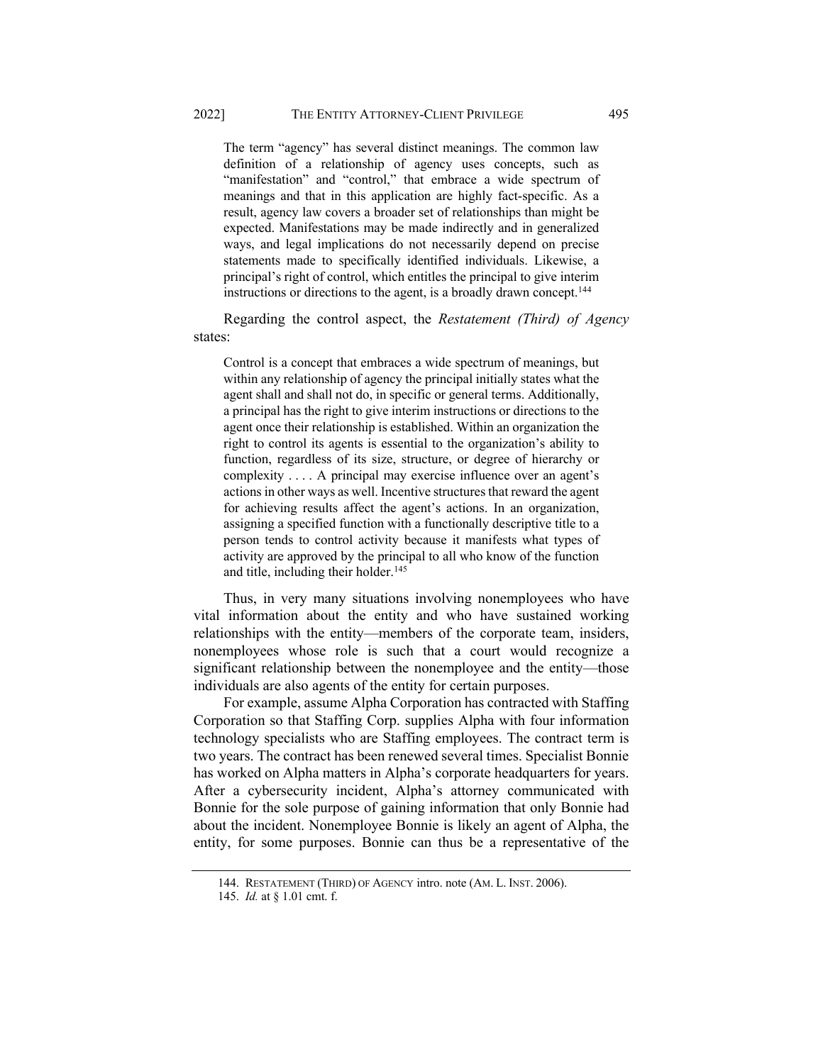> The term "agency" has several distinct meanings. The common law definition of a relationship of agency uses concepts, such as "manifestation" and "control," that embrace a wide spectrum of meanings and that in this application are highly fact-specific. As a result, agency law covers a broader set of relationships than might be expected. Manifestations may be made indirectly and in generalized ways, and legal implications do not necessarily depend on precise statements made to specifically identified individuals. Likewise, a principal's right of control, which entitles the principal to give interim instructions or directions to the agent, is a broadly drawn concept.[144]

Regarding the control aspect, the *Restatement (Third) of Agency* states:

> Control is a concept that embraces a wide spectrum of meanings, but within any relationship of agency the principal initially states what the agent shall and shall not do, in specific or general terms. Additionally, a principal has the right to give interim instructions or directions to the agent once their relationship is established. Within an organization the right to control its agents is essential to the organization's ability to function, regardless of its size, structure, or degree of hierarchy or complexity . . . . A principal may exercise influence over an agent's actions in other ways as well. Incentive structures that reward the agent for achieving results affect the agent's actions. In an organization, assigning a specified function with a functionally descriptive title to a person tends to control activity because it manifests what types of activity are approved by the principal to all who know of the function and title, including their holder.[145]

Thus, in very many situations involving nonemployees who have vital information about the entity and who have sustained working relationships with the entity—members of the corporate team, insiders, nonemployees whose role is such that a court would recognize a significant relationship between the nonemployee and the entity—those individuals are also agents of the entity for certain purposes.

For example, assume Alpha Corporation has contracted with Staffing Corporation so that Staffing Corp. supplies Alpha with four information technology specialists who are Staffing employees. The contract term is two years. The contract has been renewed several times. Specialist Bonnie has worked on Alpha matters in Alpha's corporate headquarters for years. After a cybersecurity incident, Alpha's attorney communicated with Bonnie for the sole purpose of gaining information that only Bonnie had about the incident. Nonemployee Bonnie is likely an agent of Alpha, the entity, for some purposes. Bonnie can thus be a representative of the

---

144. RESTATEMENT (THIRD) OF AGENCY intro. note (AM. L. INST. 2006).

145. *Id.* at § 1.01 cmt. f.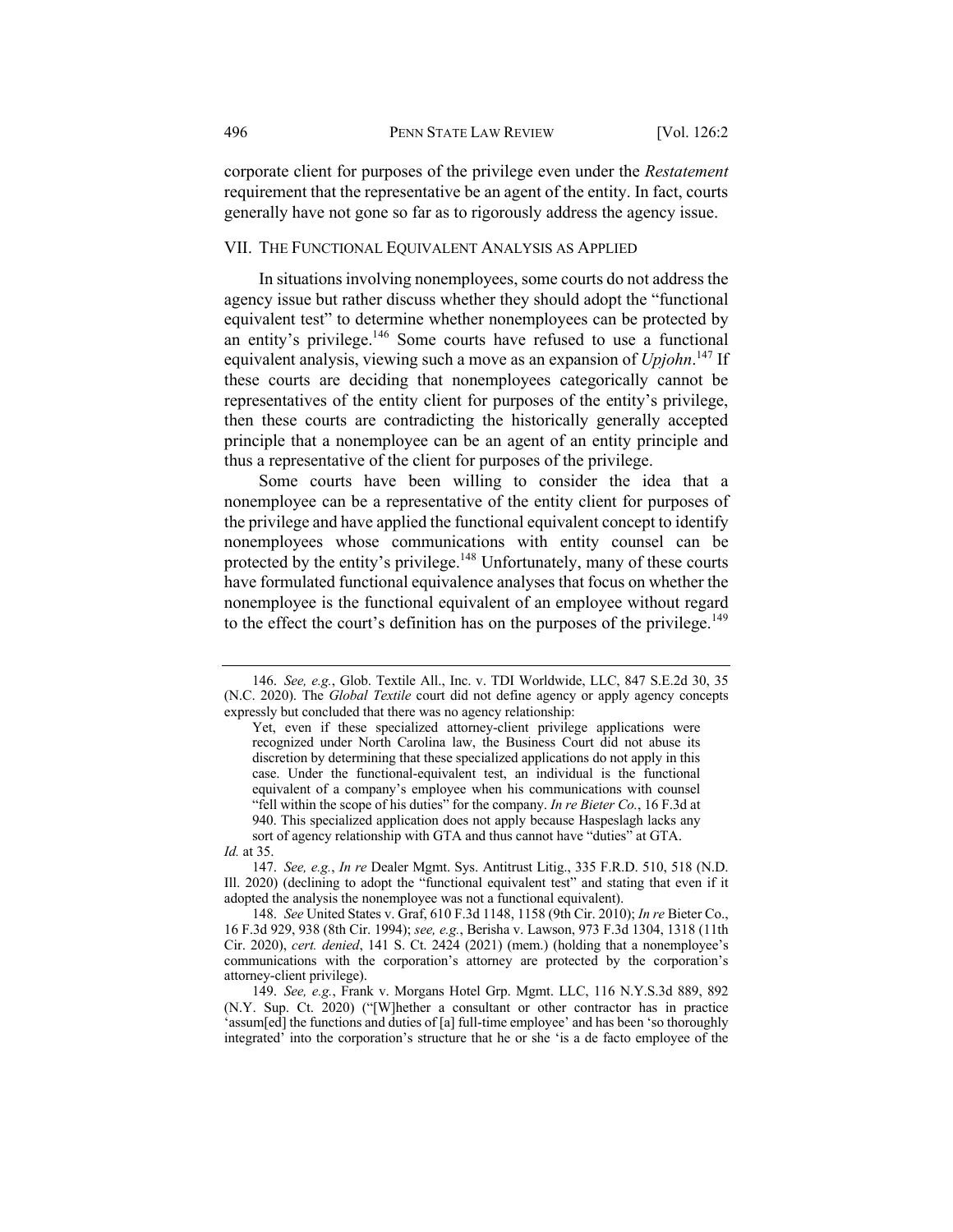corporate client for purposes of the privilege even under the *Restatement* requirement that the representative be an agent of the entity. In fact, courts generally have not gone so far as to rigorously address the agency issue.

## VII. THE FUNCTIONAL EQUIVALENT ANALYSIS AS APPLIED

In situations involving nonemployees, some courts do not address the agency issue but rather discuss whether they should adopt the "functional equivalent test" to determine whether nonemployees can be protected by an entity's privilege.[146] Some courts have refused to use a functional equivalent analysis, viewing such a move as an expansion of *Upjohn*.[147] If these courts are deciding that nonemployees categorically cannot be representatives of the entity client for purposes of the entity's privilege, then these courts are contradicting the historically generally accepted principle that a nonemployee can be an agent of an entity principle and thus a representative of the client for purposes of the privilege.

Some courts have been willing to consider the idea that a nonemployee can be a representative of the entity client for purposes of the privilege and have applied the functional equivalent concept to identify nonemployees whose communications with entity counsel can be protected by the entity's privilege.[148] Unfortunately, many of these courts have formulated functional equivalence analyses that focus on whether the nonemployee is the functional equivalent of an employee without regard to the effect the court's definition has on the purposes of the privilege.[149]

---

146. *See, e.g.*, Glob. Textile All., Inc. v. TDI Worldwide, LLC, 847 S.E.2d 30, 35 (N.C. 2020). The *Global Textile* court did not define agency or apply agency concepts expressly but concluded that there was no agency relationship:

> Yet, even if these specialized attorney-client privilege applications were recognized under North Carolina law, the Business Court did not abuse its discretion by determining that these specialized applications do not apply in this case. Under the functional-equivalent test, an individual is the functional equivalent of a company's employee when his communications with counsel "fell within the scope of his duties" for the company. *In re Bieter Co.*, 16 F.3d at 940. This specialized application does not apply because Haspeslagh lacks any sort of agency relationship with GTA and thus cannot have "duties" at GTA.

*Id.* at 35.

147. *See, e.g.*, *In re* Dealer Mgmt. Sys. Antitrust Litig., 335 F.R.D. 510, 518 (N.D. Ill. 2020) (declining to adopt the "functional equivalent test" and stating that even if it adopted the analysis the nonemployee was not a functional equivalent).

148. *See* United States v. Graf, 610 F.3d 1148, 1158 (9th Cir. 2010); *In re* Bieter Co., 16 F.3d 929, 938 (8th Cir. 1994); *see, e.g.*, Berisha v. Lawson, 973 F.3d 1304, 1318 (11th Cir. 2020), *cert. denied*, 141 S. Ct. 2424 (2021) (mem.) (holding that a nonemployee's communications with the corporation's attorney are protected by the corporation's attorney-client privilege).

149. *See, e.g.*, Frank v. Morgans Hotel Grp. Mgmt. LLC, 116 N.Y.S.3d 889, 892 (N.Y. Sup. Ct. 2020) ("[W]hether a consultant or other contractor has in practice 'assum[ed] the functions and duties of [a] full-time employee' and has been 'so thoroughly integrated' into the corporation's structure that he or she 'is a de facto employee of the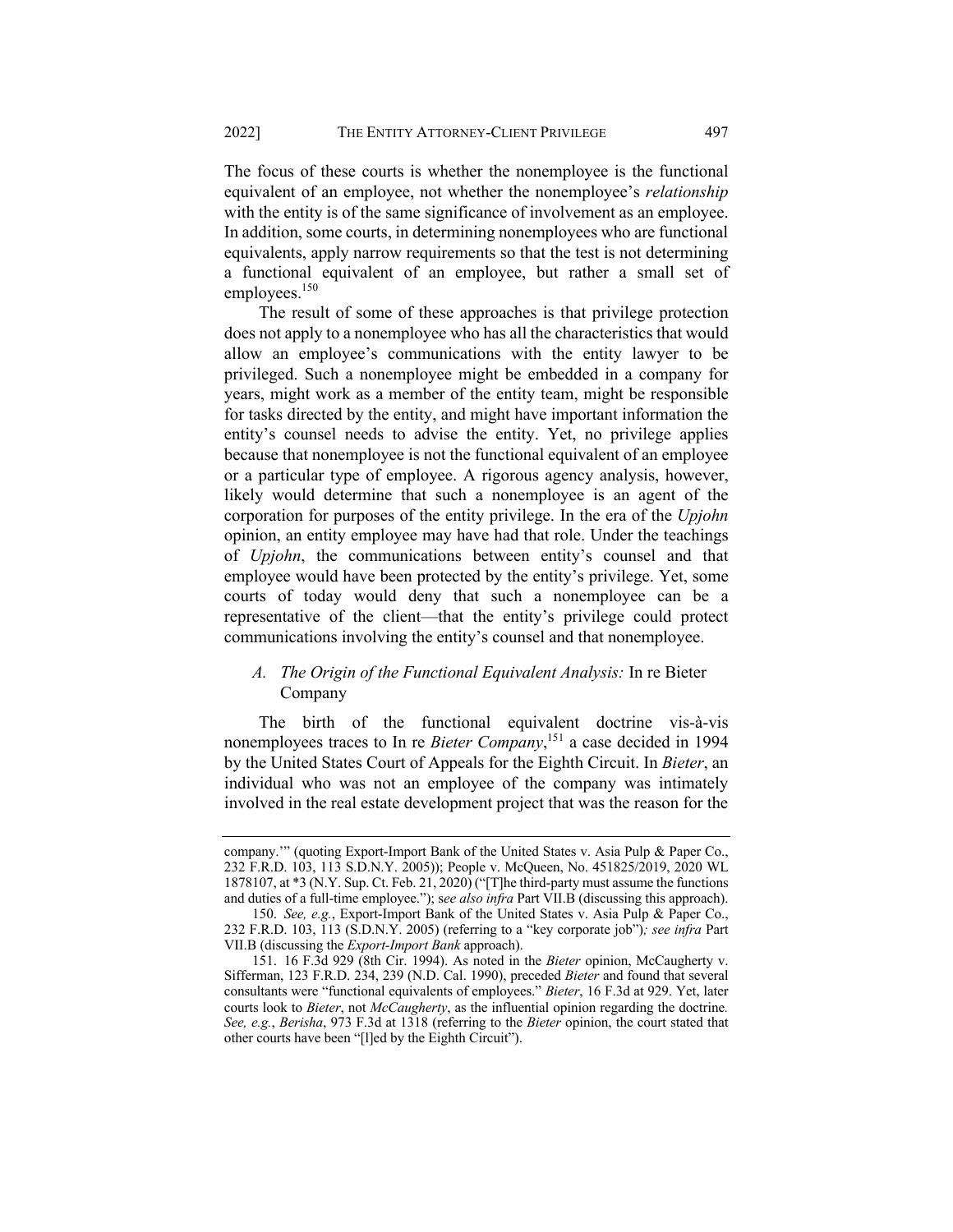The focus of these courts is whether the nonemployee is the functional equivalent of an employee, not whether the nonemployee's *relationship* with the entity is of the same significance of involvement as an employee. In addition, some courts, in determining nonemployees who are functional equivalents, apply narrow requirements so that the test is not determining a functional equivalent of an employee, but rather a small set of employees.[150]

The result of some of these approaches is that privilege protection does not apply to a nonemployee who has all the characteristics that would allow an employee's communications with the entity lawyer to be privileged. Such a nonemployee might be embedded in a company for years, might work as a member of the entity team, might be responsible for tasks directed by the entity, and might have important information the entity's counsel needs to advise the entity. Yet, no privilege applies because that nonemployee is not the functional equivalent of an employee or a particular type of employee. A rigorous agency analysis, however, likely would determine that such a nonemployee is an agent of the corporation for purposes of the entity privilege. In the era of the *Upjohn* opinion, an entity employee may have had that role. Under the teachings of *Upjohn*, the communications between entity's counsel and that employee would have been protected by the entity's privilege. Yet, some courts of today would deny that such a nonemployee can be a representative of the client—that the entity's privilege could protect communications involving the entity's counsel and that nonemployee.

### *A. The Origin of the Functional Equivalent Analysis:* In re Bieter Company

The birth of the functional equivalent doctrine vis-à-vis nonemployees traces to In re *Bieter Company*,[151] a case decided in 1994 by the United States Court of Appeals for the Eighth Circuit. In *Bieter*, an individual who was not an employee of the company was intimately involved in the real estate development project that was the reason for the

---

company.'" (quoting Export-Import Bank of the United States v. Asia Pulp & Paper Co., 232 F.R.D. 103, 113 S.D.N.Y. 2005)); People v. McQueen, No. 451825/2019, 2020 WL 1878107, at *3 (N.Y. Sup. Ct. Feb. 21, 2020) ("[T]he third-party must assume the functions and duties of a full-time employee."); s*ee also infra* Part VII.B (discussing this approach).

150. *See, e.g.*, Export-Import Bank of the United States v. Asia Pulp & Paper Co., 232 F.R.D. 103, 113 (S.D.N.Y. 2005) (referring to a "key corporate job")*; see infra* Part VII.B (discussing the *Export-Import Bank* approach).

151. 16 F.3d 929 (8th Cir. 1994). As noted in the *Bieter* opinion, McCaugherty v. Sifferman, 123 F.R.D. 234, 239 (N.D. Cal. 1990), preceded *Bieter* and found that several consultants were "functional equivalents of employees." *Bieter*, 16 F.3d at 929. Yet, later courts look to *Bieter*, not *McCaugherty*, as the influential opinion regarding the doctrine*. See, e.g.*, *Berisha*, 973 F.3d at 1318 (referring to the *Bieter* opinion, the court stated that other courts have been "[l]ed by the Eighth Circuit").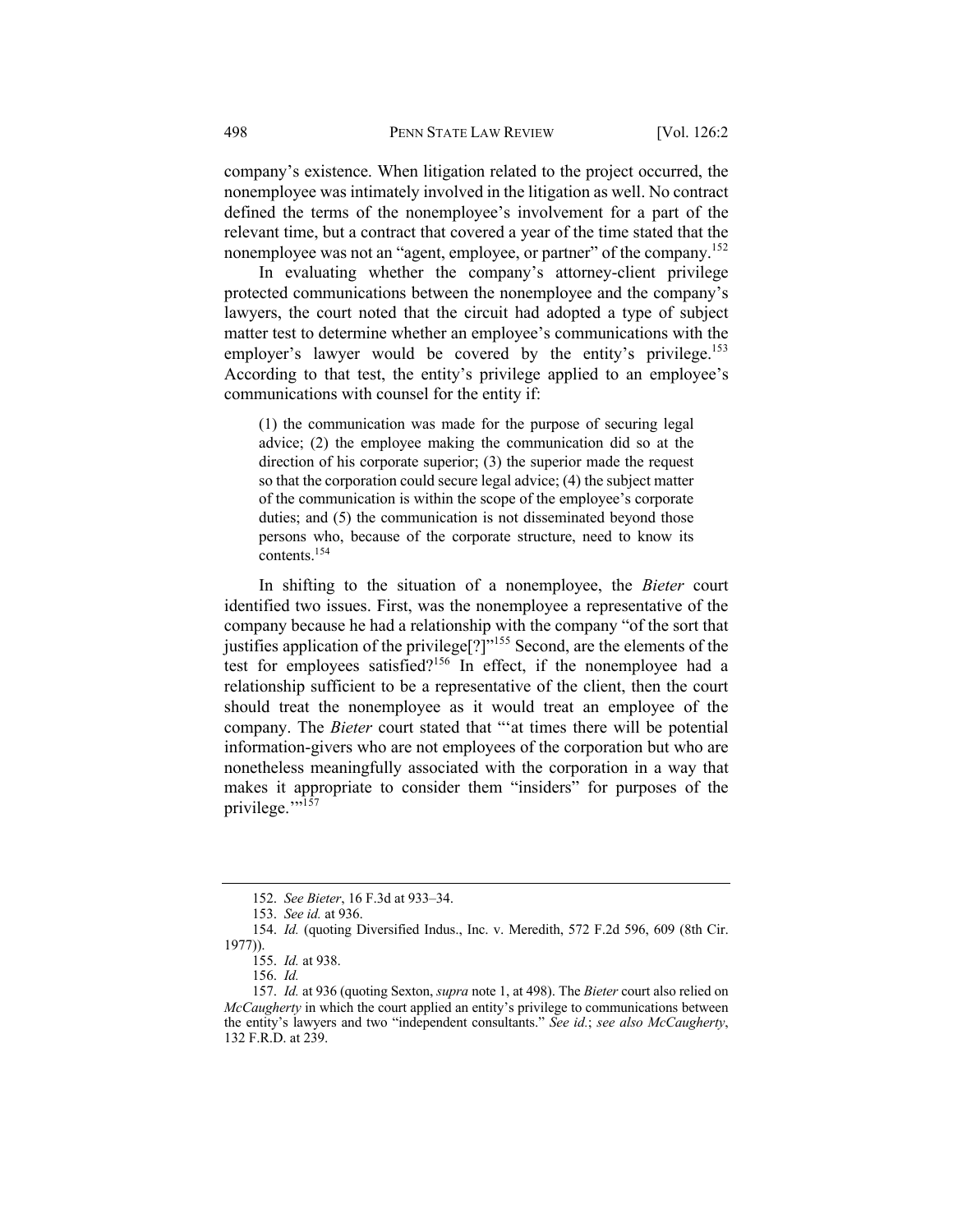company's existence. When litigation related to the project occurred, the nonemployee was intimately involved in the litigation as well. No contract defined the terms of the nonemployee's involvement for a part of the relevant time, but a contract that covered a year of the time stated that the nonemployee was not an "agent, employee, or partner" of the company.[152]

In evaluating whether the company's attorney-client privilege protected communications between the nonemployee and the company's lawyers, the court noted that the circuit had adopted a type of subject matter test to determine whether an employee's communications with the employer's lawyer would be covered by the entity's privilege.[153] According to that test, the entity's privilege applied to an employee's communications with counsel for the entity if:

> (1) the communication was made for the purpose of securing legal advice; (2) the employee making the communication did so at the direction of his corporate superior; (3) the superior made the request so that the corporation could secure legal advice; (4) the subject matter of the communication is within the scope of the employee's corporate duties; and (5) the communication is not disseminated beyond those persons who, because of the corporate structure, need to know its contents.[154]

In shifting to the situation of a nonemployee, the *Bieter* court identified two issues. First, was the nonemployee a representative of the company because he had a relationship with the company "of the sort that justifies application of the privilege[?]"[155] Second, are the elements of the test for employees satisfied?[156] In effect, if the nonemployee had a relationship sufficient to be a representative of the client, then the court should treat the nonemployee as it would treat an employee of the company. The *Bieter* court stated that "'at times there will be potential information-givers who are not employees of the corporation but who are nonetheless meaningfully associated with the corporation in a way that makes it appropriate to consider them "insiders" for purposes of the privilege.'"[157]

---

152. *See Bieter*, 16 F.3d at 933–34.

153. *See id.* at 936.

154. *Id.* (quoting Diversified Indus., Inc. v. Meredith, 572 F.2d 596, 609 (8th Cir. 1977)).

155. *Id.* at 938.

156. *Id.*

157. *Id.* at 936 (quoting Sexton, *supra* note 1, at 498). The *Bieter* court also relied on *McCaugherty* in which the court applied an entity's privilege to communications between the entity's lawyers and two "independent consultants." *See id.*; *see also McCaugherty*, 132 F.R.D. at 239.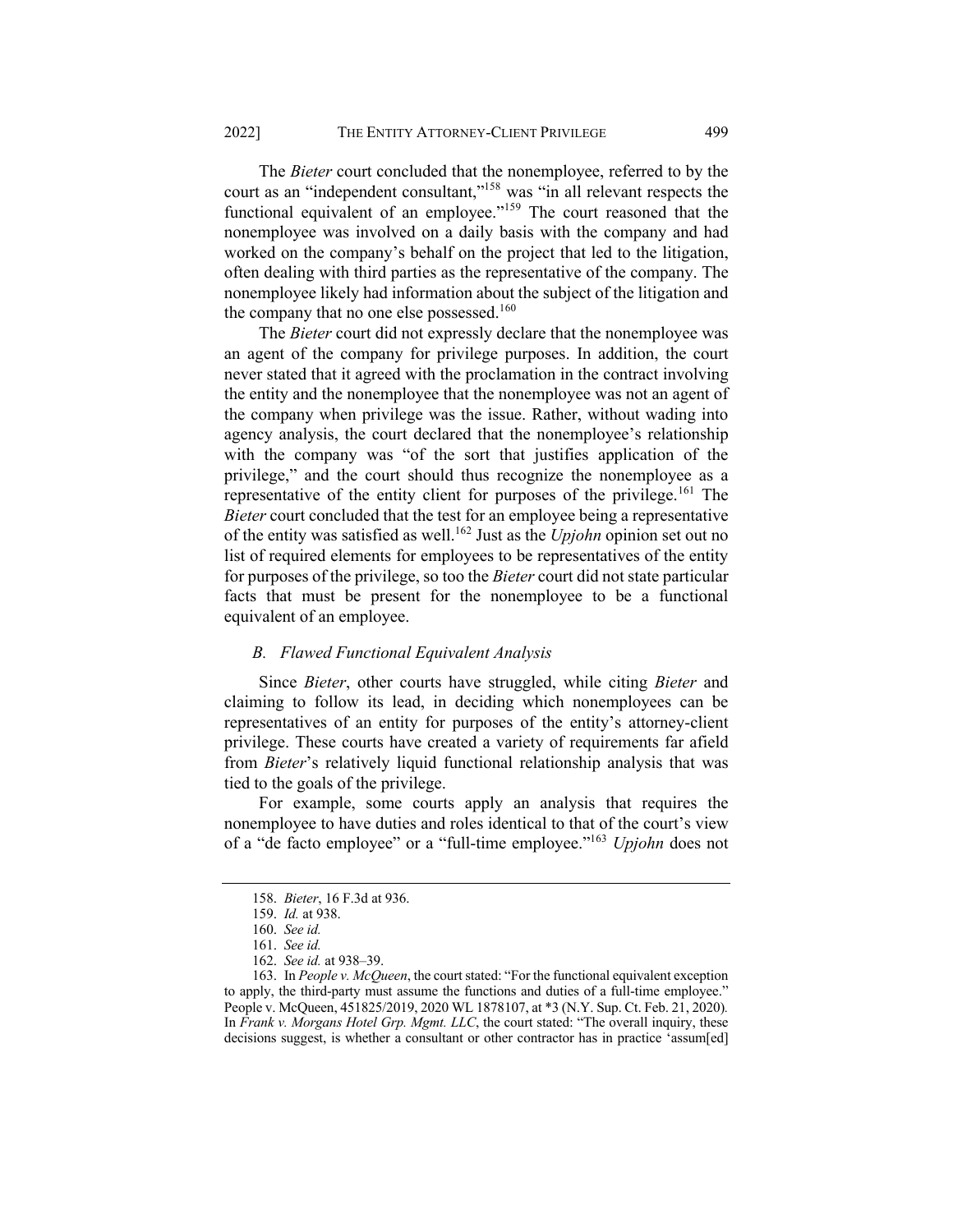The *Bieter* court concluded that the nonemployee, referred to by the court as an "independent consultant,"[158] was "in all relevant respects the functional equivalent of an employee."[159] The court reasoned that the nonemployee was involved on a daily basis with the company and had worked on the company's behalf on the project that led to the litigation, often dealing with third parties as the representative of the company. The nonemployee likely had information about the subject of the litigation and the company that no one else possessed.[160]

The *Bieter* court did not expressly declare that the nonemployee was an agent of the company for privilege purposes. In addition, the court never stated that it agreed with the proclamation in the contract involving the entity and the nonemployee that the nonemployee was not an agent of the company when privilege was the issue. Rather, without wading into agency analysis, the court declared that the nonemployee's relationship with the company was "of the sort that justifies application of the privilege," and the court should thus recognize the nonemployee as a representative of the entity client for purposes of the privilege.[161] The *Bieter* court concluded that the test for an employee being a representative of the entity was satisfied as well.[162] Just as the *Upjohn* opinion set out no list of required elements for employees to be representatives of the entity for purposes of the privilege, so too the *Bieter* court did not state particular facts that must be present for the nonemployee to be a functional equivalent of an employee.

### *B. Flawed Functional Equivalent Analysis*

Since *Bieter*, other courts have struggled, while citing *Bieter* and claiming to follow its lead, in deciding which nonemployees can be representatives of an entity for purposes of the entity's attorney-client privilege. These courts have created a variety of requirements far afield from *Bieter*'s relatively liquid functional relationship analysis that was tied to the goals of the privilege.

For example, some courts apply an analysis that requires the nonemployee to have duties and roles identical to that of the court's view of a "de facto employee" or a "full-time employee."[163] *Upjohn* does not

---

158. *Bieter*, 16 F.3d at 936.

159. *Id.* at 938.

160. *See id.*

161. *See id.*

162. *See id.* at 938–39.

163. In *People v. McQueen*, the court stated: "For the functional equivalent exception to apply, the third-party must assume the functions and duties of a full-time employee." People v. McQueen, 451825/2019, 2020 WL 1878107, at *3 (N.Y. Sup. Ct. Feb. 21, 2020). In *Frank v. Morgans Hotel Grp. Mgmt. LLC*, the court stated: "The overall inquiry, these decisions suggest, is whether a consultant or other contractor has in practice 'assum[ed]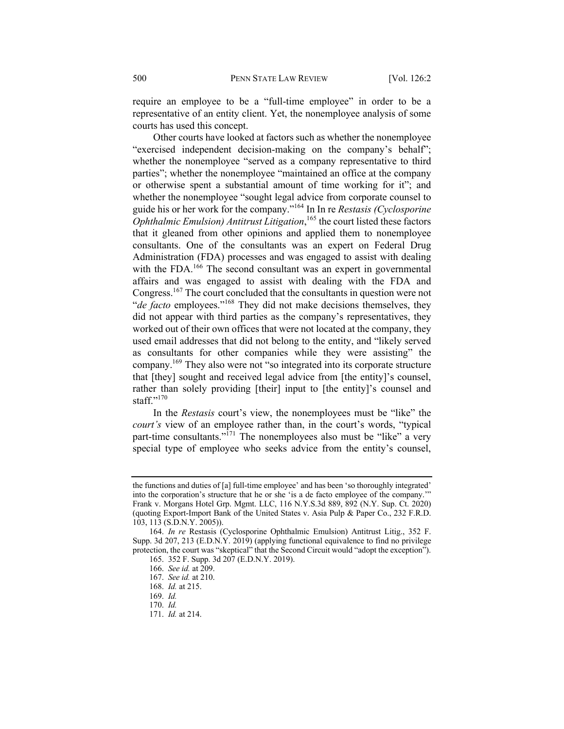require an employee to be a "full-time employee" in order to be a representative of an entity client. Yet, the nonemployee analysis of some courts has used this concept.

Other courts have looked at factors such as whether the nonemployee "exercised independent decision-making on the company's behalf"; whether the nonemployee "served as a company representative to third parties"; whether the nonemployee "maintained an office at the company or otherwise spent a substantial amount of time working for it"; and whether the nonemployee "sought legal advice from corporate counsel to guide his or her work for the company."[164] In In re *Restasis (Cyclosporine Ophthalmic Emulsion) Antitrust Litigation*,[165] the court listed these factors that it gleaned from other opinions and applied them to nonemployee consultants. One of the consultants was an expert on Federal Drug Administration (FDA) processes and was engaged to assist with dealing with the FDA.[166] The second consultant was an expert in governmental affairs and was engaged to assist with dealing with the FDA and Congress.[167] The court concluded that the consultants in question were not "*de facto* employees."[168] They did not make decisions themselves, they did not appear with third parties as the company's representatives, they worked out of their own offices that were not located at the company, they used email addresses that did not belong to the entity, and "likely served as consultants for other companies while they were assisting" the company.[169] They also were not "so integrated into its corporate structure that [they] sought and received legal advice from [the entity]'s counsel, rather than solely providing [their] input to [the entity]'s counsel and staff."[170]

In the *Restasis* court's view, the nonemployees must be "like" the *court's* view of an employee rather than, in the court's words, "typical part-time consultants."[171] The nonemployees also must be "like" a very special type of employee who seeks advice from the entity's counsel,

---

the functions and duties of [a] full-time employee' and has been 'so thoroughly integrated' into the corporation's structure that he or she 'is a de facto employee of the company.'" Frank v. Morgans Hotel Grp. Mgmt. LLC, 116 N.Y.S.3d 889, 892 (N.Y. Sup. Ct. 2020) (quoting Export-Import Bank of the United States v. Asia Pulp & Paper Co., 232 F.R.D. 103, 113 (S.D.N.Y. 2005)).

164. *In re* Restasis (Cyclosporine Ophthalmic Emulsion) Antitrust Litig., 352 F. Supp. 3d 207, 213 (E.D.N.Y. 2019) (applying functional equivalence to find no privilege protection, the court was "skeptical" that the Second Circuit would "adopt the exception").

165. 352 F. Supp. 3d 207 (E.D.N.Y. 2019).

166. *See id.* at 209.

167. *See id.* at 210.

168. *Id.* at 215.

169. *Id.*

170. *Id.*

171. *Id.* at 214.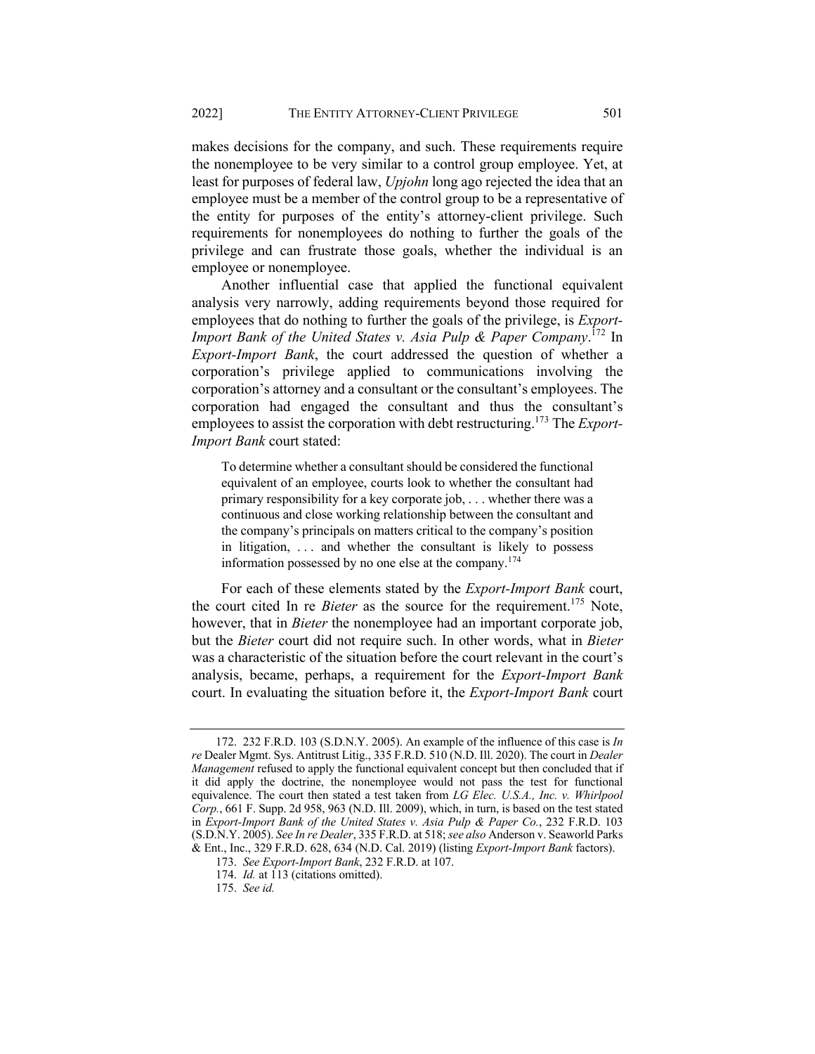makes decisions for the company, and such. These requirements require the nonemployee to be very similar to a control group employee. Yet, at least for purposes of federal law, *Upjohn* long ago rejected the idea that an employee must be a member of the control group to be a representative of the entity for purposes of the entity's attorney-client privilege. Such requirements for nonemployees do nothing to further the goals of the privilege and can frustrate those goals, whether the individual is an employee or nonemployee.

Another influential case that applied the functional equivalent analysis very narrowly, adding requirements beyond those required for employees that do nothing to further the goals of the privilege, is *Export-Import Bank of the United States v. Asia Pulp & Paper Company*.[172] In *Export-Import Bank*, the court addressed the question of whether a corporation's privilege applied to communications involving the corporation's attorney and a consultant or the consultant's employees. The corporation had engaged the consultant and thus the consultant's employees to assist the corporation with debt restructuring.[173] The *Export-Import Bank* court stated:

> To determine whether a consultant should be considered the functional equivalent of an employee, courts look to whether the consultant had primary responsibility for a key corporate job, . . . whether there was a continuous and close working relationship between the consultant and the company's principals on matters critical to the company's position in litigation, . . . and whether the consultant is likely to possess information possessed by no one else at the company.[174]

For each of these elements stated by the *Export-Import Bank* court, the court cited In re *Bieter* as the source for the requirement.[175] Note, however, that in *Bieter* the nonemployee had an important corporate job, but the *Bieter* court did not require such. In other words, what in *Bieter* was a characteristic of the situation before the court relevant in the court's analysis, became, perhaps, a requirement for the *Export-Import Bank* court. In evaluating the situation before it, the *Export-Import Bank* court

---

172. 232 F.R.D. 103 (S.D.N.Y. 2005). An example of the influence of this case is *In re* Dealer Mgmt. Sys. Antitrust Litig., 335 F.R.D. 510 (N.D. Ill. 2020). The court in *Dealer Management* refused to apply the functional equivalent concept but then concluded that if it did apply the doctrine, the nonemployee would not pass the test for functional equivalence. The court then stated a test taken from *LG Elec. U.S.A., Inc. v. Whirlpool Corp.*, 661 F. Supp. 2d 958, 963 (N.D. Ill. 2009), which, in turn, is based on the test stated in *Export-Import Bank of the United States v. Asia Pulp & Paper Co.*, 232 F.R.D. 103 (S.D.N.Y. 2005). *See In re Dealer*, 335 F.R.D. at 518; *see also* Anderson v. Seaworld Parks & Ent., Inc., 329 F.R.D. 628, 634 (N.D. Cal. 2019) (listing *Export-Import Bank* factors).

173. *See Export-Import Bank*, 232 F.R.D. at 107.

174. *Id.* at 113 (citations omitted).

175. *See id.*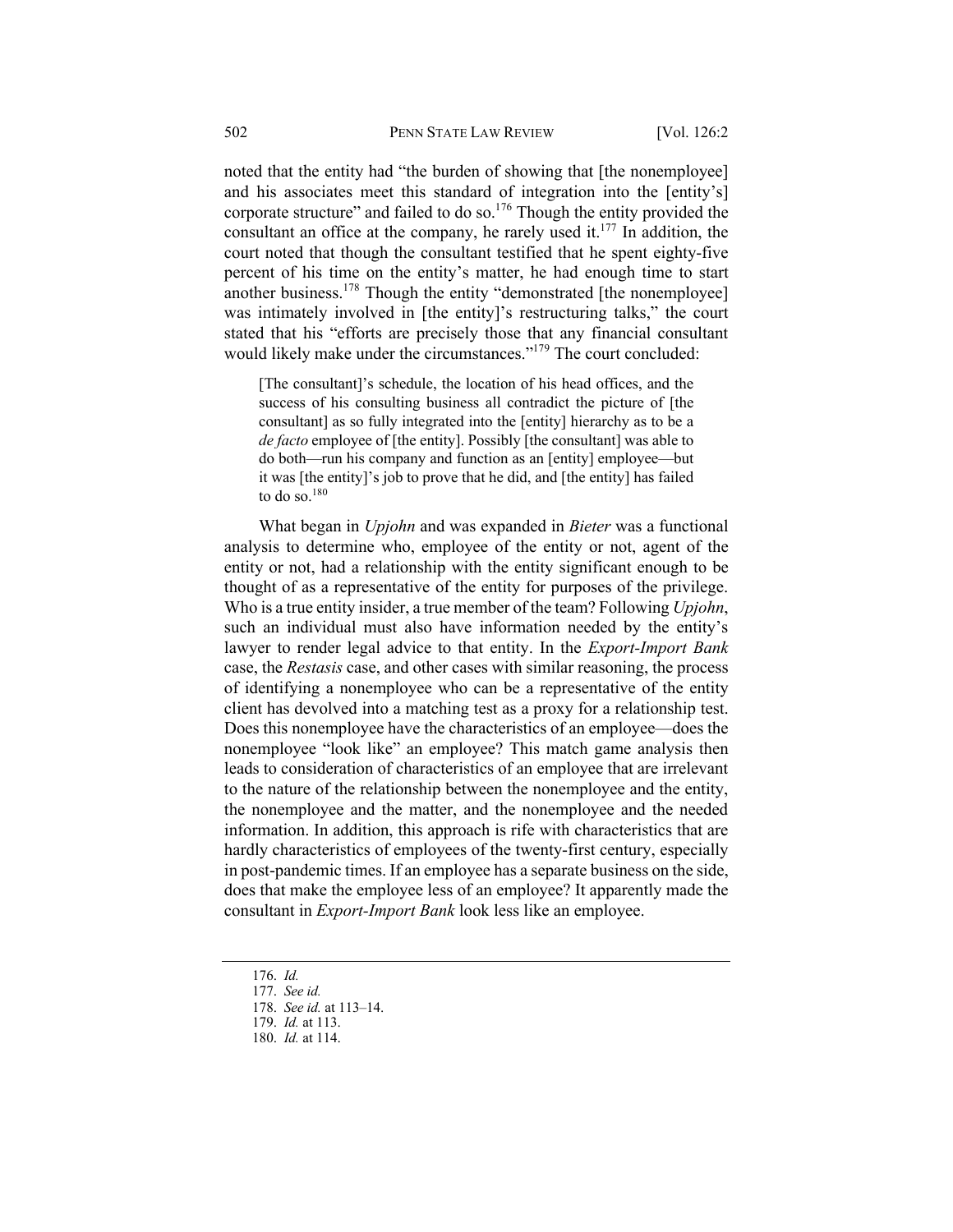noted that the entity had "the burden of showing that [the nonemployee] and his associates meet this standard of integration into the [entity's] corporate structure" and failed to do so.[176] Though the entity provided the consultant an office at the company, he rarely used it.[177] In addition, the court noted that though the consultant testified that he spent eighty-five percent of his time on the entity's matter, he had enough time to start another business.[178] Though the entity "demonstrated [the nonemployee] was intimately involved in [the entity]'s restructuring talks," the court stated that his "efforts are precisely those that any financial consultant would likely make under the circumstances."[179] The court concluded:

> [The consultant]'s schedule, the location of his head offices, and the success of his consulting business all contradict the picture of [the consultant] as so fully integrated into the [entity] hierarchy as to be a *de facto* employee of [the entity]. Possibly [the consultant] was able to do both—run his company and function as an [entity] employee—but it was [the entity]'s job to prove that he did, and [the entity] has failed to do so.[180]

What began in *Upjohn* and was expanded in *Bieter* was a functional analysis to determine who, employee of the entity or not, agent of the entity or not, had a relationship with the entity significant enough to be thought of as a representative of the entity for purposes of the privilege. Who is a true entity insider, a true member of the team? Following *Upjohn*, such an individual must also have information needed by the entity's lawyer to render legal advice to that entity. In the *Export-Import Bank* case, the *Restasis* case, and other cases with similar reasoning, the process of identifying a nonemployee who can be a representative of the entity client has devolved into a matching test as a proxy for a relationship test. Does this nonemployee have the characteristics of an employee—does the nonemployee "look like" an employee? This match game analysis then leads to consideration of characteristics of an employee that are irrelevant to the nature of the relationship between the nonemployee and the entity, the nonemployee and the matter, and the nonemployee and the needed information. In addition, this approach is rife with characteristics that are hardly characteristics of employees of the twenty-first century, especially in post-pandemic times. If an employee has a separate business on the side, does that make the employee less of an employee? It apparently made the consultant in *Export-Import Bank* look less like an employee.

---

176. *Id.*

177. *See id.*

178. *See id.* at 113–14.

179. *Id.* at 113.

180. *Id.* at 114.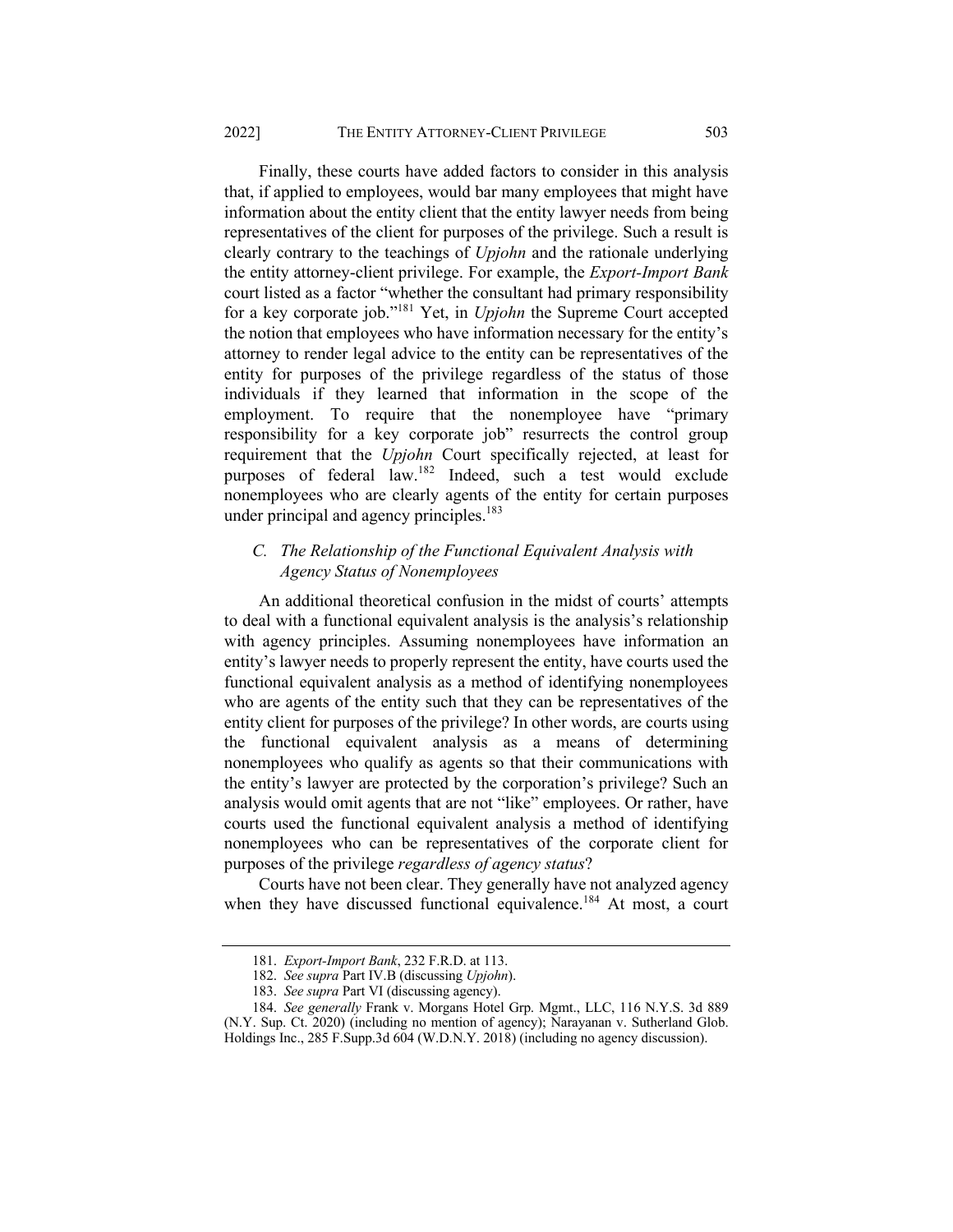Finally, these courts have added factors to consider in this analysis that, if applied to employees, would bar many employees that might have information about the entity client that the entity lawyer needs from being representatives of the client for purposes of the privilege. Such a result is clearly contrary to the teachings of *Upjohn* and the rationale underlying the entity attorney-client privilege. For example, the *Export-Import Bank* court listed as a factor "whether the consultant had primary responsibility for a key corporate job."[181] Yet, in *Upjohn* the Supreme Court accepted the notion that employees who have information necessary for the entity's attorney to render legal advice to the entity can be representatives of the entity for purposes of the privilege regardless of the status of those individuals if they learned that information in the scope of the employment. To require that the nonemployee have "primary responsibility for a key corporate job" resurrects the control group requirement that the *Upjohn* Court specifically rejected, at least for purposes of federal law.[182] Indeed, such a test would exclude nonemployees who are clearly agents of the entity for certain purposes under principal and agency principles.[183]

### *C. The Relationship of the Functional Equivalent Analysis with Agency Status of Nonemployees*

An additional theoretical confusion in the midst of courts' attempts to deal with a functional equivalent analysis is the analysis's relationship with agency principles. Assuming nonemployees have information an entity's lawyer needs to properly represent the entity, have courts used the functional equivalent analysis as a method of identifying nonemployees who are agents of the entity such that they can be representatives of the entity client for purposes of the privilege? In other words, are courts using the functional equivalent analysis as a means of determining nonemployees who qualify as agents so that their communications with the entity's lawyer are protected by the corporation's privilege? Such an analysis would omit agents that are not "like" employees. Or rather, have courts used the functional equivalent analysis a method of identifying nonemployees who can be representatives of the corporate client for purposes of the privilege *regardless of agency status*?

Courts have not been clear. They generally have not analyzed agency when they have discussed functional equivalence.[184] At most, a court

---

181. *Export-Import Bank*, 232 F.R.D. at 113.

182. *See supra* Part IV.B (discussing *Upjohn*).

183. *See supra* Part VI (discussing agency).

184. *See generally* Frank v. Morgans Hotel Grp. Mgmt., LLC, 116 N.Y.S. 3d 889 (N.Y. Sup. Ct. 2020) (including no mention of agency); Narayanan v. Sutherland Glob. Holdings Inc., 285 F.Supp.3d 604 (W.D.N.Y. 2018) (including no agency discussion).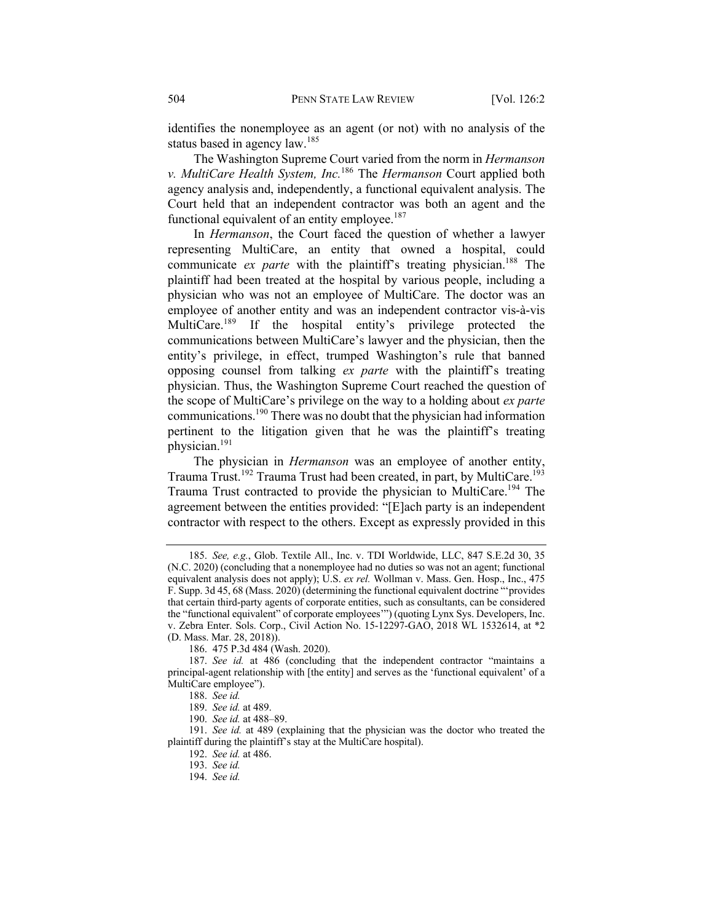identifies the nonemployee as an agent (or not) with no analysis of the status based in agency law.[185]

The Washington Supreme Court varied from the norm in *Hermanson v. MultiCare Health System, Inc.*[186] The *Hermanson* Court applied both agency analysis and, independently, a functional equivalent analysis. The Court held that an independent contractor was both an agent and the functional equivalent of an entity employee.[187]

In *Hermanson*, the Court faced the question of whether a lawyer representing MultiCare, an entity that owned a hospital, could communicate *ex parte* with the plaintiff's treating physician.[188] The plaintiff had been treated at the hospital by various people, including a physician who was not an employee of MultiCare. The doctor was an employee of another entity and was an independent contractor vis-à-vis MultiCare.[189] If the hospital entity's privilege protected the communications between MultiCare's lawyer and the physician, then the entity's privilege, in effect, trumped Washington's rule that banned opposing counsel from talking *ex parte* with the plaintiff's treating physician. Thus, the Washington Supreme Court reached the question of the scope of MultiCare's privilege on the way to a holding about *ex parte* communications.[190] There was no doubt that the physician had information pertinent to the litigation given that he was the plaintiff's treating physician.[191]

The physician in *Hermanson* was an employee of another entity, Trauma Trust.[192] Trauma Trust had been created, in part, by MultiCare.[193] Trauma Trust contracted to provide the physician to MultiCare.[194] The agreement between the entities provided: "[E]ach party is an independent contractor with respect to the others. Except as expressly provided in this

---

185. *See, e.g.*, Glob. Textile All., Inc. v. TDI Worldwide, LLC, 847 S.E.2d 30, 35 (N.C. 2020) (concluding that a nonemployee had no duties so was not an agent; functional equivalent analysis does not apply); U.S. *ex rel.* Wollman v. Mass. Gen. Hosp., Inc., 475 F. Supp. 3d 45, 68 (Mass. 2020) (determining the functional equivalent doctrine "'provides that certain third-party agents of corporate entities, such as consultants, can be considered the "functional equivalent" of corporate employees'") (quoting Lynx Sys. Developers, Inc. v. Zebra Enter. Sols. Corp., Civil Action No. 15-12297-GAO, 2018 WL 1532614, at *2 (D. Mass. Mar. 28, 2018)).

186. 475 P.3d 484 (Wash. 2020).

187. *See id.* at 486 (concluding that the independent contractor "maintains a principal-agent relationship with [the entity] and serves as the 'functional equivalent' of a MultiCare employee").

188. *See id.*

189. *See id.* at 489.

190. *See id.* at 488–89.

191. *See id.* at 489 (explaining that the physician was the doctor who treated the plaintiff during the plaintiff's stay at the MultiCare hospital).

192. *See id.* at 486.

193. *See id.*

194. *See id.*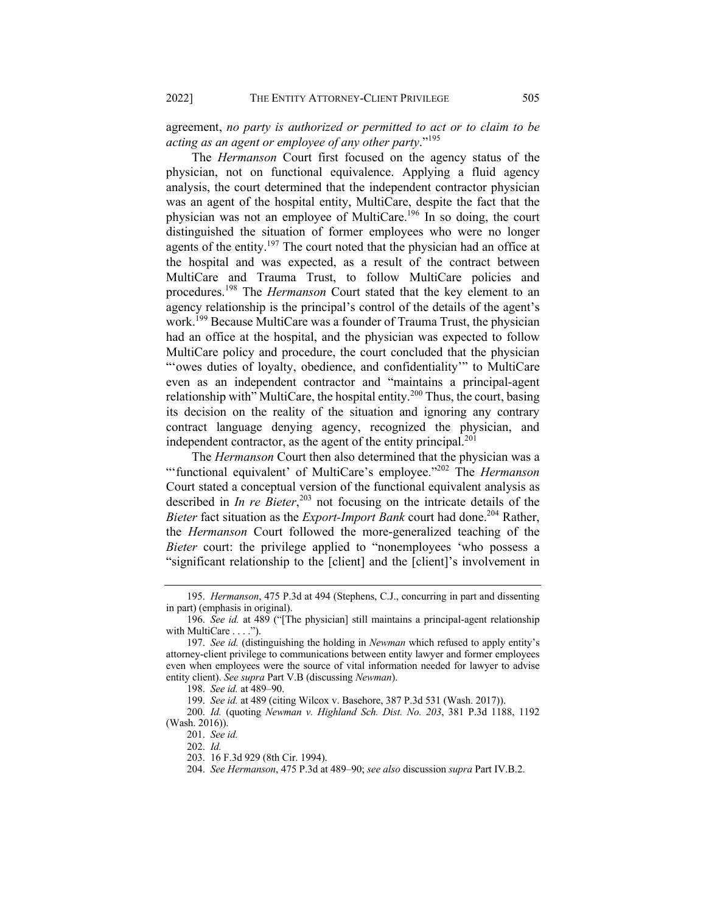agreement, *no party is authorized or permitted to act or to claim to be acting as an agent or employee of any other party*."[195]

The *Hermanson* Court first focused on the agency status of the physician, not on functional equivalence. Applying a fluid agency analysis, the court determined that the independent contractor physician was an agent of the hospital entity, MultiCare, despite the fact that the physician was not an employee of MultiCare.[196] In so doing, the court distinguished the situation of former employees who were no longer agents of the entity.[197] The court noted that the physician had an office at the hospital and was expected, as a result of the contract between MultiCare and Trauma Trust, to follow MultiCare policies and procedures.[198] The *Hermanson* Court stated that the key element to an agency relationship is the principal's control of the details of the agent's work.[199] Because MultiCare was a founder of Trauma Trust, the physician had an office at the hospital, and the physician was expected to follow MultiCare policy and procedure, the court concluded that the physician "'owes duties of loyalty, obedience, and confidentiality'" to MultiCare even as an independent contractor and "maintains a principal-agent relationship with" MultiCare, the hospital entity.[200] Thus, the court, basing its decision on the reality of the situation and ignoring any contrary contract language denying agency, recognized the physician, and independent contractor, as the agent of the entity principal.[201]

The *Hermanson* Court then also determined that the physician was a "'functional equivalent' of MultiCare's employee."[202] The *Hermanson* Court stated a conceptual version of the functional equivalent analysis as described in *In re Bieter*,[203] not focusing on the intricate details of the *Bieter* fact situation as the *Export-Import Bank* court had done.[204] Rather, the *Hermanson* Court followed the more-generalized teaching of the *Bieter* court: the privilege applied to "nonemployees 'who possess a "significant relationship to the [client] and the [client]'s involvement in

---

195. *Hermanson*, 475 P.3d at 494 (Stephens, C.J., concurring in part and dissenting in part) (emphasis in original).

196. *See id.* at 489 ("[The physician] still maintains a principal-agent relationship with MultiCare . . . .").

197. *See id.* (distinguishing the holding in *Newman* which refused to apply entity's attorney-client privilege to communications between entity lawyer and former employees even when employees were the source of vital information needed for lawyer to advise entity client). *See supra* Part V.B (discussing *Newman*).

198. *See id.* at 489–90.

199. *See id.* at 489 (citing Wilcox v. Basehore, 387 P.3d 531 (Wash. 2017)).

200. *Id.* (quoting *Newman v. Highland Sch. Dist. No. 203*, 381 P.3d 1188, 1192 (Wash. 2016)).

201. *See id.*

202. *Id.*

203. 16 F.3d 929 (8th Cir. 1994).

204. *See Hermanson*, 475 P.3d at 489–90; *see also* discussion *supra* Part IV.B.2.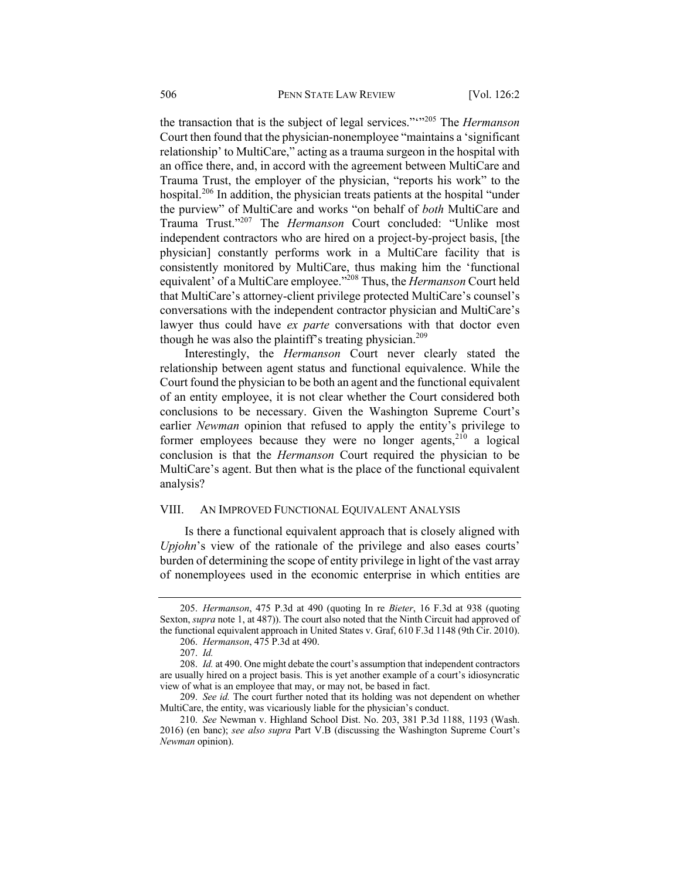the transaction that is the subject of legal services."'"[205] The *Hermanson* Court then found that the physician-nonemployee "maintains a 'significant relationship' to MultiCare," acting as a trauma surgeon in the hospital with an office there, and, in accord with the agreement between MultiCare and Trauma Trust, the employer of the physician, "reports his work" to the hospital.[206] In addition, the physician treats patients at the hospital "under the purview" of MultiCare and works "on behalf of *both* MultiCare and Trauma Trust."[207] The *Hermanson* Court concluded: "Unlike most independent contractors who are hired on a project-by-project basis, [the physician] constantly performs work in a MultiCare facility that is consistently monitored by MultiCare, thus making him the 'functional equivalent' of a MultiCare employee."[208] Thus, the *Hermanson* Court held that MultiCare's attorney-client privilege protected MultiCare's counsel's conversations with the independent contractor physician and MultiCare's lawyer thus could have *ex parte* conversations with that doctor even though he was also the plaintiff's treating physician.[209]

Interestingly, the *Hermanson* Court never clearly stated the relationship between agent status and functional equivalence. While the Court found the physician to be both an agent and the functional equivalent of an entity employee, it is not clear whether the Court considered both conclusions to be necessary. Given the Washington Supreme Court's earlier *Newman* opinion that refused to apply the entity's privilege to former employees because they were no longer agents,[210] a logical conclusion is that the *Hermanson* Court required the physician to be MultiCare's agent. But then what is the place of the functional equivalent analysis?

## VIII. AN IMPROVED FUNCTIONAL EQUIVALENT ANALYSIS

Is there a functional equivalent approach that is closely aligned with *Upjohn*'s view of the rationale of the privilege and also eases courts' burden of determining the scope of entity privilege in light of the vast array of nonemployees used in the economic enterprise in which entities are

---

205. *Hermanson*, 475 P.3d at 490 (quoting In re *Bieter*, 16 F.3d at 938 (quoting Sexton, *supra* note 1, at 487)). The court also noted that the Ninth Circuit had approved of the functional equivalent approach in United States v. Graf, 610 F.3d 1148 (9th Cir. 2010).

206. *Hermanson*, 475 P.3d at 490.

207. *Id.*

208. *Id.* at 490. One might debate the court's assumption that independent contractors are usually hired on a project basis. This is yet another example of a court's idiosyncratic view of what is an employee that may, or may not, be based in fact.

209. *See id.* The court further noted that its holding was not dependent on whether MultiCare, the entity, was vicariously liable for the physician's conduct.

210. *See* Newman v. Highland School Dist. No. 203, 381 P.3d 1188, 1193 (Wash. 2016) (en banc); *see also supra* Part V.B (discussing the Washington Supreme Court's *Newman* opinion).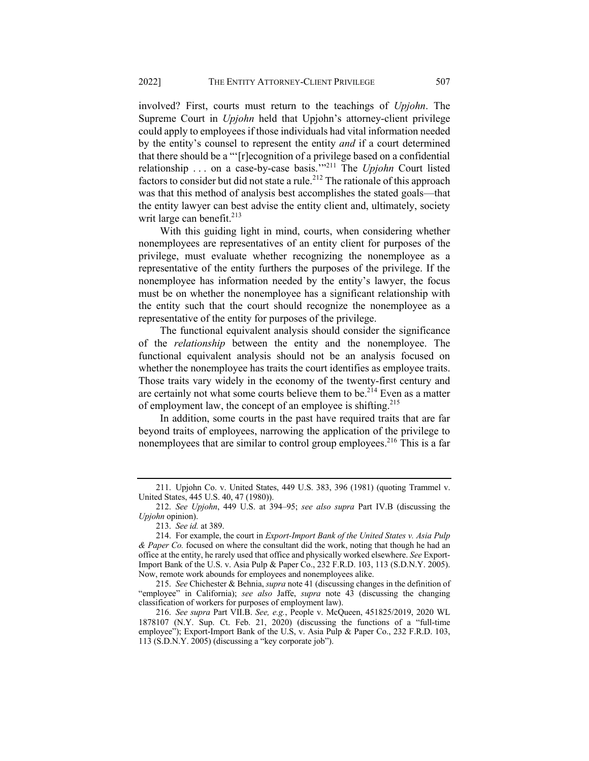involved? First, courts must return to the teachings of *Upjohn*. The Supreme Court in *Upjohn* held that Upjohn's attorney-client privilege could apply to employees if those individuals had vital information needed by the entity's counsel to represent the entity *and* if a court determined that there should be a "'[r]ecognition of a privilege based on a confidential relationship . . . on a case-by-case basis.'"[211] The *Upjohn* Court listed factors to consider but did not state a rule.[212] The rationale of this approach was that this method of analysis best accomplishes the stated goals—that the entity lawyer can best advise the entity client and, ultimately, society writ large can benefit.[213]

With this guiding light in mind, courts, when considering whether nonemployees are representatives of an entity client for purposes of the privilege, must evaluate whether recognizing the nonemployee as a representative of the entity furthers the purposes of the privilege. If the nonemployee has information needed by the entity's lawyer, the focus must be on whether the nonemployee has a significant relationship with the entity such that the court should recognize the nonemployee as a representative of the entity for purposes of the privilege.

The functional equivalent analysis should consider the significance of the *relationship* between the entity and the nonemployee. The functional equivalent analysis should not be an analysis focused on whether the nonemployee has traits the court identifies as employee traits. Those traits vary widely in the economy of the twenty-first century and are certainly not what some courts believe them to be.[214] Even as a matter of employment law, the concept of an employee is shifting.[215]

In addition, some courts in the past have required traits that are far beyond traits of employees, narrowing the application of the privilege to nonemployees that are similar to control group employees.[216] This is a far

---

211. Upjohn Co. v. United States, 449 U.S. 383, 396 (1981) (quoting Trammel v. United States, 445 U.S. 40, 47 (1980)).

212. *See Upjohn*, 449 U.S. at 394–95; *see also supra* Part IV.B (discussing the *Upjohn* opinion).

213. *See id.* at 389.

214. For example, the court in *Export-Import Bank of the United States v. Asia Pulp & Paper Co.* focused on where the consultant did the work, noting that though he had an office at the entity, he rarely used that office and physically worked elsewhere. *See* Export-Import Bank of the U.S. v. Asia Pulp & Paper Co., 232 F.R.D. 103, 113 (S.D.N.Y. 2005). Now, remote work abounds for employees and nonemployees alike.

215. *See* Chichester & Behnia, *supra* note 41 (discussing changes in the definition of "employee" in California); *see also* Jaffe, *supra* note 43 (discussing the changing classification of workers for purposes of employment law).

216. *See supra* Part VII.B. *See, e.g.*, People v. McQueen, 451825/2019, 2020 WL 1878107 (N.Y. Sup. Ct. Feb. 21, 2020) (discussing the functions of a "full-time employee"); Export-Import Bank of the U.S, v. Asia Pulp & Paper Co., 232 F.R.D. 103, 113 (S.D.N.Y. 2005) (discussing a "key corporate job").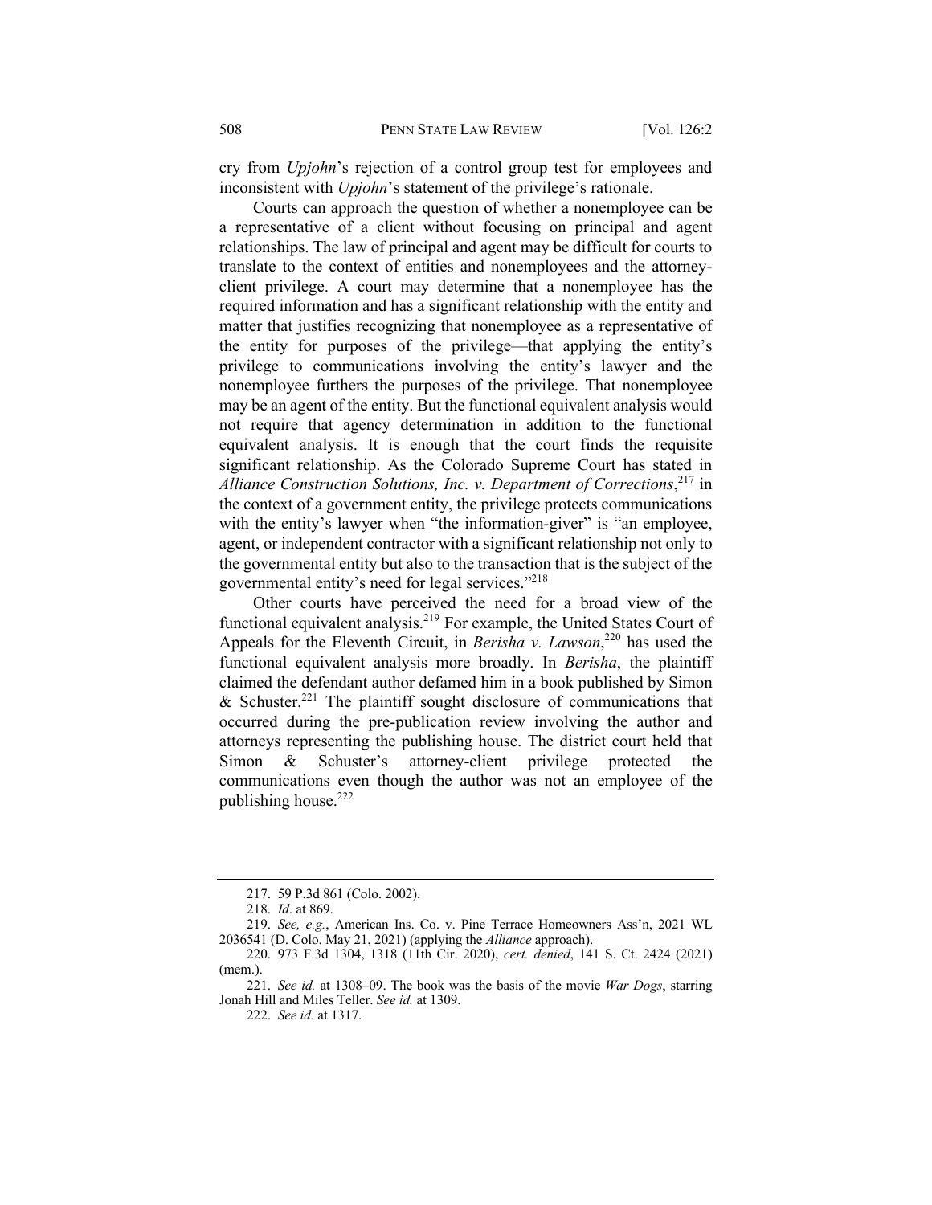cry from *Upjohn*'s rejection of a control group test for employees and inconsistent with *Upjohn*'s statement of the privilege's rationale.

Courts can approach the question of whether a nonemployee can be a representative of a client without focusing on principal and agent relationships. The law of principal and agent may be difficult for courts to translate to the context of entities and nonemployees and the attorney-client privilege. A court may determine that a nonemployee has the required information and has a significant relationship with the entity and matter that justifies recognizing that nonemployee as a representative of the entity for purposes of the privilege—that applying the entity's privilege to communications involving the entity's lawyer and the nonemployee furthers the purposes of the privilege. That nonemployee may be an agent of the entity. But the functional equivalent analysis would not require that agency determination in addition to the functional equivalent analysis. It is enough that the court finds the requisite significant relationship. As the Colorado Supreme Court has stated in *Alliance Construction Solutions, Inc. v. Department of Corrections*,[217] in the context of a government entity, the privilege protects communications with the entity's lawyer when "the information-giver" is "an employee, agent, or independent contractor with a significant relationship not only to the governmental entity but also to the transaction that is the subject of the governmental entity's need for legal services."[218]

Other courts have perceived the need for a broad view of the functional equivalent analysis.[219] For example, the United States Court of Appeals for the Eleventh Circuit, in *Berisha v. Lawson*,[220] has used the functional equivalent analysis more broadly. In *Berisha*, the plaintiff claimed the defendant author defamed him in a book published by Simon & Schuster.[221] The plaintiff sought disclosure of communications that occurred during the pre-publication review involving the author and attorneys representing the publishing house. The district court held that Simon & Schuster's attorney-client privilege protected the communications even though the author was not an employee of the publishing house.[222]

---

217. 59 P.3d 861 (Colo. 2002).

218. *Id*. at 869.

219. *See, e.g.*, American Ins. Co. v. Pine Terrace Homeowners Ass'n, 2021 WL 2036541 (D. Colo. May 21, 2021) (applying the *Alliance* approach).

220. 973 F.3d 1304, 1318 (11th Cir. 2020), *cert. denied*, 141 S. Ct. 2424 (2021) (mem.).

221. *See id.* at 1308–09. The book was the basis of the movie *War Dogs*, starring Jonah Hill and Miles Teller. *See id.* at 1309.

222. *See id.* at 1317.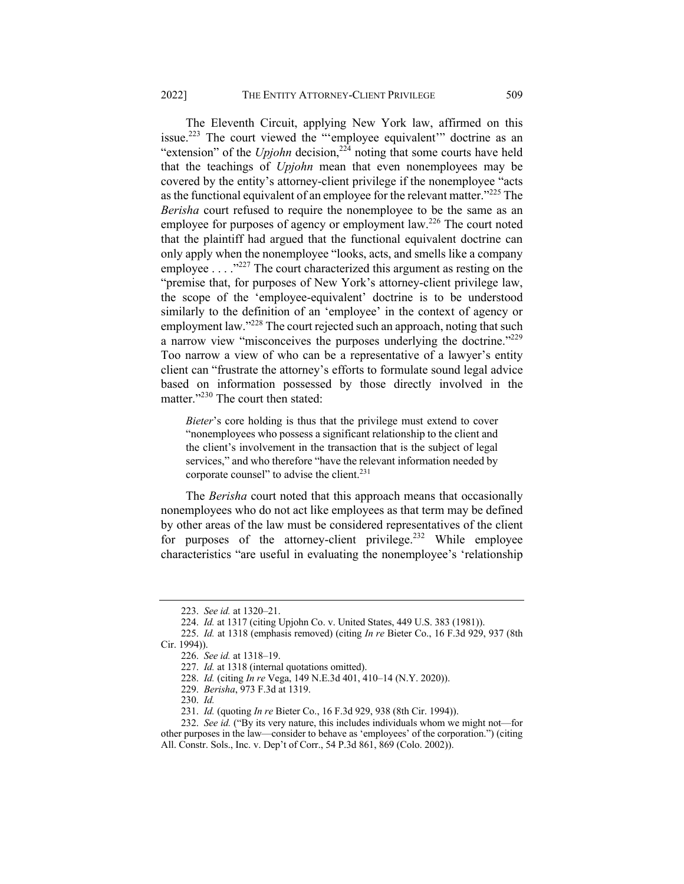The Eleventh Circuit, applying New York law, affirmed on this issue.[223] The court viewed the "'employee equivalent'" doctrine as an "extension" of the *Upjohn* decision,[224] noting that some courts have held that the teachings of *Upjohn* mean that even nonemployees may be covered by the entity's attorney-client privilege if the nonemployee "acts as the functional equivalent of an employee for the relevant matter."[225] The *Berisha* court refused to require the nonemployee to be the same as an employee for purposes of agency or employment law.[226] The court noted that the plaintiff had argued that the functional equivalent doctrine can only apply when the nonemployee "looks, acts, and smells like a company employee . . . ."[227] The court characterized this argument as resting on the "premise that, for purposes of New York's attorney-client privilege law, the scope of the 'employee-equivalent' doctrine is to be understood similarly to the definition of an 'employee' in the context of agency or employment law."[228] The court rejected such an approach, noting that such a narrow view "misconceives the purposes underlying the doctrine."[229] Too narrow a view of who can be a representative of a lawyer's entity client can "frustrate the attorney's efforts to formulate sound legal advice based on information possessed by those directly involved in the matter."[230] The court then stated:

> *Bieter*'s core holding is thus that the privilege must extend to cover "nonemployees who possess a significant relationship to the client and the client's involvement in the transaction that is the subject of legal services," and who therefore "have the relevant information needed by corporate counsel" to advise the client.[231]

The *Berisha* court noted that this approach means that occasionally nonemployees who do not act like employees as that term may be defined by other areas of the law must be considered representatives of the client for purposes of the attorney-client privilege.[232] While employee characteristics "are useful in evaluating the nonemployee's 'relationship

---

223. *See id.* at 1320–21.

224. *Id.* at 1317 (citing Upjohn Co. v. United States, 449 U.S. 383 (1981)).

225. *Id.* at 1318 (emphasis removed) (citing *In re* Bieter Co., 16 F.3d 929, 937 (8th Cir. 1994)).

226. *See id.* at 1318–19.

227. *Id.* at 1318 (internal quotations omitted).

228. *Id.* (citing *In re* Vega, 149 N.E.3d 401, 410–14 (N.Y. 2020)).

229. *Berisha*, 973 F.3d at 1319.

230. *Id.*

231. *Id.* (quoting *In re* Bieter Co., 16 F.3d 929, 938 (8th Cir. 1994)).

232. *See id.* ("By its very nature, this includes individuals whom we might not—for other purposes in the law—consider to behave as 'employees' of the corporation.") (citing All. Constr. Sols., Inc. v. Dep't of Corr., 54 P.3d 861, 869 (Colo. 2002)).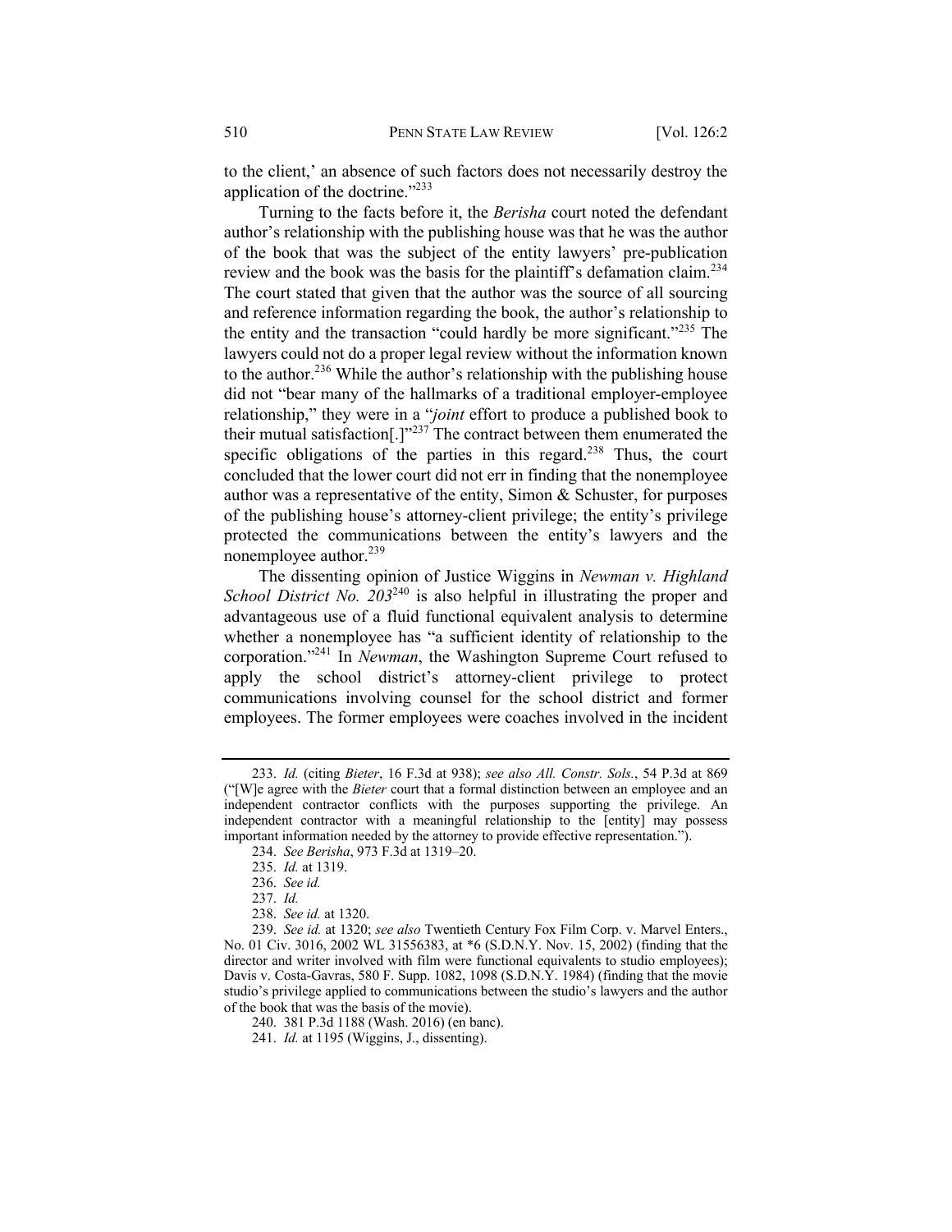to the client,' an absence of such factors does not necessarily destroy the application of the doctrine."[233]

Turning to the facts before it, the *Berisha* court noted the defendant author's relationship with the publishing house was that he was the author of the book that was the subject of the entity lawyers' pre-publication review and the book was the basis for the plaintiff's defamation claim.[234] The court stated that given that the author was the source of all sourcing and reference information regarding the book, the author's relationship to the entity and the transaction "could hardly be more significant."[235] The lawyers could not do a proper legal review without the information known to the author.[236] While the author's relationship with the publishing house did not "bear many of the hallmarks of a traditional employer-employee relationship," they were in a "*joint* effort to produce a published book to their mutual satisfaction[.]"[237] The contract between them enumerated the specific obligations of the parties in this regard.[238] Thus, the court concluded that the lower court did not err in finding that the nonemployee author was a representative of the entity, Simon & Schuster, for purposes of the publishing house's attorney-client privilege; the entity's privilege protected the communications between the entity's lawyers and the nonemployee author.[239]

The dissenting opinion of Justice Wiggins in *Newman v. Highland School District No. 203*[240] is also helpful in illustrating the proper and advantageous use of a fluid functional equivalent analysis to determine whether a nonemployee has "a sufficient identity of relationship to the corporation."[241] In *Newman*, the Washington Supreme Court refused to apply the school district's attorney-client privilege to protect communications involving counsel for the school district and former employees. The former employees were coaches involved in the incident

---

233. *Id.* (citing *Bieter*, 16 F.3d at 938); *see also All. Constr. Sols.*, 54 P.3d at 869 ("[W]e agree with the *Bieter* court that a formal distinction between an employee and an independent contractor conflicts with the purposes supporting the privilege. An independent contractor with a meaningful relationship to the [entity] may possess important information needed by the attorney to provide effective representation.").

234. *See Berisha*, 973 F.3d at 1319–20.

235. *Id.* at 1319.

236. *See id.*

237. *Id.*

238. *See id.* at 1320.

239. *See id.* at 1320; *see also* Twentieth Century Fox Film Corp. v. Marvel Enters., No. 01 Civ. 3016, 2002 WL 31556383, at *6 (S.D.N.Y. Nov. 15, 2002) (finding that the director and writer involved with film were functional equivalents to studio employees); Davis v. Costa-Gavras, 580 F. Supp. 1082, 1098 (S.D.N.Y. 1984) (finding that the movie studio's privilege applied to communications between the studio's lawyers and the author of the book that was the basis of the movie).

240. 381 P.3d 1188 (Wash. 2016) (en banc).

241. *Id.* at 1195 (Wiggins, J., dissenting).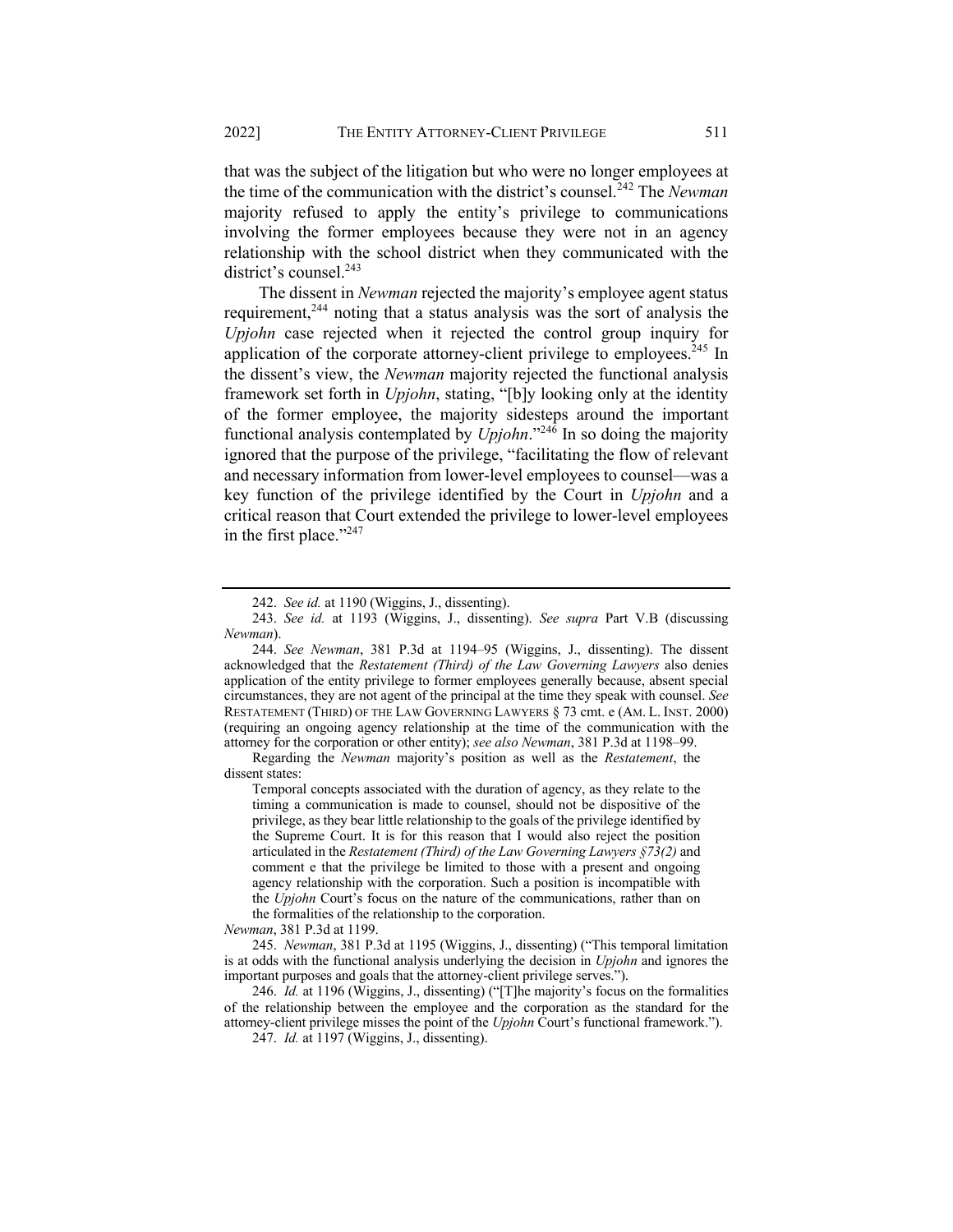that was the subject of the litigation but who were no longer employees at the time of the communication with the district's counsel.[242] The *Newman* majority refused to apply the entity's privilege to communications involving the former employees because they were not in an agency relationship with the school district when they communicated with the district's counsel.[243]

The dissent in *Newman* rejected the majority's employee agent status requirement,[244] noting that a status analysis was the sort of analysis the *Upjohn* case rejected when it rejected the control group inquiry for application of the corporate attorney-client privilege to employees.[245] In the dissent's view, the *Newman* majority rejected the functional analysis framework set forth in *Upjohn*, stating, "[b]y looking only at the identity of the former employee, the majority sidesteps around the important functional analysis contemplated by *Upjohn*."[246] In so doing the majority ignored that the purpose of the privilege, "facilitating the flow of relevant and necessary information from lower-level employees to counsel—was a key function of the privilege identified by the Court in *Upjohn* and a critical reason that Court extended the privilege to lower-level employees in the first place."[247]

---

242. *See id.* at 1190 (Wiggins, J., dissenting).

243. *See id.* at 1193 (Wiggins, J., dissenting). *See supra* Part V.B (discussing *Newman*).

244. *See Newman*, 381 P.3d at 1194–95 (Wiggins, J., dissenting). The dissent acknowledged that the *Restatement (Third) of the Law Governing Lawyers* also denies application of the entity privilege to former employees generally because, absent special circumstances, they are not agent of the principal at the time they speak with counsel. *See* RESTATEMENT (THIRD) OF THE LAW GOVERNING LAWYERS § 73 cmt. e (AM. L. INST. 2000) (requiring an ongoing agency relationship at the time of the communication with the attorney for the corporation or other entity); *see also Newman*, 381 P.3d at 1198–99.

Regarding the *Newman* majority's position as well as the *Restatement*, the dissent states:

> Temporal concepts associated with the duration of agency, as they relate to the timing a communication is made to counsel, should not be dispositive of the privilege, as they bear little relationship to the goals of the privilege identified by the Supreme Court. It is for this reason that I would also reject the position articulated in the *Restatement (Third) of the Law Governing Lawyers §73(2)* and comment e that the privilege be limited to those with a present and ongoing agency relationship with the corporation. Such a position is incompatible with the *Upjohn* Court's focus on the nature of the communications, rather than on the formalities of the relationship to the corporation.

*Newman*, 381 P.3d at 1199.

245. *Newman*, 381 P.3d at 1195 (Wiggins, J., dissenting) ("This temporal limitation is at odds with the functional analysis underlying the decision in *Upjohn* and ignores the important purposes and goals that the attorney-client privilege serves.").

246. *Id.* at 1196 (Wiggins, J., dissenting) ("[T]he majority's focus on the formalities of the relationship between the employee and the corporation as the standard for the attorney-client privilege misses the point of the *Upjohn* Court's functional framework.").

247. *Id.* at 1197 (Wiggins, J., dissenting).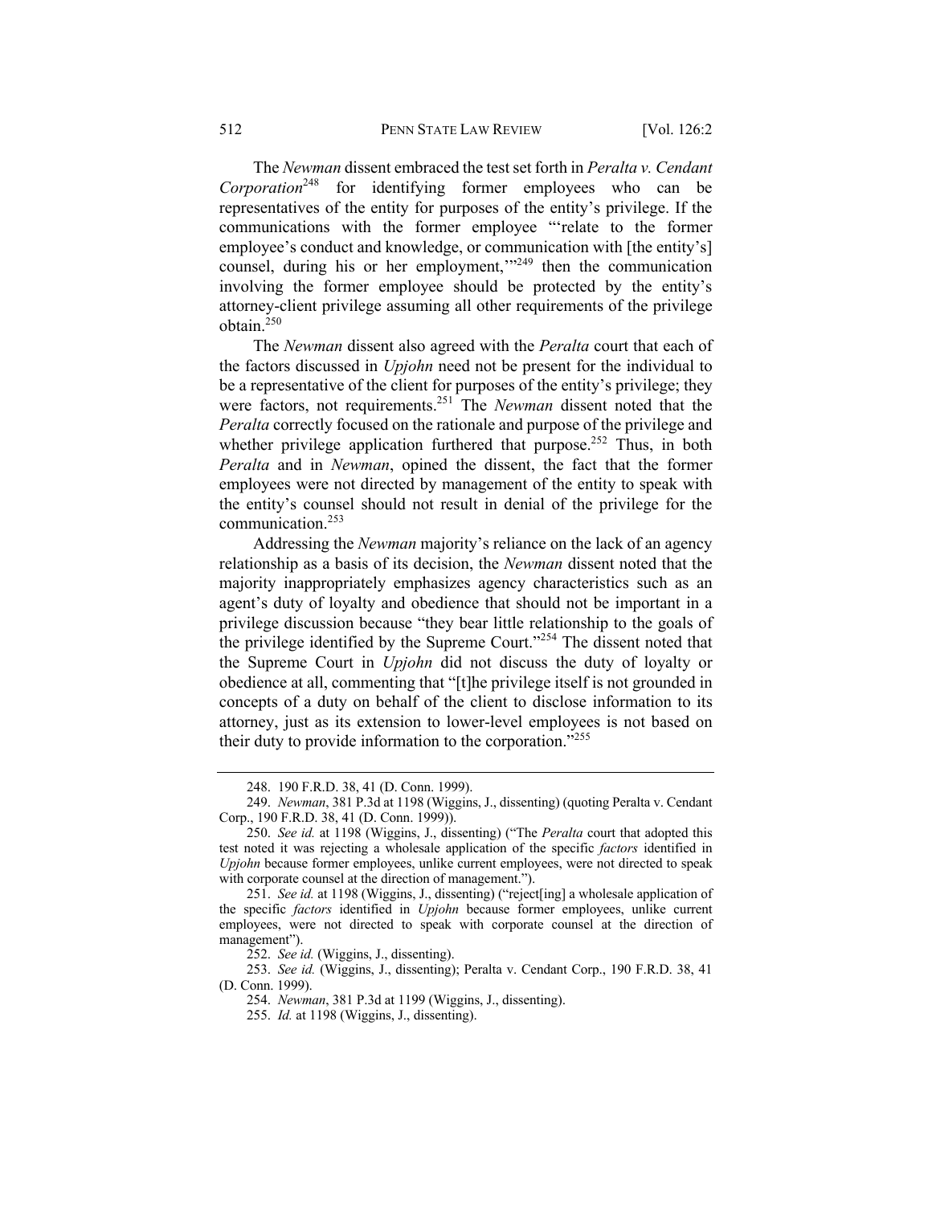The *Newman* dissent embraced the test set forth in *Peralta v. Cendant Corporation*[248] for identifying former employees who can be representatives of the entity for purposes of the entity's privilege. If the communications with the former employee "'relate to the former employee's conduct and knowledge, or communication with [the entity's] counsel, during his or her employment,'"[249] then the communication involving the former employee should be protected by the entity's attorney-client privilege assuming all other requirements of the privilege obtain.[250]

The *Newman* dissent also agreed with the *Peralta* court that each of the factors discussed in *Upjohn* need not be present for the individual to be a representative of the client for purposes of the entity's privilege; they were factors, not requirements.[251] The *Newman* dissent noted that the *Peralta* correctly focused on the rationale and purpose of the privilege and whether privilege application furthered that purpose.[252] Thus, in both *Peralta* and in *Newman*, opined the dissent, the fact that the former employees were not directed by management of the entity to speak with the entity's counsel should not result in denial of the privilege for the communication.[253]

Addressing the *Newman* majority's reliance on the lack of an agency relationship as a basis of its decision, the *Newman* dissent noted that the majority inappropriately emphasizes agency characteristics such as an agent's duty of loyalty and obedience that should not be important in a privilege discussion because "they bear little relationship to the goals of the privilege identified by the Supreme Court."[254] The dissent noted that the Supreme Court in *Upjohn* did not discuss the duty of loyalty or obedience at all, commenting that "[t]he privilege itself is not grounded in concepts of a duty on behalf of the client to disclose information to its attorney, just as its extension to lower-level employees is not based on their duty to provide information to the corporation."[255]

---

248. 190 F.R.D. 38, 41 (D. Conn. 1999).

249. *Newman*, 381 P.3d at 1198 (Wiggins, J., dissenting) (quoting Peralta v. Cendant Corp., 190 F.R.D. 38, 41 (D. Conn. 1999)).

250. *See id.* at 1198 (Wiggins, J., dissenting) ("The *Peralta* court that adopted this test noted it was rejecting a wholesale application of the specific *factors* identified in *Upjohn* because former employees, unlike current employees, were not directed to speak with corporate counsel at the direction of management.").

251. *See id.* at 1198 (Wiggins, J., dissenting) ("reject[ing] a wholesale application of the specific *factors* identified in *Upjohn* because former employees, unlike current employees, were not directed to speak with corporate counsel at the direction of management").

252. *See id.* (Wiggins, J., dissenting).

253. *See id.* (Wiggins, J., dissenting); Peralta v. Cendant Corp., 190 F.R.D. 38, 41 (D. Conn. 1999).

254. *Newman*, 381 P.3d at 1199 (Wiggins, J., dissenting).

255. *Id.* at 1198 (Wiggins, J., dissenting).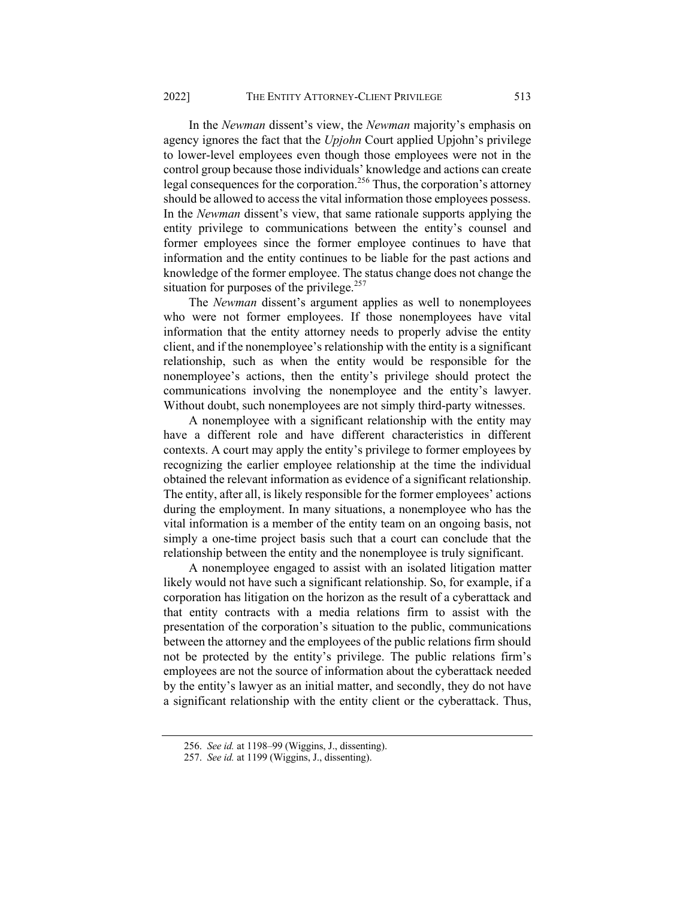In the *Newman* dissent's view, the *Newman* majority's emphasis on agency ignores the fact that the *Upjohn* Court applied Upjohn's privilege to lower-level employees even though those employees were not in the control group because those individuals' knowledge and actions can create legal consequences for the corporation.[256] Thus, the corporation's attorney should be allowed to access the vital information those employees possess. In the *Newman* dissent's view, that same rationale supports applying the entity privilege to communications between the entity's counsel and former employees since the former employee continues to have that information and the entity continues to be liable for the past actions and knowledge of the former employee. The status change does not change the situation for purposes of the privilege.[257]

The *Newman* dissent's argument applies as well to nonemployees who were not former employees. If those nonemployees have vital information that the entity attorney needs to properly advise the entity client, and if the nonemployee's relationship with the entity is a significant relationship, such as when the entity would be responsible for the nonemployee's actions, then the entity's privilege should protect the communications involving the nonemployee and the entity's lawyer. Without doubt, such nonemployees are not simply third-party witnesses.

A nonemployee with a significant relationship with the entity may have a different role and have different characteristics in different contexts. A court may apply the entity's privilege to former employees by recognizing the earlier employee relationship at the time the individual obtained the relevant information as evidence of a significant relationship. The entity, after all, is likely responsible for the former employees' actions during the employment. In many situations, a nonemployee who has the vital information is a member of the entity team on an ongoing basis, not simply a one-time project basis such that a court can conclude that the relationship between the entity and the nonemployee is truly significant.

A nonemployee engaged to assist with an isolated litigation matter likely would not have such a significant relationship. So, for example, if a corporation has litigation on the horizon as the result of a cyberattack and that entity contracts with a media relations firm to assist with the presentation of the corporation's situation to the public, communications between the attorney and the employees of the public relations firm should not be protected by the entity's privilege. The public relations firm's employees are not the source of information about the cyberattack needed by the entity's lawyer as an initial matter, and secondly, they do not have a significant relationship with the entity client or the cyberattack. Thus,

---

256. *See id.* at 1198–99 (Wiggins, J., dissenting).

257. *See id.* at 1199 (Wiggins, J., dissenting).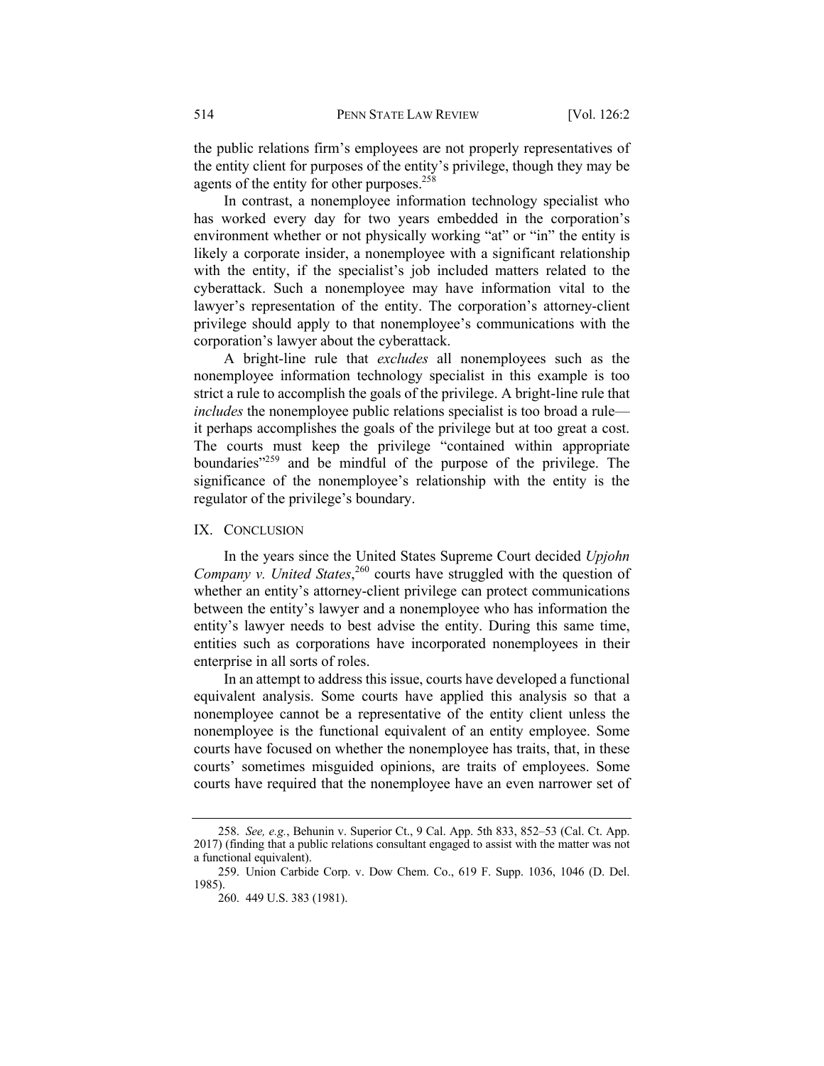the public relations firm's employees are not properly representatives of the entity client for purposes of the entity's privilege, though they may be agents of the entity for other purposes.[258]

In contrast, a nonemployee information technology specialist who has worked every day for two years embedded in the corporation's environment whether or not physically working "at" or "in" the entity is likely a corporate insider, a nonemployee with a significant relationship with the entity, if the specialist's job included matters related to the cyberattack. Such a nonemployee may have information vital to the lawyer's representation of the entity. The corporation's attorney-client privilege should apply to that nonemployee's communications with the corporation's lawyer about the cyberattack.

A bright-line rule that *excludes* all nonemployees such as the nonemployee information technology specialist in this example is too strict a rule to accomplish the goals of the privilege. A bright-line rule that *includes* the nonemployee public relations specialist is too broad a rule—it perhaps accomplishes the goals of the privilege but at too great a cost. The courts must keep the privilege "contained within appropriate boundaries"[259] and be mindful of the purpose of the privilege. The significance of the nonemployee's relationship with the entity is the regulator of the privilege's boundary.

## IX. CONCLUSION

In the years since the United States Supreme Court decided *Upjohn Company v. United States*,[260] courts have struggled with the question of whether an entity's attorney-client privilege can protect communications between the entity's lawyer and a nonemployee who has information the entity's lawyer needs to best advise the entity. During this same time, entities such as corporations have incorporated nonemployees in their enterprise in all sorts of roles.

In an attempt to address this issue, courts have developed a functional equivalent analysis. Some courts have applied this analysis so that a nonemployee cannot be a representative of the entity client unless the nonemployee is the functional equivalent of an entity employee. Some courts have focused on whether the nonemployee has traits, that, in these courts' sometimes misguided opinions, are traits of employees. Some courts have required that the nonemployee have an even narrower set of

---

258. *See, e.g.*, Behunin v. Superior Ct., 9 Cal. App. 5th 833, 852–53 (Cal. Ct. App. 2017) (finding that a public relations consultant engaged to assist with the matter was not a functional equivalent).

259. Union Carbide Corp. v. Dow Chem. Co., 619 F. Supp. 1036, 1046 (D. Del. 1985).

260. 449 U.S. 383 (1981).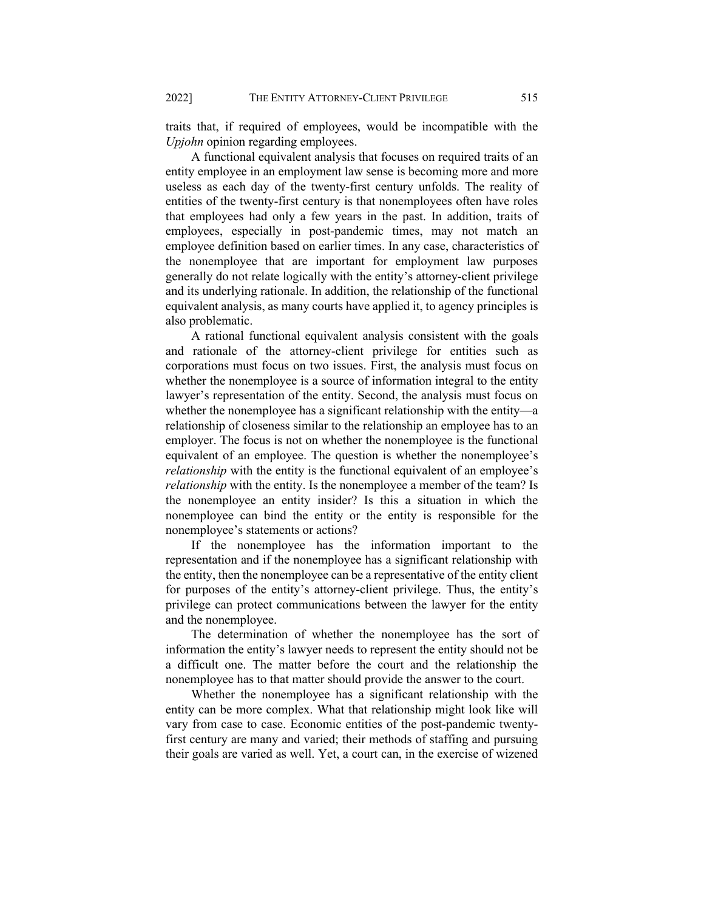traits that, if required of employees, would be incompatible with the *Upjohn* opinion regarding employees.

A functional equivalent analysis that focuses on required traits of an entity employee in an employment law sense is becoming more and more useless as each day of the twenty-first century unfolds. The reality of entities of the twenty-first century is that nonemployees often have roles that employees had only a few years in the past. In addition, traits of employees, especially in post-pandemic times, may not match an employee definition based on earlier times. In any case, characteristics of the nonemployee that are important for employment law purposes generally do not relate logically with the entity's attorney-client privilege and its underlying rationale. In addition, the relationship of the functional equivalent analysis, as many courts have applied it, to agency principles is also problematic.

A rational functional equivalent analysis consistent with the goals and rationale of the attorney-client privilege for entities such as corporations must focus on two issues. First, the analysis must focus on whether the nonemployee is a source of information integral to the entity lawyer's representation of the entity. Second, the analysis must focus on whether the nonemployee has a significant relationship with the entity—a relationship of closeness similar to the relationship an employee has to an employer. The focus is not on whether the nonemployee is the functional equivalent of an employee. The question is whether the nonemployee's *relationship* with the entity is the functional equivalent of an employee's *relationship* with the entity. Is the nonemployee a member of the team? Is the nonemployee an entity insider? Is this a situation in which the nonemployee can bind the entity or the entity is responsible for the nonemployee's statements or actions?

If the nonemployee has the information important to the representation and if the nonemployee has a significant relationship with the entity, then the nonemployee can be a representative of the entity client for purposes of the entity's attorney-client privilege. Thus, the entity's privilege can protect communications between the lawyer for the entity and the nonemployee.

The determination of whether the nonemployee has the sort of information the entity's lawyer needs to represent the entity should not be a difficult one. The matter before the court and the relationship the nonemployee has to that matter should provide the answer to the court.

Whether the nonemployee has a significant relationship with the entity can be more complex. What that relationship might look like will vary from case to case. Economic entities of the post-pandemic twenty-first century are many and varied; their methods of staffing and pursuing their goals are varied as well. Yet, a court can, in the exercise of wizened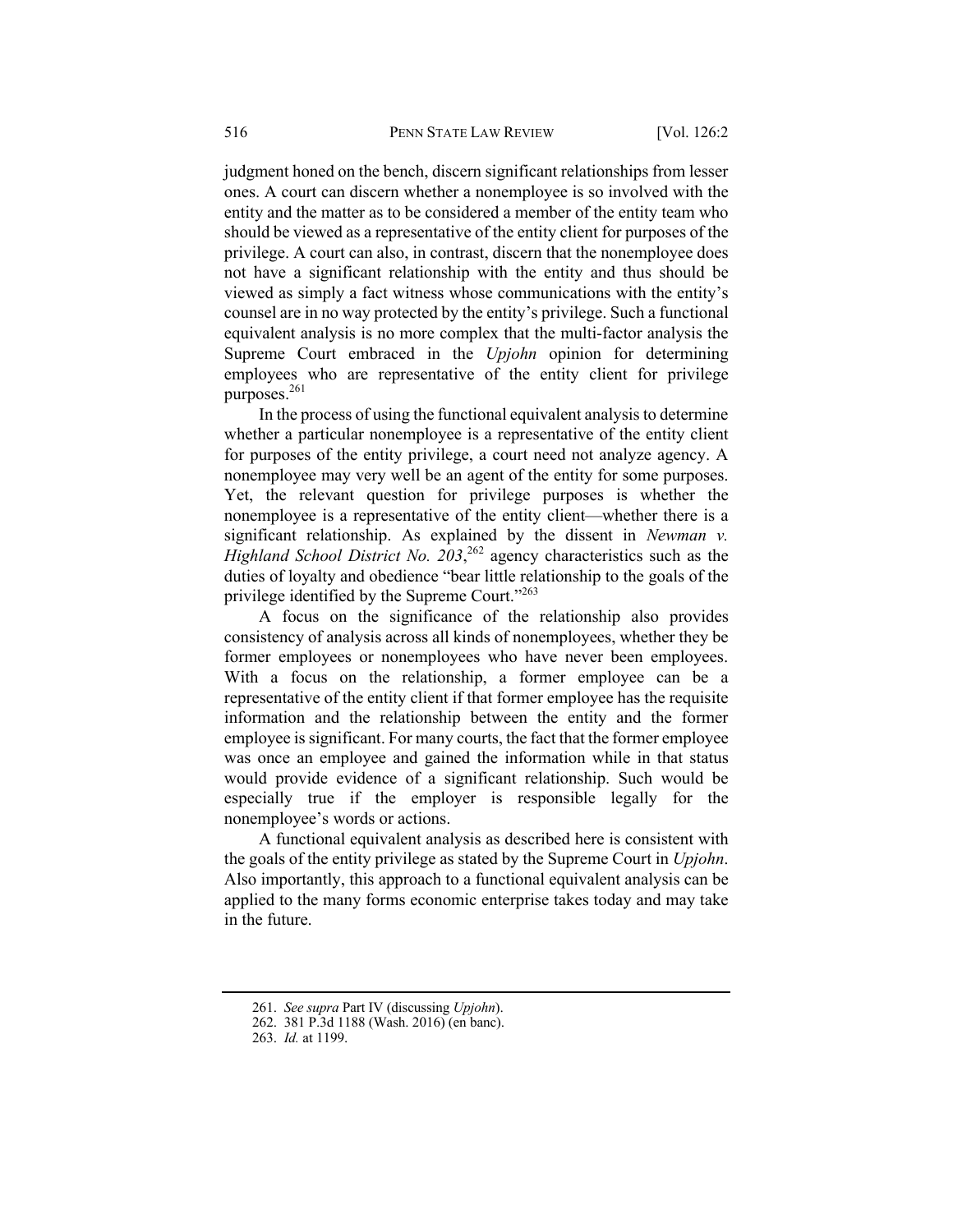judgment honed on the bench, discern significant relationships from lesser ones. A court can discern whether a nonemployee is so involved with the entity and the matter as to be considered a member of the entity team who should be viewed as a representative of the entity client for purposes of the privilege. A court can also, in contrast, discern that the nonemployee does not have a significant relationship with the entity and thus should be viewed as simply a fact witness whose communications with the entity's counsel are in no way protected by the entity's privilege. Such a functional equivalent analysis is no more complex that the multi-factor analysis the Supreme Court embraced in the *Upjohn* opinion for determining employees who are representative of the entity client for privilege purposes.[261]

In the process of using the functional equivalent analysis to determine whether a particular nonemployee is a representative of the entity client for purposes of the entity privilege, a court need not analyze agency. A nonemployee may very well be an agent of the entity for some purposes. Yet, the relevant question for privilege purposes is whether the nonemployee is a representative of the entity client—whether there is a significant relationship. As explained by the dissent in *Newman v. Highland School District No. 203*,[262] agency characteristics such as the duties of loyalty and obedience "bear little relationship to the goals of the privilege identified by the Supreme Court."[263]

A focus on the significance of the relationship also provides consistency of analysis across all kinds of nonemployees, whether they be former employees or nonemployees who have never been employees. With a focus on the relationship, a former employee can be a representative of the entity client if that former employee has the requisite information and the relationship between the entity and the former employee is significant. For many courts, the fact that the former employee was once an employee and gained the information while in that status would provide evidence of a significant relationship. Such would be especially true if the employer is responsible legally for the nonemployee's words or actions.

A functional equivalent analysis as described here is consistent with the goals of the entity privilege as stated by the Supreme Court in *Upjohn*. Also importantly, this approach to a functional equivalent analysis can be applied to the many forms economic enterprise takes today and may take in the future.

---

261. *See supra* Part IV (discussing *Upjohn*).

262. 381 P.3d 1188 (Wash. 2016) (en banc).

263. *Id.* at 1199.